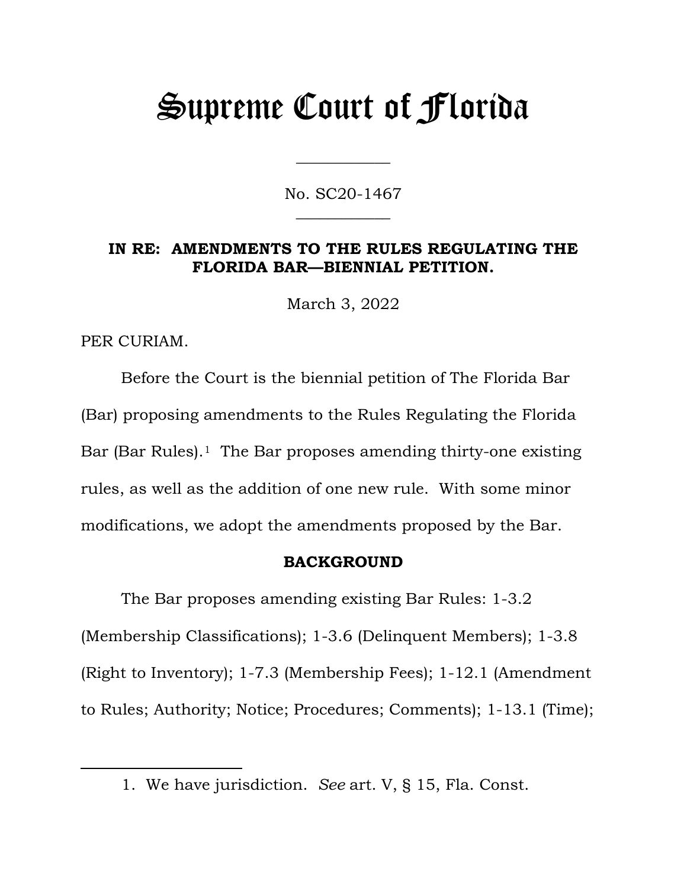# Supreme Court of Florida

No. SC20-1467

**IN RE: AMENDMENTS TO THE RULES REGULATING THE FLORIDA BAR—BIENNIAL PETITION.**

March 3, 2022

PER CURIAM.

Before the Court is the biennial petition of The Florida Bar (Bar) proposing amendments to the Rules Regulating the Florida Bar (Bar Rules).[1] The Bar proposes amending thirty-one existing rules, as well as the addition of one new rule. With some minor modifications, we adopt the amendments proposed by the Bar.

## BACKGROUND

The Bar proposes amending existing Bar Rules: 1-3.2 (Membership Classifications); 1-3.6 (Delinquent Members); 1-3.8 (Right to Inventory); 1-7.3 (Membership Fees); 1-12.1 (Amendment to Rules; Authority; Notice; Procedures; Comments); 1-13.1 (Time);

---

1. We have jurisdiction. *See* art. V, § 15, Fla. Const.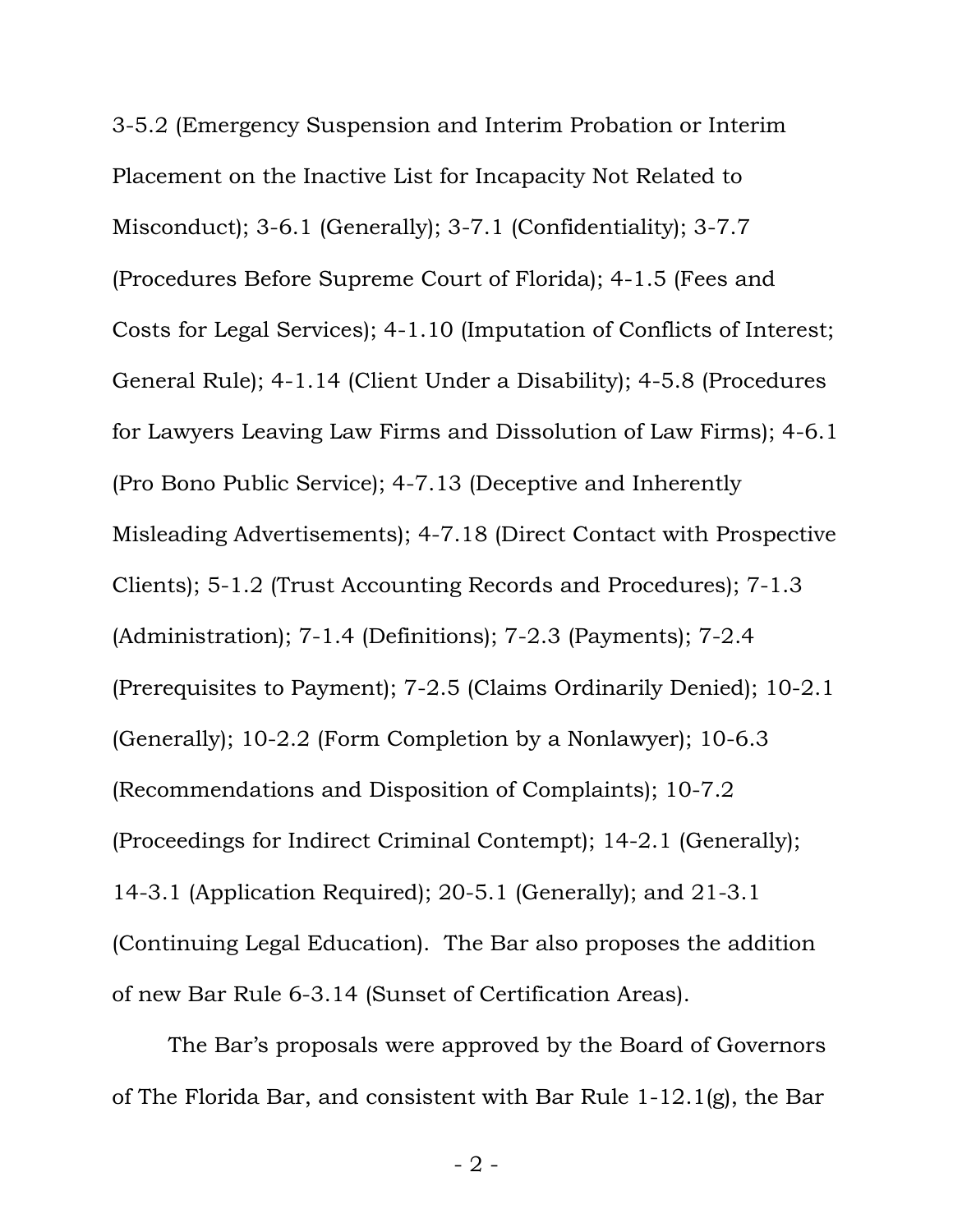3-5.2 (Emergency Suspension and Interim Probation or Interim Placement on the Inactive List for Incapacity Not Related to Misconduct); 3-6.1 (Generally); 3-7.1 (Confidentiality); 3-7.7 (Procedures Before Supreme Court of Florida); 4-1.5 (Fees and Costs for Legal Services); 4-1.10 (Imputation of Conflicts of Interest; General Rule); 4-1.14 (Client Under a Disability); 4-5.8 (Procedures for Lawyers Leaving Law Firms and Dissolution of Law Firms); 4-6.1 (Pro Bono Public Service); 4-7.13 (Deceptive and Inherently Misleading Advertisements); 4-7.18 (Direct Contact with Prospective Clients); 5-1.2 (Trust Accounting Records and Procedures); 7-1.3 (Administration); 7-1.4 (Definitions); 7-2.3 (Payments); 7-2.4 (Prerequisites to Payment); 7-2.5 (Claims Ordinarily Denied); 10-2.1 (Generally); 10-2.2 (Form Completion by a Nonlawyer); 10-6.3 (Recommendations and Disposition of Complaints); 10-7.2 (Proceedings for Indirect Criminal Contempt); 14-2.1 (Generally); 14-3.1 (Application Required); 20-5.1 (Generally); and 21-3.1 (Continuing Legal Education). The Bar also proposes the addition of new Bar Rule 6-3.14 (Sunset of Certification Areas).

The Bar's proposals were approved by the Board of Governors of The Florida Bar, and consistent with Bar Rule 1-12.1(g), the Bar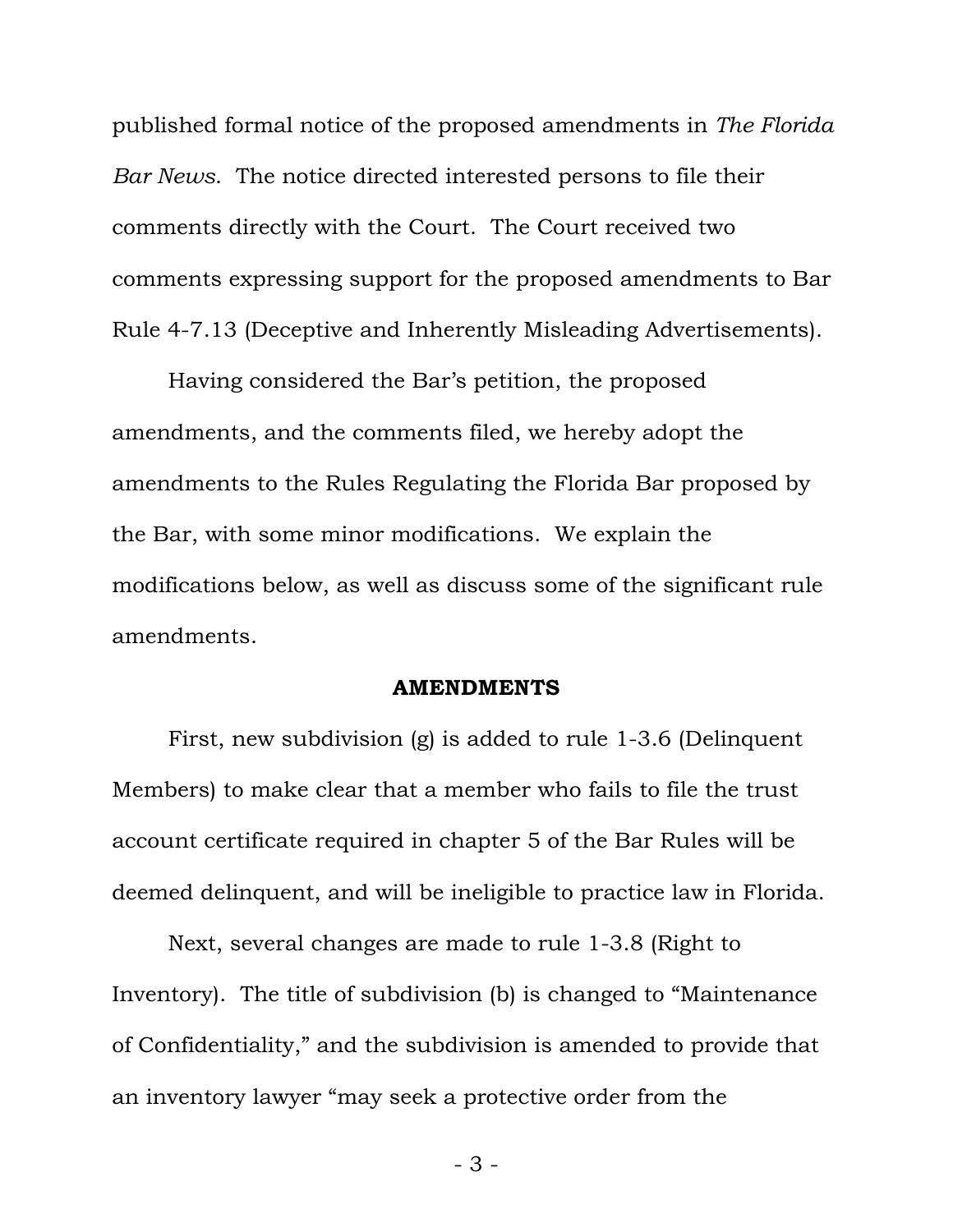published formal notice of the proposed amendments in *The Florida Bar News*. The notice directed interested persons to file their comments directly with the Court. The Court received two comments expressing support for the proposed amendments to Bar Rule 4-7.13 (Deceptive and Inherently Misleading Advertisements).

Having considered the Bar's petition, the proposed amendments, and the comments filed, we hereby adopt the amendments to the Rules Regulating the Florida Bar proposed by the Bar, with some minor modifications. We explain the modifications below, as well as discuss some of the significant rule amendments.

**AMENDMENTS**

First, new subdivision (g) is added to rule 1-3.6 (Delinquent Members) to make clear that a member who fails to file the trust account certificate required in chapter 5 of the Bar Rules will be deemed delinquent, and will be ineligible to practice law in Florida.

Next, several changes are made to rule 1-3.8 (Right to Inventory). The title of subdivision (b) is changed to "Maintenance of Confidentiality," and the subdivision is amended to provide that an inventory lawyer "may seek a protective order from the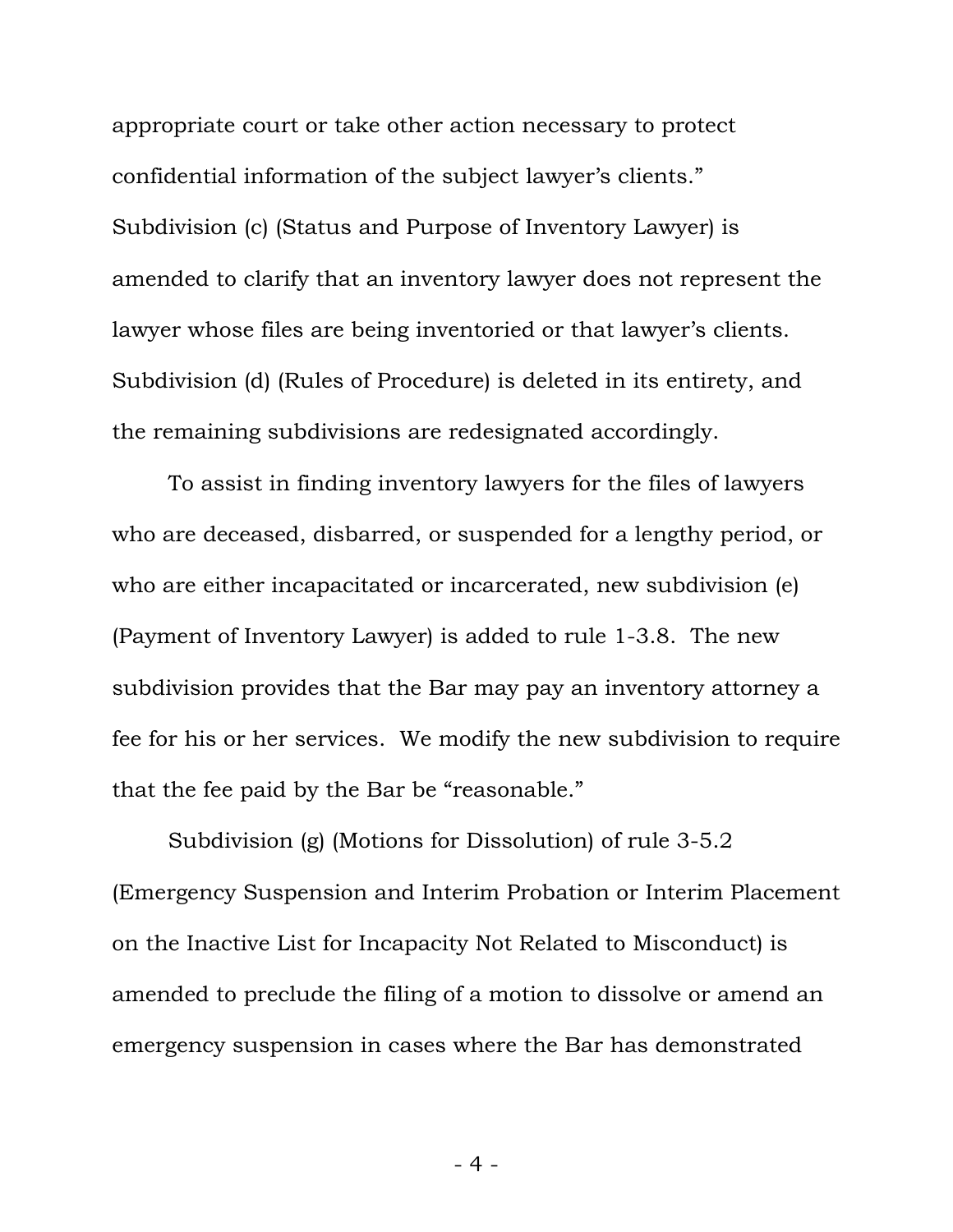appropriate court or take other action necessary to protect confidential information of the subject lawyer's clients." Subdivision (c) (Status and Purpose of Inventory Lawyer) is amended to clarify that an inventory lawyer does not represent the lawyer whose files are being inventoried or that lawyer's clients. Subdivision (d) (Rules of Procedure) is deleted in its entirety, and the remaining subdivisions are redesignated accordingly.

To assist in finding inventory lawyers for the files of lawyers who are deceased, disbarred, or suspended for a lengthy period, or who are either incapacitated or incarcerated, new subdivision (e) (Payment of Inventory Lawyer) is added to rule 1-3.8. The new subdivision provides that the Bar may pay an inventory attorney a fee for his or her services. We modify the new subdivision to require that the fee paid by the Bar be "reasonable."

Subdivision (g) (Motions for Dissolution) of rule 3-5.2 (Emergency Suspension and Interim Probation or Interim Placement on the Inactive List for Incapacity Not Related to Misconduct) is amended to preclude the filing of a motion to dissolve or amend an emergency suspension in cases where the Bar has demonstrated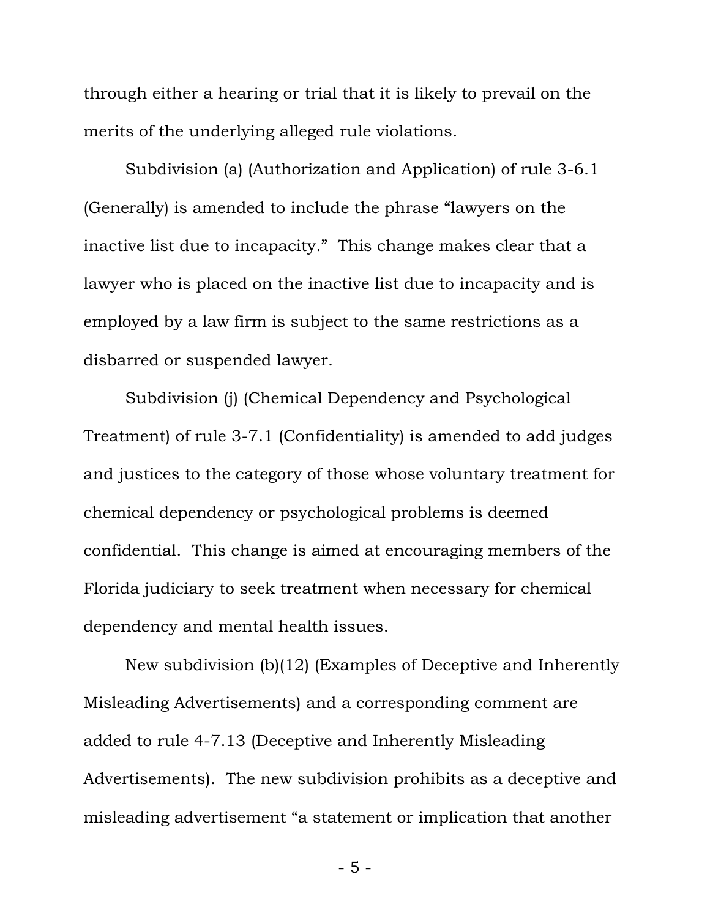through either a hearing or trial that it is likely to prevail on the merits of the underlying alleged rule violations.

Subdivision (a) (Authorization and Application) of rule 3-6.1 (Generally) is amended to include the phrase "lawyers on the inactive list due to incapacity." This change makes clear that a lawyer who is placed on the inactive list due to incapacity and is employed by a law firm is subject to the same restrictions as a disbarred or suspended lawyer.

Subdivision (j) (Chemical Dependency and Psychological Treatment) of rule 3-7.1 (Confidentiality) is amended to add judges and justices to the category of those whose voluntary treatment for chemical dependency or psychological problems is deemed confidential. This change is aimed at encouraging members of the Florida judiciary to seek treatment when necessary for chemical dependency and mental health issues.

New subdivision (b)(12) (Examples of Deceptive and Inherently Misleading Advertisements) and a corresponding comment are added to rule 4-7.13 (Deceptive and Inherently Misleading Advertisements). The new subdivision prohibits as a deceptive and misleading advertisement "a statement or implication that another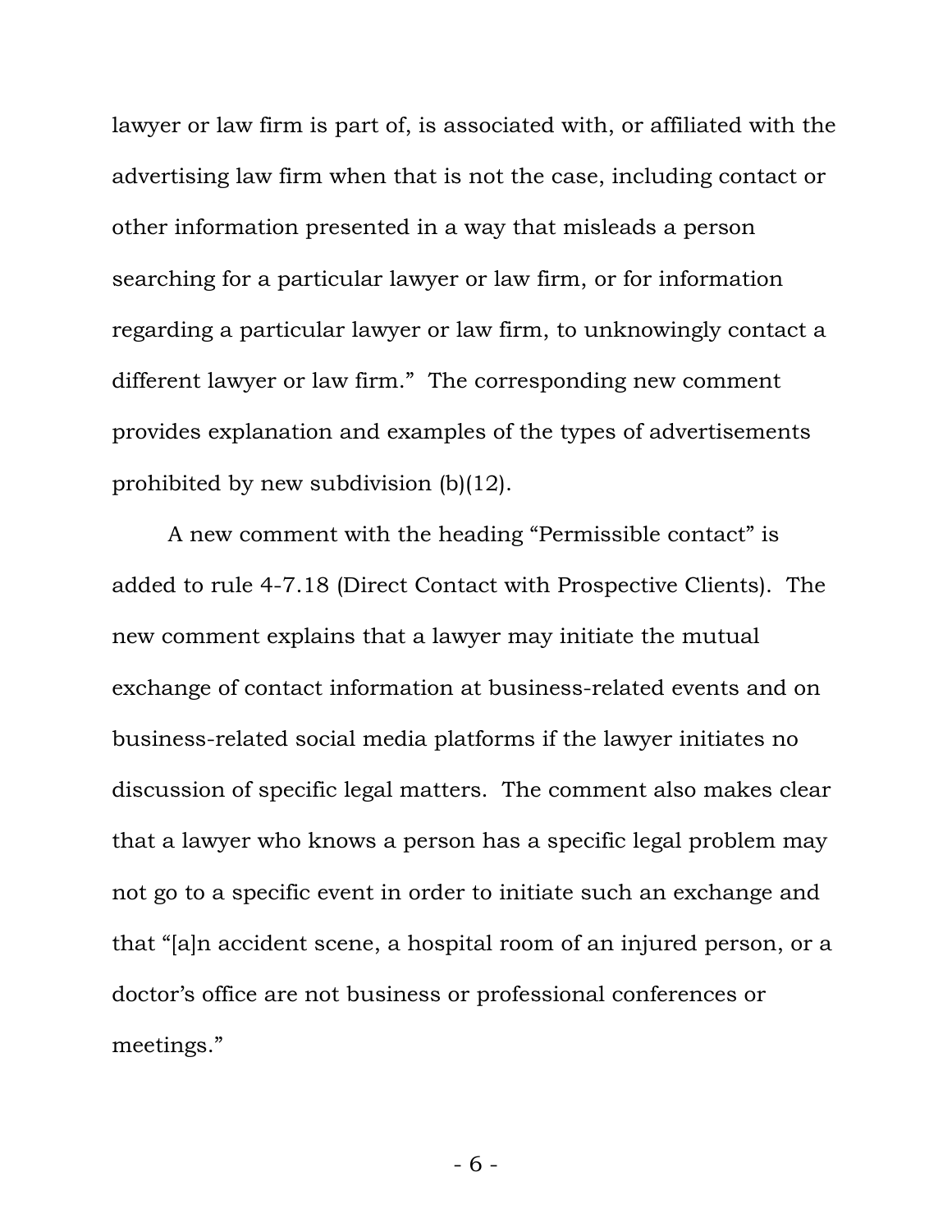lawyer or law firm is part of, is associated with, or affiliated with the advertising law firm when that is not the case, including contact or other information presented in a way that misleads a person searching for a particular lawyer or law firm, or for information regarding a particular lawyer or law firm, to unknowingly contact a different lawyer or law firm." The corresponding new comment provides explanation and examples of the types of advertisements prohibited by new subdivision (b)(12).

A new comment with the heading "Permissible contact" is added to rule 4-7.18 (Direct Contact with Prospective Clients). The new comment explains that a lawyer may initiate the mutual exchange of contact information at business-related events and on business-related social media platforms if the lawyer initiates no discussion of specific legal matters. The comment also makes clear that a lawyer who knows a person has a specific legal problem may not go to a specific event in order to initiate such an exchange and that "[a]n accident scene, a hospital room of an injured person, or a doctor's office are not business or professional conferences or meetings."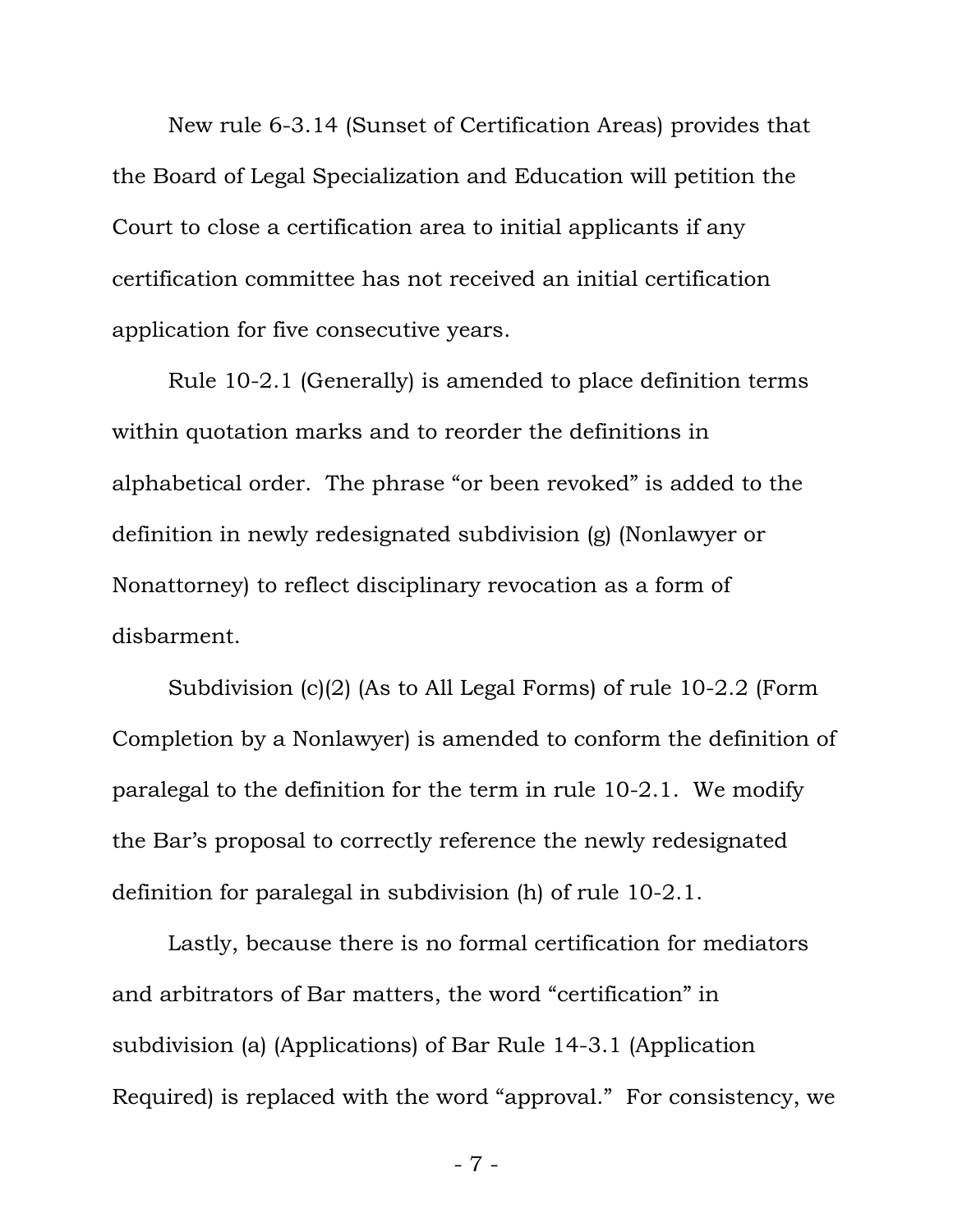New rule 6-3.14 (Sunset of Certification Areas) provides that the Board of Legal Specialization and Education will petition the Court to close a certification area to initial applicants if any certification committee has not received an initial certification application for five consecutive years.

Rule 10-2.1 (Generally) is amended to place definition terms within quotation marks and to reorder the definitions in alphabetical order. The phrase "or been revoked" is added to the definition in newly redesignated subdivision (g) (Nonlawyer or Nonattorney) to reflect disciplinary revocation as a form of disbarment.

Subdivision (c)(2) (As to All Legal Forms) of rule 10-2.2 (Form Completion by a Nonlawyer) is amended to conform the definition of paralegal to the definition for the term in rule 10-2.1. We modify the Bar's proposal to correctly reference the newly redesignated definition for paralegal in subdivision (h) of rule 10-2.1.

Lastly, because there is no formal certification for mediators and arbitrators of Bar matters, the word "certification" in subdivision (a) (Applications) of Bar Rule 14-3.1 (Application Required) is replaced with the word "approval." For consistency, we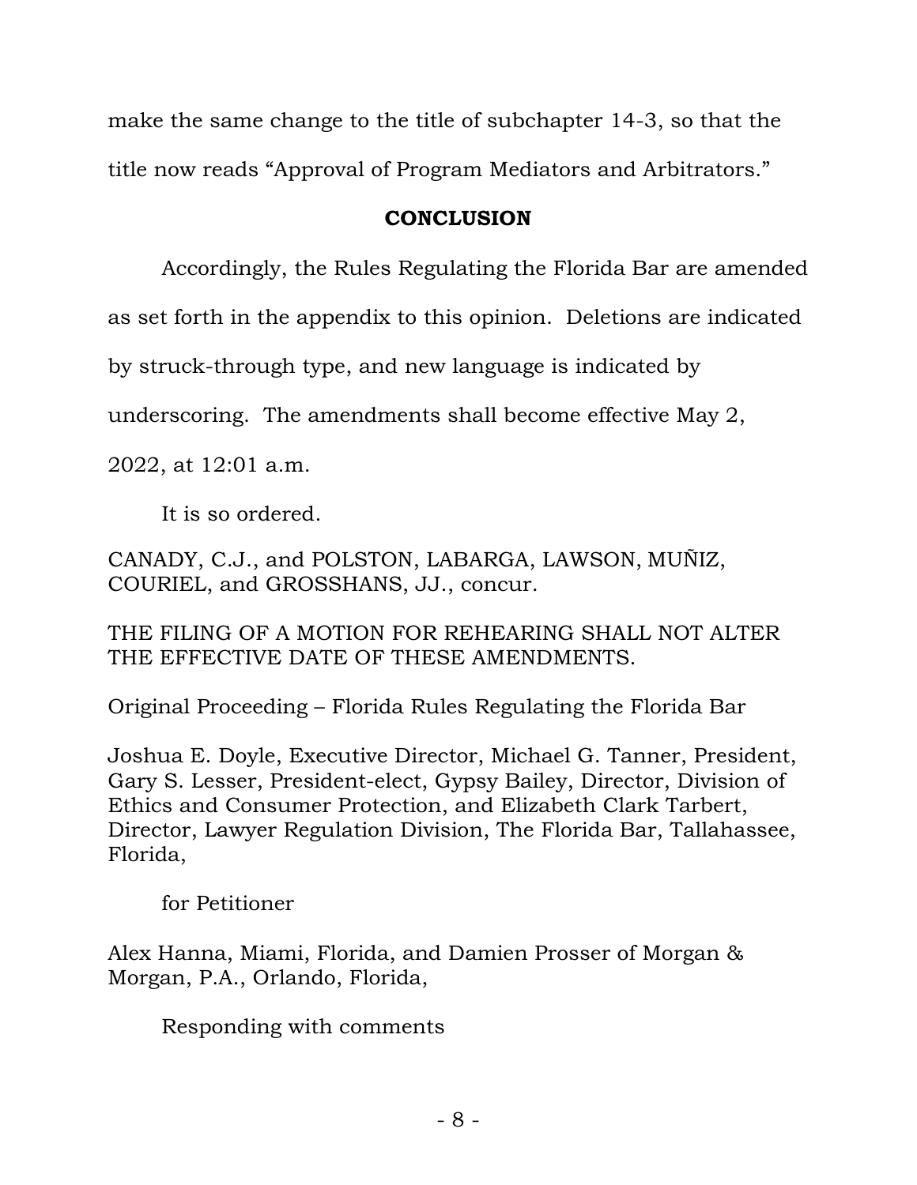make the same change to the title of subchapter 14-3, so that the title now reads "Approval of Program Mediators and Arbitrators."

## CONCLUSION

Accordingly, the Rules Regulating the Florida Bar are amended as set forth in the appendix to this opinion. Deletions are indicated by struck-through type, and new language is indicated by underscoring. The amendments shall become effective May 2, 2022, at 12:01 a.m.

It is so ordered.

CANADY, C.J., and POLSTON, LABARGA, LAWSON, MUÑIZ, COURIEL, and GROSSHANS, JJ., concur.

THE FILING OF A MOTION FOR REHEARING SHALL NOT ALTER THE EFFECTIVE DATE OF THESE AMENDMENTS.

Original Proceeding – Florida Rules Regulating the Florida Bar

Joshua E. Doyle, Executive Director, Michael G. Tanner, President, Gary S. Lesser, President-elect, Gypsy Bailey, Director, Division of Ethics and Consumer Protection, and Elizabeth Clark Tarbert, Director, Lawyer Regulation Division, The Florida Bar, Tallahassee, Florida,

for Petitioner

Alex Hanna, Miami, Florida, and Damien Prosser of Morgan & Morgan, P.A., Orlando, Florida,

Responding with comments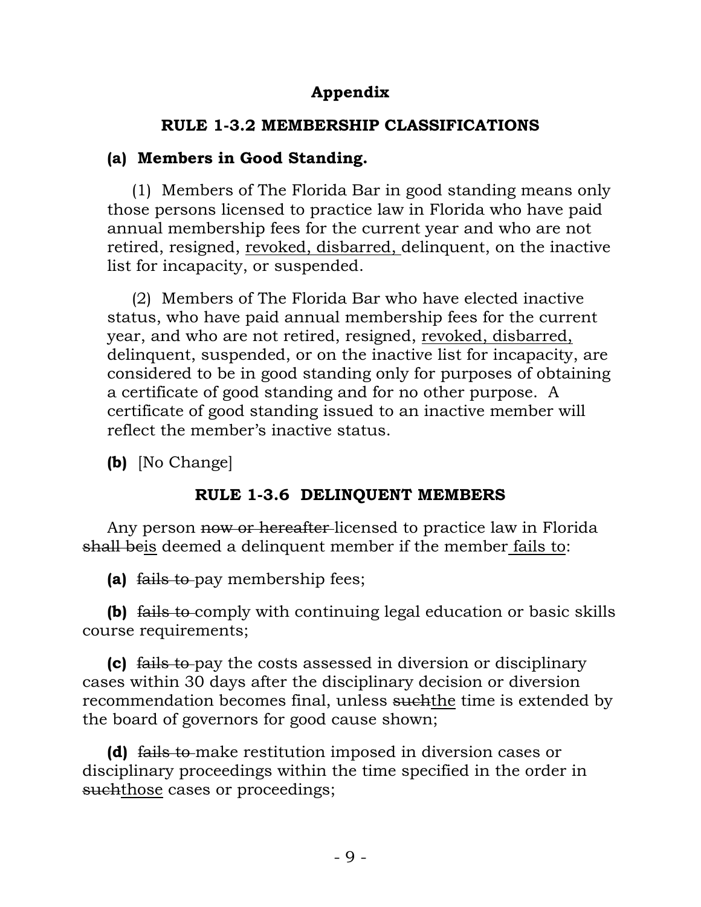## Appendix

### RULE 1-3.2 MEMBERSHIP CLASSIFICATIONS

**(a) Members in Good Standing.**

(1) Members of The Florida Bar in good standing means only those persons licensed to practice law in Florida who have paid annual membership fees for the current year and who are not retired, resigned, <u>revoked, disbarred,</u> delinquent, on the inactive list for incapacity, or suspended.

(2) Members of The Florida Bar who have elected inactive status, who have paid annual membership fees for the current year, and who are not retired, resigned, <u>revoked, disbarred,</u> delinquent, suspended, or on the inactive list for incapacity, are considered to be in good standing only for purposes of obtaining a certificate of good standing and for no other purpose. A certificate of good standing issued to an inactive member will reflect the member's inactive status.

**(b)** [No Change]

### RULE 1-3.6 DELINQUENT MEMBERS

Any person ~~now or hereafter~~ licensed to practice law in Florida ~~shall be~~<u>is</u> deemed a delinquent member if the member<u> fails to</u>:

**(a)** ~~fails to~~ pay membership fees;

**(b)** ~~fails to~~ comply with continuing legal education or basic skills course requirements;

**(c)** ~~fails to~~ pay the costs assessed in diversion or disciplinary cases within 30 days after the disciplinary decision or diversion recommendation becomes final, unless ~~such~~<u>the</u> time is extended by the board of governors for good cause shown;

**(d)** ~~fails to~~ make restitution imposed in diversion cases or disciplinary proceedings within the time specified in the order in ~~such~~<u>those</u> cases or proceedings;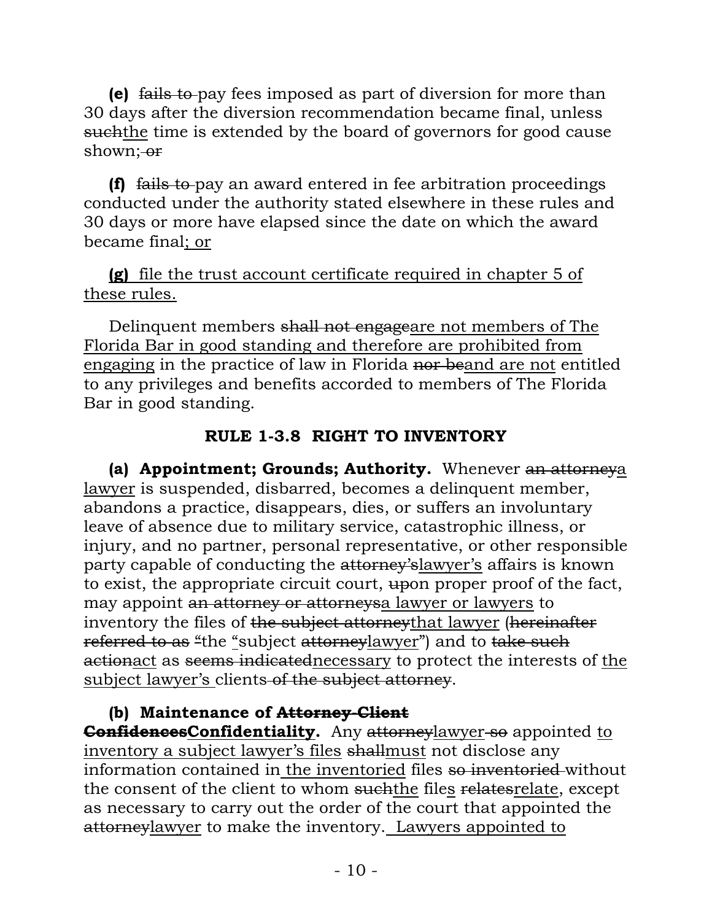**(e)** ~~fails to~~ pay fees imposed as part of diversion for more than 30 days after the diversion recommendation became final, unless ~~such~~<u>the</u> time is extended by the board of governors for good cause shown;~~ or~~

**(f)** ~~fails to~~ pay an award entered in fee arbitration proceedings conducted under the authority stated elsewhere in these rules and 30 days or more have elapsed since the date on which the award became final<u>; or</u>

<u>**(g)** file the trust account certificate required in chapter 5 of these rules.</u>

Delinquent members ~~shall not engage~~<u>are not members of The Florida Bar in good standing and therefore are prohibited from engaging</u> in the practice of law in Florida ~~nor be~~<u>and are not</u> entitled to any privileges and benefits accorded to members of The Florida Bar in good standing.

## RULE 1-3.8 RIGHT TO INVENTORY

**(a) Appointment; Grounds; Authority.** Whenever ~~an attorney~~<u>a lawyer</u> is suspended, disbarred, becomes a delinquent member, abandons a practice, disappears, dies, or suffers an involuntary leave of absence due to military service, catastrophic illness, or injury, and no partner, personal representative, or other responsible party capable of conducting the ~~attorney's~~<u>lawyer's</u> affairs is known to exist, the appropriate circuit court, ~~up~~on proper proof of the fact, may appoint ~~an attorney or attorneys~~<u>a lawyer or lawyers</u> to inventory the files of ~~the subject attorney~~<u>that lawyer</u> (~~hereinafter referred to as~~ ~~"~~the <u>"</u>subject ~~attorney~~<u>lawyer</u>") and to ~~take such action~~<u>act</u> as ~~seems indicated~~<u>necessary</u> to protect the interests of <u>the subject lawyer's</u> clients ~~of the subject attorney~~.

**(b) Maintenance of ~~Attorney-Client Confidences~~<u>Confidentiality</u>.** Any ~~attorney~~<u>lawyer</u> ~~so~~ appointed <u>to inventory a subject lawyer's files</u> ~~shall~~<u>must</u> not disclose any information contained in <u>the inventoried</u> files ~~so inventoried~~ without the consent of the client to whom ~~such~~<u>the</u> file<u>s</u> ~~relates~~<u>relate</u>, except as necessary to carry out the order of the court that appointed the ~~attorney~~<u>lawyer</u> to make the inventory. <u>Lawyers appointed to</u>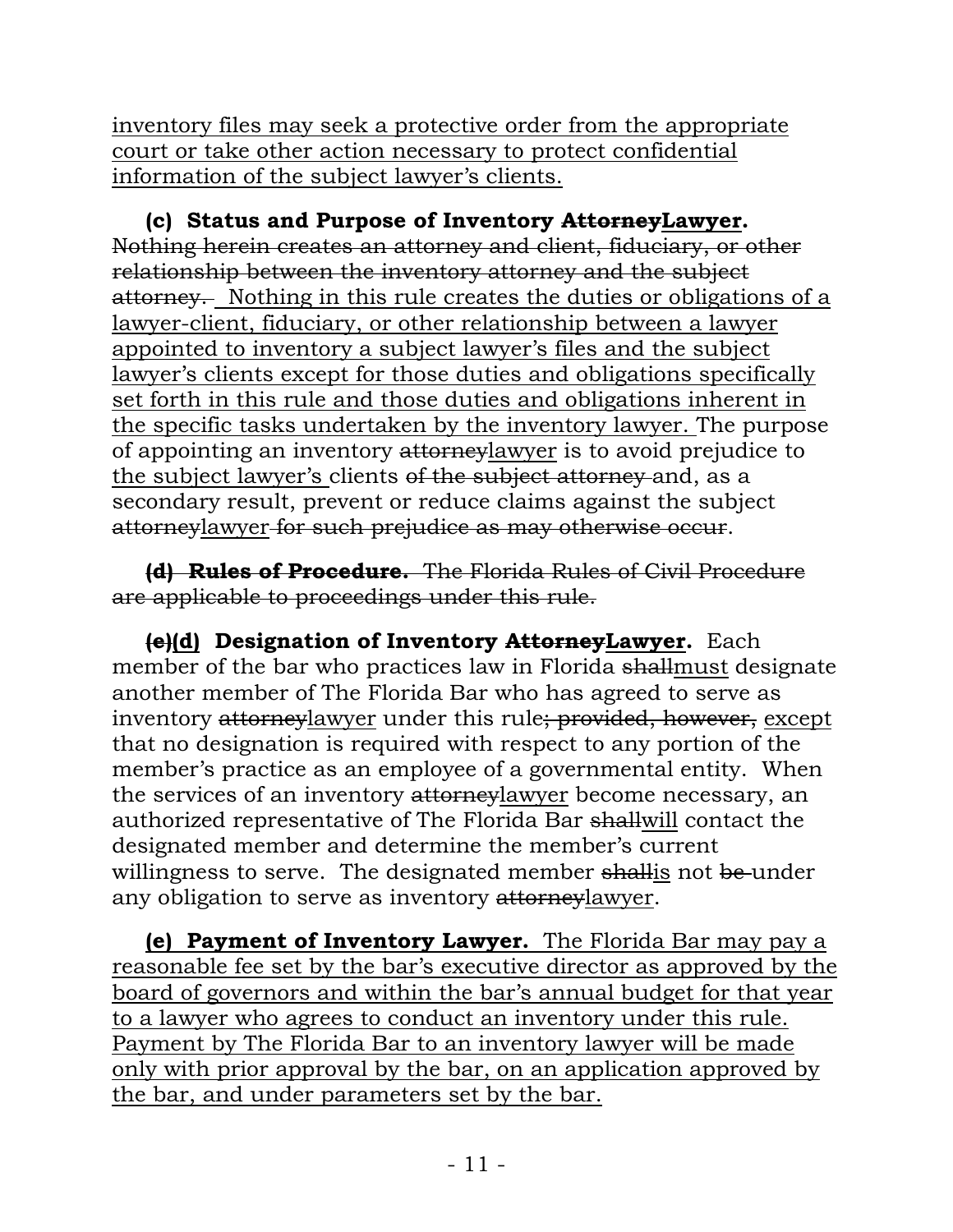<u>inventory files may seek a protective order from the appropriate court or take other action necessary to protect confidential information of the subject lawyer's clients.</u>

**(c) Status and Purpose of Inventory ~~Attorney~~<u>Lawyer</u>.** ~~Nothing herein creates an attorney and client, fiduciary, or other relationship between the inventory attorney and the subject attorney.~~ <u>Nothing in this rule creates the duties or obligations of a lawyer-client, fiduciary, or other relationship between a lawyer appointed to inventory a subject lawyer's files and the subject lawyer's clients except for those duties and obligations specifically set forth in this rule and those duties and obligations inherent in the specific tasks undertaken by the inventory lawyer.</u> The purpose of appointing an inventory ~~attorney~~<u>lawyer</u> is to avoid prejudice to <u>the subject lawyer's</u> clients ~~of the subject attorney~~ and, as a secondary result, prevent or reduce claims against the subject ~~attorney~~<u>lawyer</u> ~~for such prejudice as may otherwise occur~~.

~~**(d) Rules of Procedure.** The Florida Rules of Civil Procedure are applicable to proceedings under this rule.~~

**~~(e)~~<u>(d)</u> Designation of Inventory ~~Attorney~~<u>Lawyer</u>.** Each member of the bar who practices law in Florida ~~shall~~<u>must</u> designate another member of The Florida Bar who has agreed to serve as inventory ~~attorney~~<u>lawyer</u> under this rule~~; provided, however,~~ <u>except</u> that no designation is required with respect to any portion of the member's practice as an employee of a governmental entity. When the services of an inventory ~~attorney~~<u>lawyer</u> become necessary, an authorized representative of The Florida Bar ~~shall~~<u>will</u> contact the designated member and determine the member's current willingness to serve. The designated member ~~shall~~<u>is</u> not ~~be~~ under any obligation to serve as inventory ~~attorney~~<u>lawyer</u>.

<u>**(e) Payment of Inventory Lawyer.** The Florida Bar may pay a reasonable fee set by the bar's executive director as approved by the board of governors and within the bar's annual budget for that year to a lawyer who agrees to conduct an inventory under this rule. Payment by The Florida Bar to an inventory lawyer will be made only with prior approval by the bar, on an application approved by the bar, and under parameters set by the bar.</u>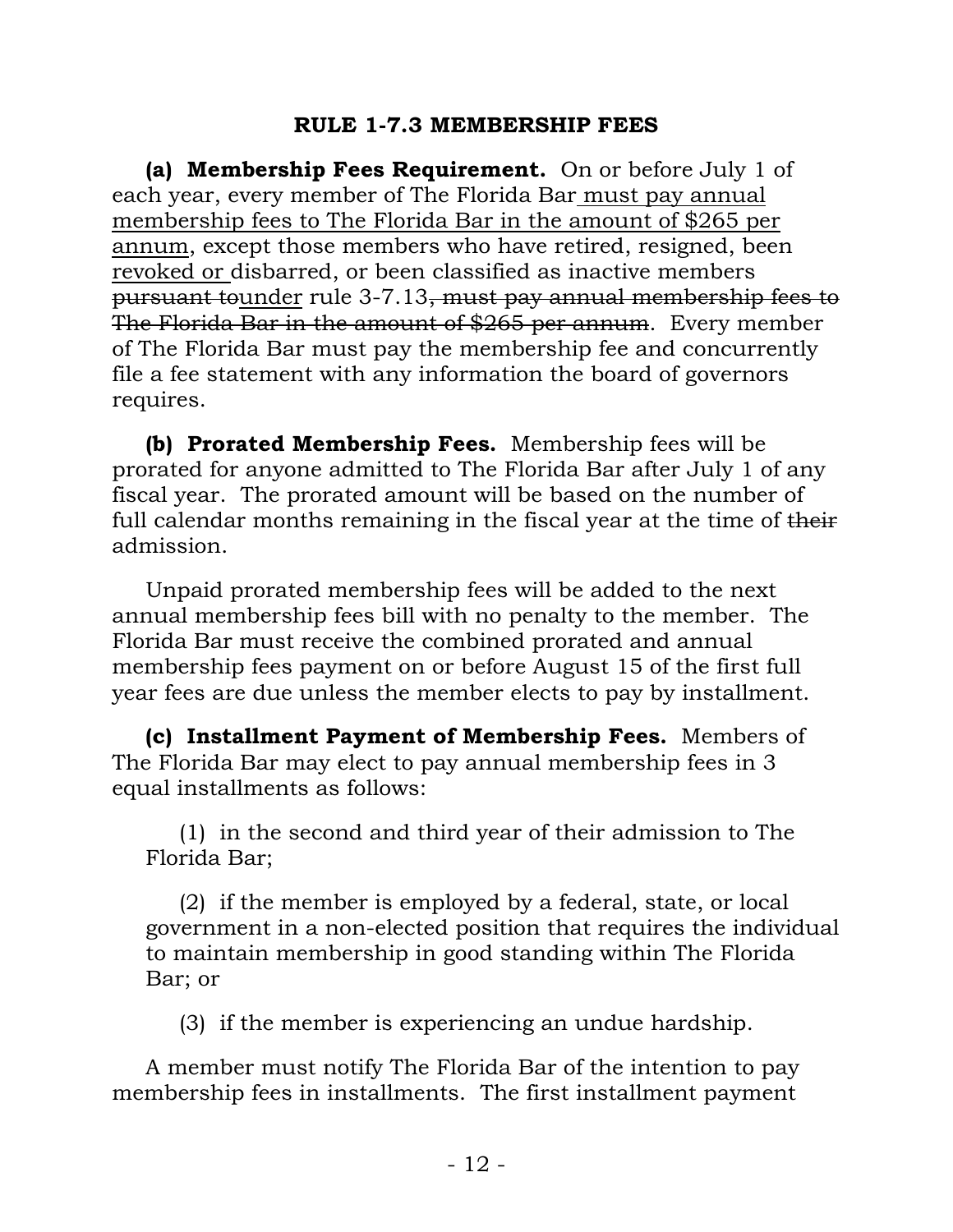## RULE 1-7.3 MEMBERSHIP FEES

**(a) Membership Fees Requirement.** On or before July 1 of each year, every member of The Florida Bar<u> must pay annual membership fees to The Florida Bar in the amount of $265 per annum</u>, except those members who have retired, resigned, been <u>revoked or </u>disbarred, or been classified as inactive members ~~pursuant to~~<u>under</u> rule 3-7.13~~, must pay annual membership fees to The Florida Bar in the amount of $265 per annum~~. Every member of The Florida Bar must pay the membership fee and concurrently file a fee statement with any information the board of governors requires.

**(b) Prorated Membership Fees.** Membership fees will be prorated for anyone admitted to The Florida Bar after July 1 of any fiscal year. The prorated amount will be based on the number of full calendar months remaining in the fiscal year at the time of ~~their~~ admission.

Unpaid prorated membership fees will be added to the next annual membership fees bill with no penalty to the member. The Florida Bar must receive the combined prorated and annual membership fees payment on or before August 15 of the first full year fees are due unless the member elects to pay by installment.

**(c) Installment Payment of Membership Fees.** Members of The Florida Bar may elect to pay annual membership fees in 3 equal installments as follows:

(1) in the second and third year of their admission to The Florida Bar;

(2) if the member is employed by a federal, state, or local government in a non-elected position that requires the individual to maintain membership in good standing within The Florida Bar; or

(3) if the member is experiencing an undue hardship.

A member must notify The Florida Bar of the intention to pay membership fees in installments. The first installment payment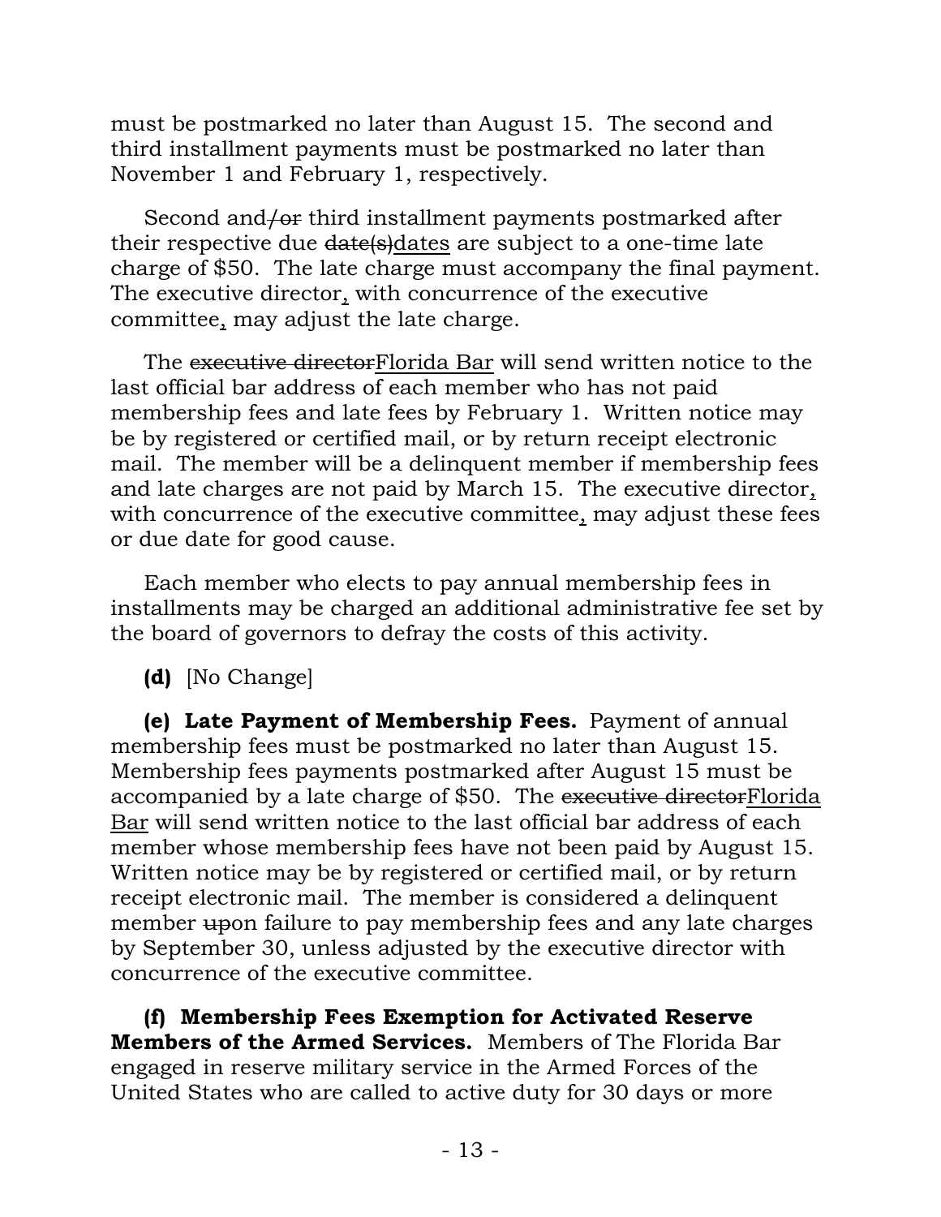must be postmarked no later than August 15. The second and third installment payments must be postmarked no later than November 1 and February 1, respectively.

Second and~~/or~~ third installment payments postmarked after their respective due ~~date(s)~~<u>dates</u> are subject to a one-time late charge of $50. The late charge must accompany the final payment. The executive director<u>,</u> with concurrence of the executive committee<u>,</u> may adjust the late charge.

The ~~executive director~~<u>Florida Bar</u> will send written notice to the last official bar address of each member who has not paid membership fees and late fees by February 1. Written notice may be by registered or certified mail, or by return receipt electronic mail. The member will be a delinquent member if membership fees and late charges are not paid by March 15. The executive director<u>,</u> with concurrence of the executive committee<u>,</u> may adjust these fees or due date for good cause.

Each member who elects to pay annual membership fees in installments may be charged an additional administrative fee set by the board of governors to defray the costs of this activity.

**(d)** [No Change]

**(e) Late Payment of Membership Fees.** Payment of annual membership fees must be postmarked no later than August 15. Membership fees payments postmarked after August 15 must be accompanied by a late charge of $50. The ~~executive director~~<u>Florida Bar</u> will send written notice to the last official bar address of each member whose membership fees have not been paid by August 15. Written notice may be by registered or certified mail, or by return receipt electronic mail. The member is considered a delinquent member ~~up~~on failure to pay membership fees and any late charges by September 30, unless adjusted by the executive director with concurrence of the executive committee.

**(f) Membership Fees Exemption for Activated Reserve Members of the Armed Services.** Members of The Florida Bar engaged in reserve military service in the Armed Forces of the United States who are called to active duty for 30 days or more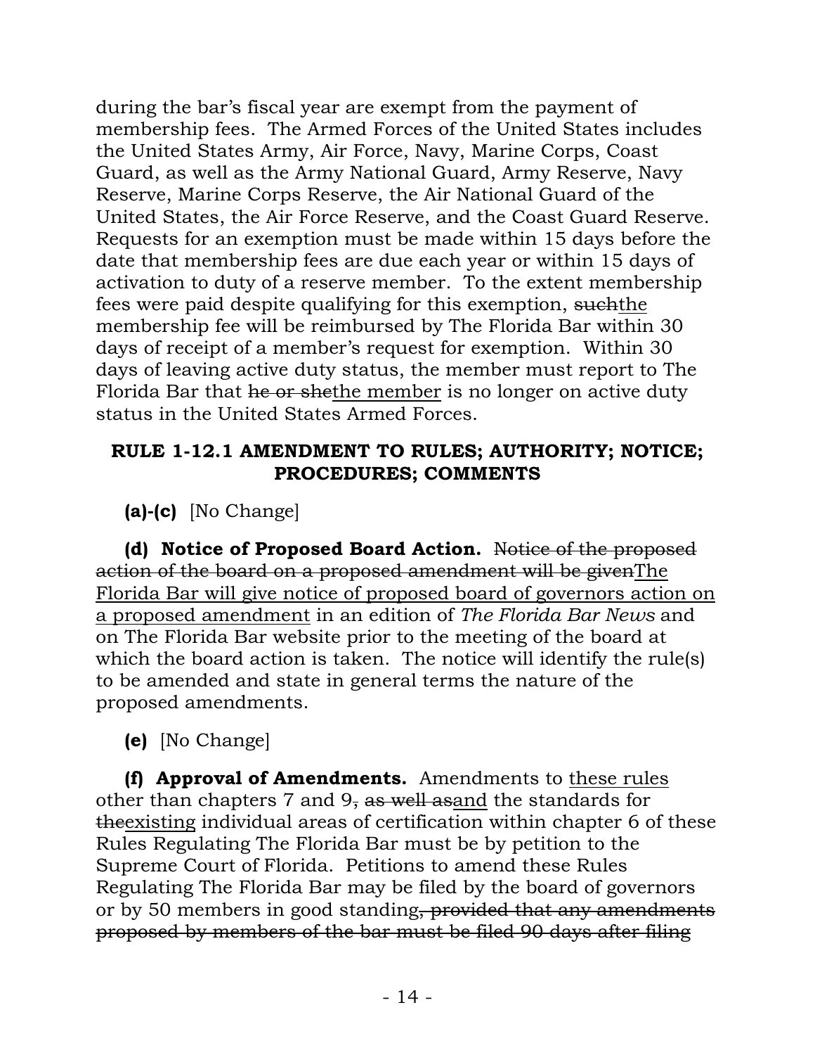during the bar's fiscal year are exempt from the payment of membership fees. The Armed Forces of the United States includes the United States Army, Air Force, Navy, Marine Corps, Coast Guard, as well as the Army National Guard, Army Reserve, Navy Reserve, Marine Corps Reserve, the Air National Guard of the United States, the Air Force Reserve, and the Coast Guard Reserve. Requests for an exemption must be made within 15 days before the date that membership fees are due each year or within 15 days of activation to duty of a reserve member. To the extent membership fees were paid despite qualifying for this exemption, ~~such~~<u>the</u> membership fee will be reimbursed by The Florida Bar within 30 days of receipt of a member's request for exemption. Within 30 days of leaving active duty status, the member must report to The Florida Bar that ~~he or she~~<u>the member</u> is no longer on active duty status in the United States Armed Forces.

**RULE 1-12.1 AMENDMENT TO RULES; AUTHORITY; NOTICE; PROCEDURES; COMMENTS**

**(a)-(c)** [No Change]

**(d) Notice of Proposed Board Action.** ~~Notice of the proposed action of the board on a proposed amendment will be given~~<u>The Florida Bar will give notice of proposed board of governors action on a proposed amendment</u> in an edition of *The Florida Bar News* and on The Florida Bar website prior to the meeting of the board at which the board action is taken. The notice will identify the rule(s) to be amended and state in general terms the nature of the proposed amendments.

**(e)** [No Change]

**(f) Approval of Amendments.** Amendments to <u>these rules</u> other than chapters 7 and 9~~, as well as~~<u>and</u> the standards for ~~the~~<u>existing</u> individual areas of certification within chapter 6 of these Rules Regulating The Florida Bar must be by petition to the Supreme Court of Florida. Petitions to amend these Rules Regulating The Florida Bar may be filed by the board of governors or by 50 members in good standing~~, provided that any amendments proposed by members of the bar must be filed 90 days after filing~~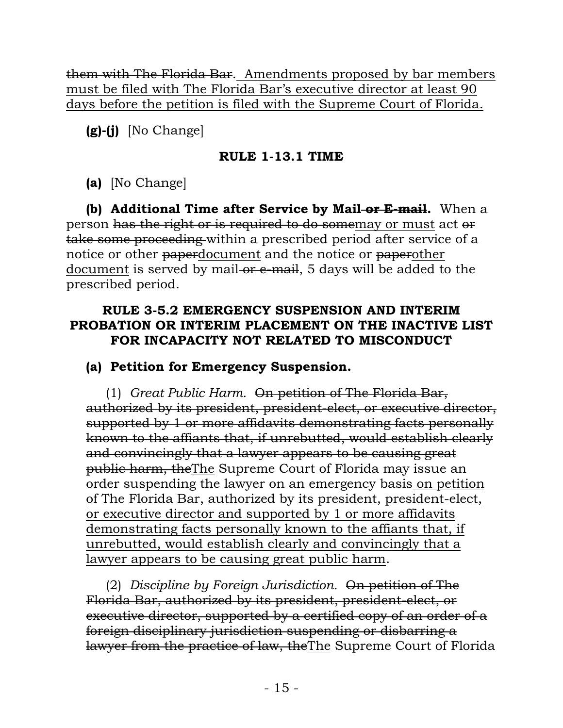~~them with The Florida Bar~~. <u>Amendments proposed by bar members must be filed with The Florida Bar's executive director at least 90 days before the petition is filed with the Supreme Court of Florida.</u>

**(g)-(j)** [No Change]

**RULE 1-13.1 TIME**

**(a)** [No Change]

**(b) Additional Time after Service by Mail~~ or E-mail~~.** When a person ~~has the right or is required to do some~~<u>may or must</u> act ~~or take some proceeding~~ within a prescribed period after service of a notice or other ~~paper~~<u>document</u> and the notice or ~~paper~~<u>other document</u> is served by mail~~ or e-mail~~, 5 days will be added to the prescribed period.

**RULE 3-5.2 EMERGENCY SUSPENSION AND INTERIM PROBATION OR INTERIM PLACEMENT ON THE INACTIVE LIST FOR INCAPACITY NOT RELATED TO MISCONDUCT**

**(a) Petition for Emergency Suspension.**

(1) *Great Public Harm.* ~~On petition of The Florida Bar, authorized by its president, president-elect, or executive director, supported by 1 or more affidavits demonstrating facts personally known to the affiants that, if unrebutted, would establish clearly and convincingly that a lawyer appears to be causing great public harm, the~~<u>The</u> Supreme Court of Florida may issue an order suspending the lawyer on an emergency basis<u> on petition of The Florida Bar, authorized by its president, president-elect, or executive director and supported by 1 or more affidavits demonstrating facts personally known to the affiants that, if unrebutted, would establish clearly and convincingly that a lawyer appears to be causing great public harm</u>.

(2) *Discipline by Foreign Jurisdiction.* ~~On petition of The Florida Bar, authorized by its president, president-elect, or executive director, supported by a certified copy of an order of a foreign disciplinary jurisdiction suspending or disbarring a lawyer from the practice of law, the~~<u>The</u> Supreme Court of Florida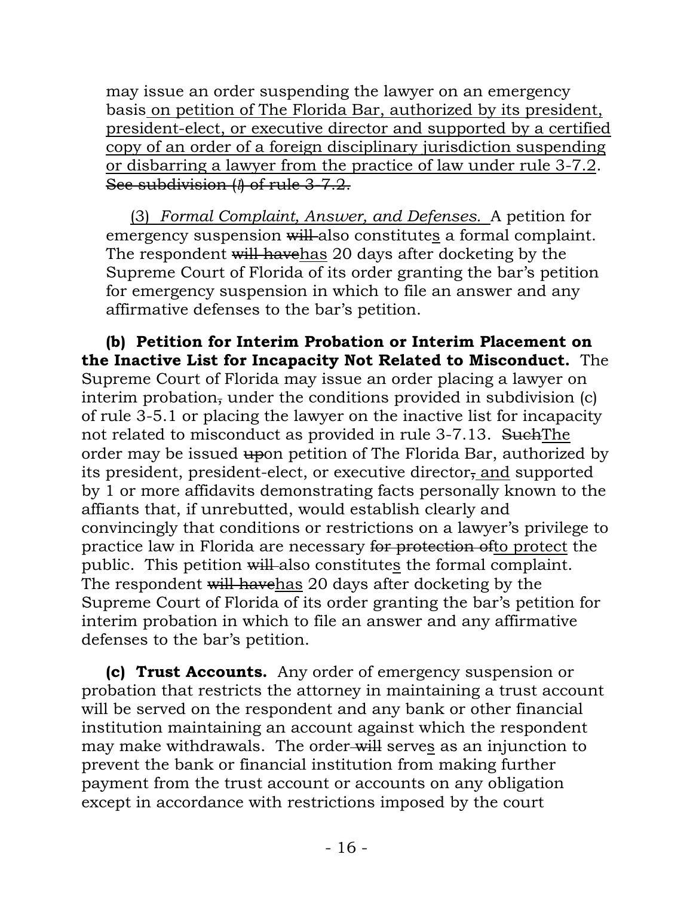may issue an order suspending the lawyer on an emergency basis <u>on petition of The Florida Bar, authorized by its president, president-elect, or executive director and supported by a certified copy of an order of a foreign disciplinary jurisdiction suspending or disbarring a lawyer from the practice of law under rule 3-7.2</u>. ~~See subdivision (*l*) of rule 3-7.2.~~

<u>(3)</u> <u>*Formal Complaint, Answer, and Defenses.*</u> A petition for emergency suspension ~~will~~ also constitute<u>s</u> a formal complaint. The respondent ~~will have~~<u>has</u> 20 days after docketing by the Supreme Court of Florida of its order granting the bar's petition for emergency suspension in which to file an answer and any affirmative defenses to the bar's petition.

**(b) Petition for Interim Probation or Interim Placement on the Inactive List for Incapacity Not Related to Misconduct.** The Supreme Court of Florida may issue an order placing a lawyer on interim probation~~,~~ under the conditions provided in subdivision (c) of rule 3-5.1 or placing the lawyer on the inactive list for incapacity not related to misconduct as provided in rule 3-7.13. ~~Such~~<u>The</u> order may be issued ~~up~~on petition of The Florida Bar, authorized by its president, president-elect, or executive director~~,~~ <u>and</u> supported by 1 or more affidavits demonstrating facts personally known to the affiants that, if unrebutted, would establish clearly and convincingly that conditions or restrictions on a lawyer's privilege to practice law in Florida are necessary ~~for protection of~~<u>to protect</u> the public. This petition ~~will~~ also constitute<u>s</u> the formal complaint. The respondent ~~will have~~<u>has</u> 20 days after docketing by the Supreme Court of Florida of its order granting the bar's petition for interim probation in which to file an answer and any affirmative defenses to the bar's petition.

**(c) Trust Accounts.** Any order of emergency suspension or probation that restricts the attorney in maintaining a trust account will be served on the respondent and any bank or other financial institution maintaining an account against which the respondent may make withdrawals. The order ~~will~~ serve<u>s</u> as an injunction to prevent the bank or financial institution from making further payment from the trust account or accounts on any obligation except in accordance with restrictions imposed by the court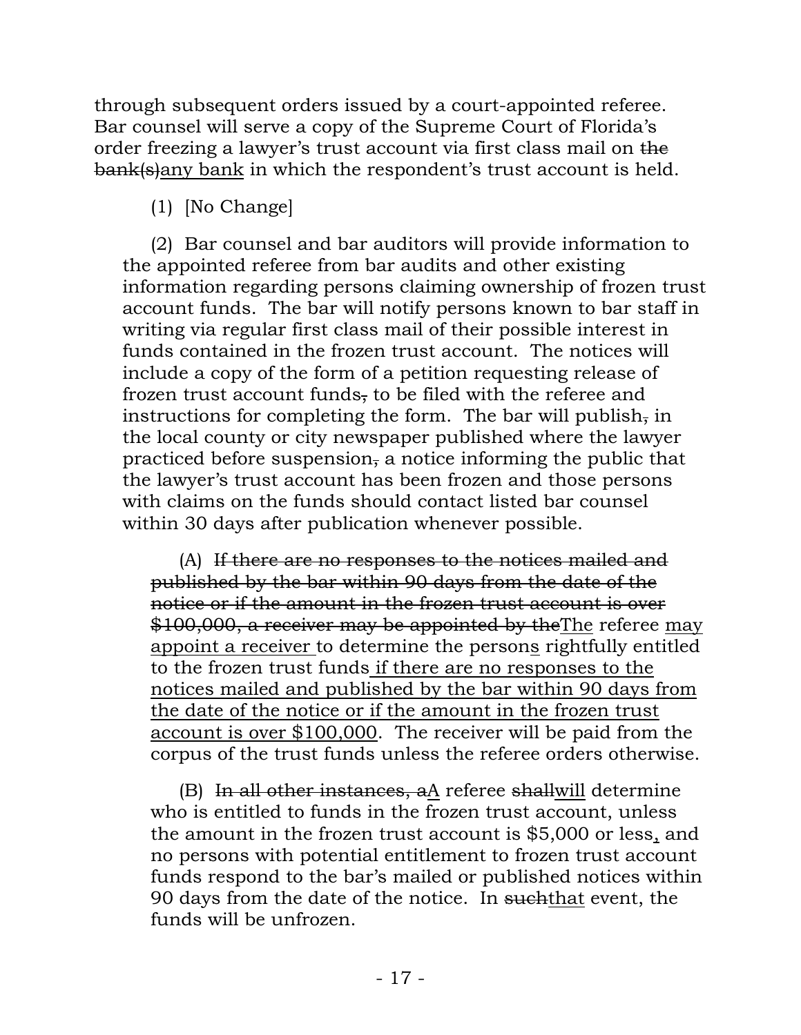through subsequent orders issued by a court-appointed referee. Bar counsel will serve a copy of the Supreme Court of Florida's order freezing a lawyer's trust account via first class mail on ~~the bank(s)~~<u>any bank</u> in which the respondent's trust account is held.

(1) [No Change]

(2) Bar counsel and bar auditors will provide information to the appointed referee from bar audits and other existing information regarding persons claiming ownership of frozen trust account funds. The bar will notify persons known to bar staff in writing via regular first class mail of their possible interest in funds contained in the frozen trust account. The notices will include a copy of the form of a petition requesting release of frozen trust account funds~~,~~ to be filed with the referee and instructions for completing the form. The bar will publish~~,~~ in the local county or city newspaper published where the lawyer practiced before suspension~~,~~ a notice informing the public that the lawyer's trust account has been frozen and those persons with claims on the funds should contact listed bar counsel within 30 days after publication whenever possible.

(A) ~~If there are no responses to the notices mailed and published by the bar within 90 days from the date of the notice or if the amount in the frozen trust account is over $100,000, a receiver may be appointed by the~~<u>The</u> referee <u>may appoint a receiver</u> to determine the person<u>s</u> rightfully entitled to the frozen trust funds<u> if there are no responses to the notices mailed and published by the bar within 90 days from the date of the notice or if the amount in the frozen trust account is over $100,000</u>. The receiver will be paid from the corpus of the trust funds unless the referee orders otherwise.

(B) ~~In all other instances, a~~<u>A</u> referee ~~shall~~<u>will</u> determine who is entitled to funds in the frozen trust account, unless the amount in the frozen trust account is $5,000 or less<u>,</u> and no persons with potential entitlement to frozen trust account funds respond to the bar's mailed or published notices within 90 days from the date of the notice. In ~~such~~<u>that</u> event, the funds will be unfrozen.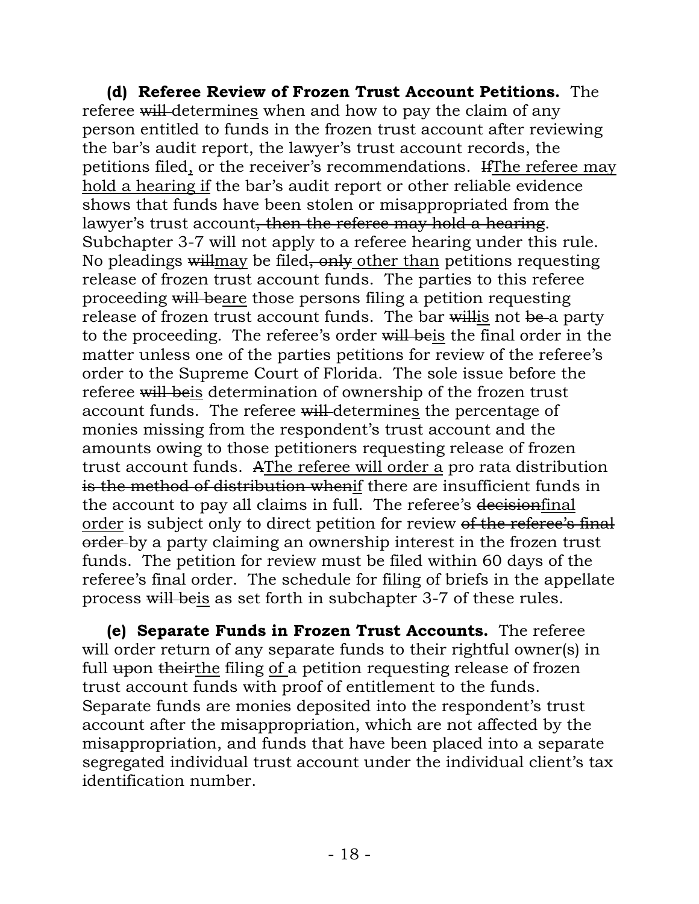**(d) Referee Review of Frozen Trust Account Petitions.** The referee ~~will~~ determine<u>s</u> when and how to pay the claim of any person entitled to funds in the frozen trust account after reviewing the bar's audit report, the lawyer's trust account records, the petitions filed<u>,</u> or the receiver's recommendations. ~~If~~<u>The referee may hold a hearing if</u> the bar's audit report or other reliable evidence shows that funds have been stolen or misappropriated from the lawyer's trust account~~, then the referee may hold a hearing~~. Subchapter 3-7 will not apply to a referee hearing under this rule. No pleadings ~~will~~<u>may</u> be filed~~, only~~ <u>other than</u> petitions requesting release of frozen trust account funds. The parties to this referee proceeding ~~will be~~<u>are</u> those persons filing a petition requesting release of frozen trust account funds. The bar ~~will~~<u>is</u> not ~~be~~ a party to the proceeding. The referee's order ~~will be~~<u>is</u> the final order in the matter unless one of the parties petitions for review of the referee's order to the Supreme Court of Florida. The sole issue before the referee ~~will be~~<u>is</u> determination of ownership of the frozen trust account funds. The referee ~~will~~ determine<u>s</u> the percentage of monies missing from the respondent's trust account and the amounts owing to those petitioners requesting release of frozen trust account funds. ~~A~~<u>The referee will order a</u> pro rata distribution ~~is the method of distribution when~~<u>if</u> there are insufficient funds in the account to pay all claims in full. The referee's ~~decision~~<u>final order</u> is subject only to direct petition for review ~~of the referee's final order~~ by a party claiming an ownership interest in the frozen trust funds. The petition for review must be filed within 60 days of the referee's final order. The schedule for filing of briefs in the appellate process ~~will be~~<u>is</u> as set forth in subchapter 3-7 of these rules.

**(e) Separate Funds in Frozen Trust Accounts.** The referee will order return of any separate funds to their rightful owner(s) in full ~~up~~on ~~their~~<u>the</u> filing <u>of</u> a petition requesting release of frozen trust account funds with proof of entitlement to the funds. Separate funds are monies deposited into the respondent's trust account after the misappropriation, which are not affected by the misappropriation, and funds that have been placed into a separate segregated individual trust account under the individual client's tax identification number.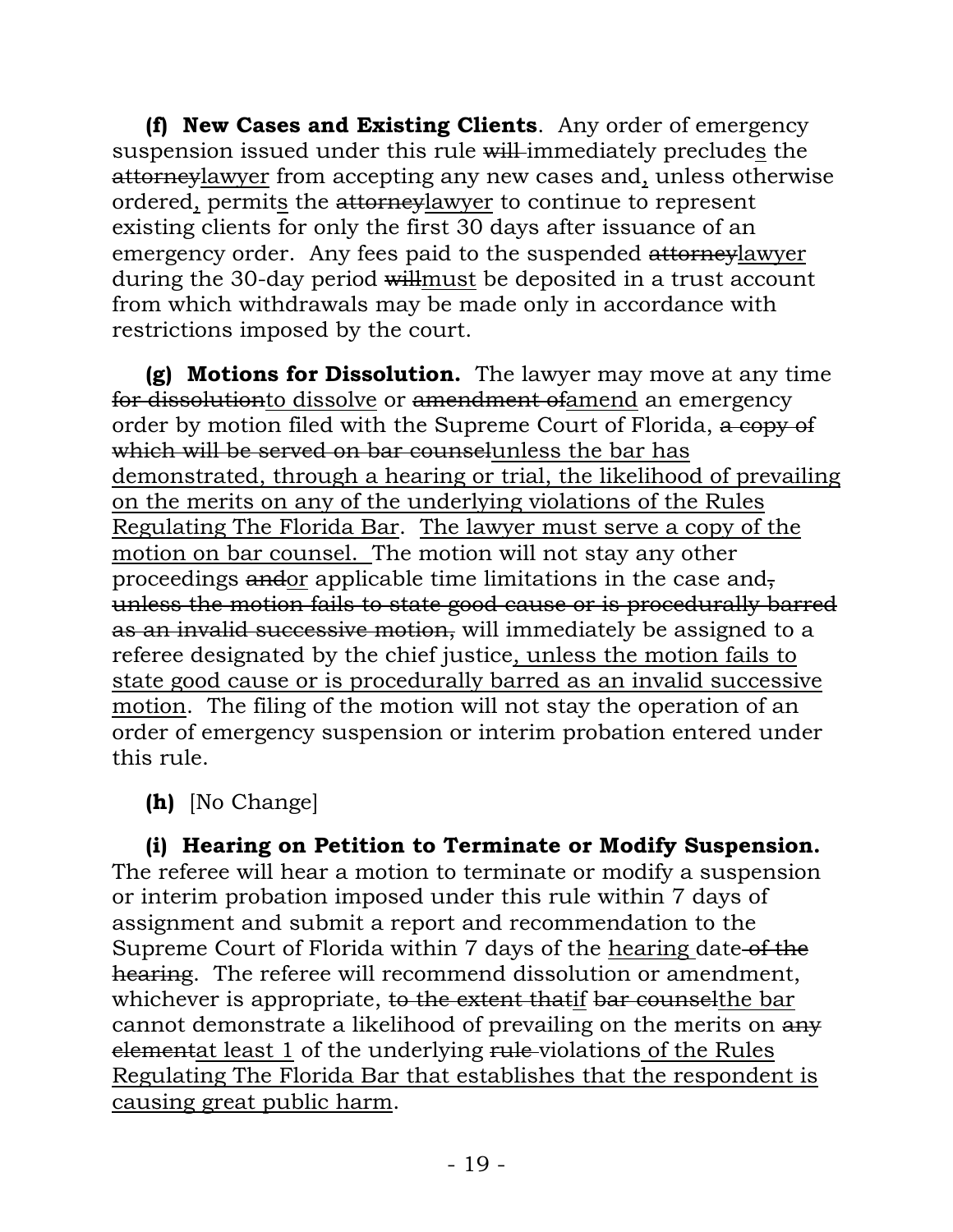**(f) New Cases and Existing Clients**. Any order of emergency suspension issued under this rule ~~will~~ immediately precludes the ~~attorney~~<u>lawyer</u> from accepting any new cases and<u>,</u> unless otherwise ordered<u>,</u> permit<u>s</u> the ~~attorney~~<u>lawyer</u> to continue to represent existing clients for only the first 30 days after issuance of an emergency order. Any fees paid to the suspended ~~attorney~~<u>lawyer</u> during the 30-day period ~~will~~<u>must</u> be deposited in a trust account from which withdrawals may be made only in accordance with restrictions imposed by the court.

**(g) Motions for Dissolution.** The lawyer may move at any time ~~for dissolution~~<u>to dissolve</u> or ~~amendment of~~<u>amend</u> an emergency order by motion filed with the Supreme Court of Florida, ~~a copy of which will be served on bar counsel~~<u>unless the bar has demonstrated, through a hearing or trial, the likelihood of prevailing on the merits on any of the underlying violations of the Rules Regulating The Florida Bar</u>. <u>The lawyer must serve a copy of the motion on bar counsel.</u> The motion will not stay any other proceedings ~~and~~<u>or</u> applicable time limitations in the case and~~, unless the motion fails to state good cause or is procedurally barred as an invalid successive motion,~~ will immediately be assigned to a referee designated by the chief justice<u>, unless the motion fails to state good cause or is procedurally barred as an invalid successive motion</u>. The filing of the motion will not stay the operation of an order of emergency suspension or interim probation entered under this rule.

**(h)** [No Change]

**(i) Hearing on Petition to Terminate or Modify Suspension.** The referee will hear a motion to terminate or modify a suspension or interim probation imposed under this rule within 7 days of assignment and submit a report and recommendation to the Supreme Court of Florida within 7 days of the <u>hearing</u> date ~~of the hearing~~. The referee will recommend dissolution or amendment, whichever is appropriate, ~~to the extent that~~<u>if</u> ~~bar counsel~~<u>the bar</u> cannot demonstrate a likelihood of prevailing on the merits on ~~any element~~<u>at least 1</u> of the underlying ~~rule~~ violations <u>of the Rules Regulating The Florida Bar that establishes that the respondent is causing great public harm</u>.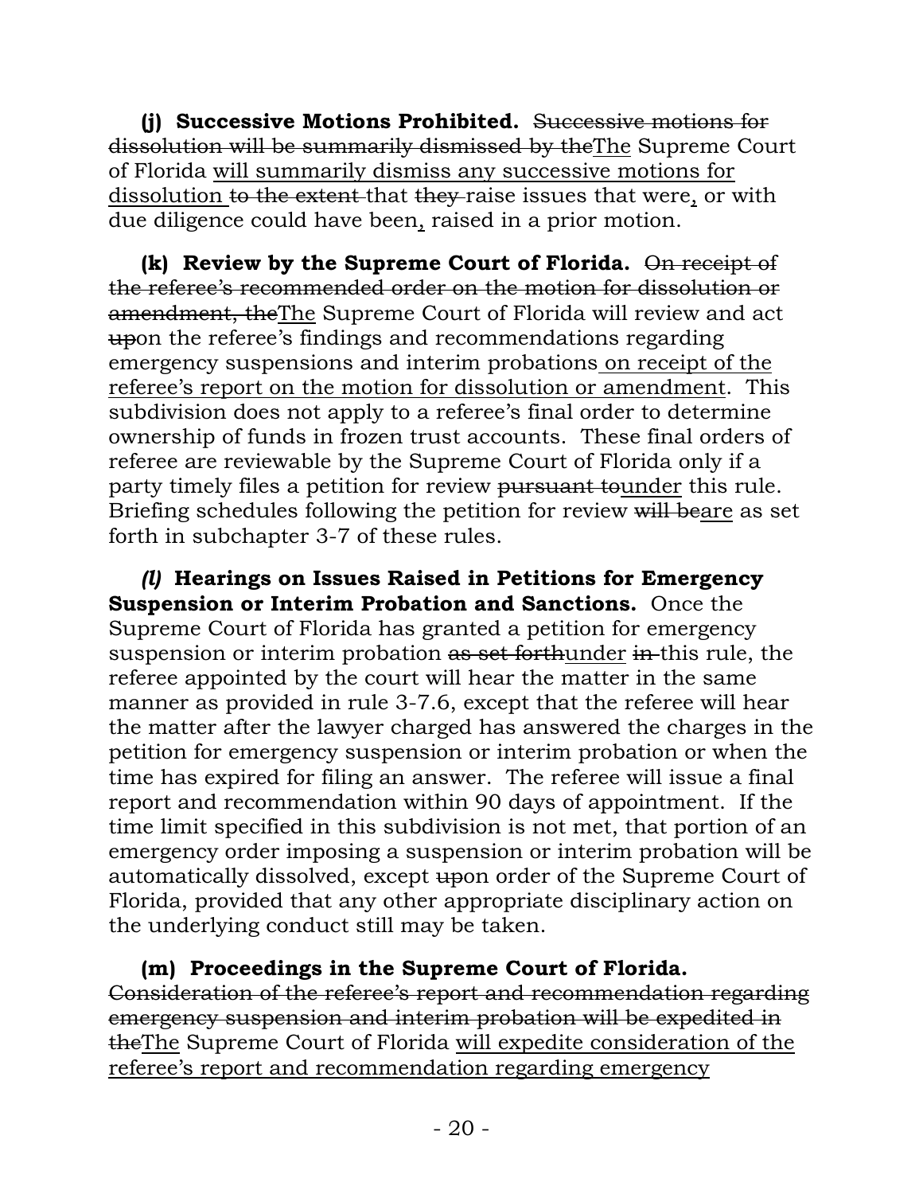**(j) Successive Motions Prohibited.** ~~Successive motions for dissolution will be summarily dismissed by the~~<u>The</u> Supreme Court of Florida <u>will summarily dismiss any successive motions for dissolution</u> ~~to the extent~~ that ~~they~~ raise issues that were<u>,</u> or with due diligence could have been<u>,</u> raised in a prior motion.

**(k) Review by the Supreme Court of Florida.** ~~On receipt of the referee's recommended order on the motion for dissolution or amendment, the~~<u>The</u> Supreme Court of Florida will review and act ~~up~~on the referee's findings and recommendations regarding emergency suspensions and interim probations<u> on receipt of the referee's report on the motion for dissolution or amendment</u>. This subdivision does not apply to a referee's final order to determine ownership of funds in frozen trust accounts. These final orders of referee are reviewable by the Supreme Court of Florida only if a party timely files a petition for review ~~pursuant to~~<u>under</u> this rule. Briefing schedules following the petition for review ~~will be~~<u>are</u> as set forth in subchapter 3-7 of these rules.

***(l)* Hearings on Issues Raised in Petitions for Emergency Suspension or Interim Probation and Sanctions.** Once the Supreme Court of Florida has granted a petition for emergency suspension or interim probation ~~as set forth~~<u>under</u> ~~in~~ this rule, the referee appointed by the court will hear the matter in the same manner as provided in rule 3-7.6, except that the referee will hear the matter after the lawyer charged has answered the charges in the petition for emergency suspension or interim probation or when the time has expired for filing an answer. The referee will issue a final report and recommendation within 90 days of appointment. If the time limit specified in this subdivision is not met, that portion of an emergency order imposing a suspension or interim probation will be automatically dissolved, except ~~up~~on order of the Supreme Court of Florida, provided that any other appropriate disciplinary action on the underlying conduct still may be taken.

**(m) Proceedings in the Supreme Court of Florida.** ~~Consideration of the referee's report and recommendation regarding emergency suspension and interim probation will be expedited in the~~<u>The</u> Supreme Court of Florida <u>will expedite consideration of the referee's report and recommendation regarding emergency</u>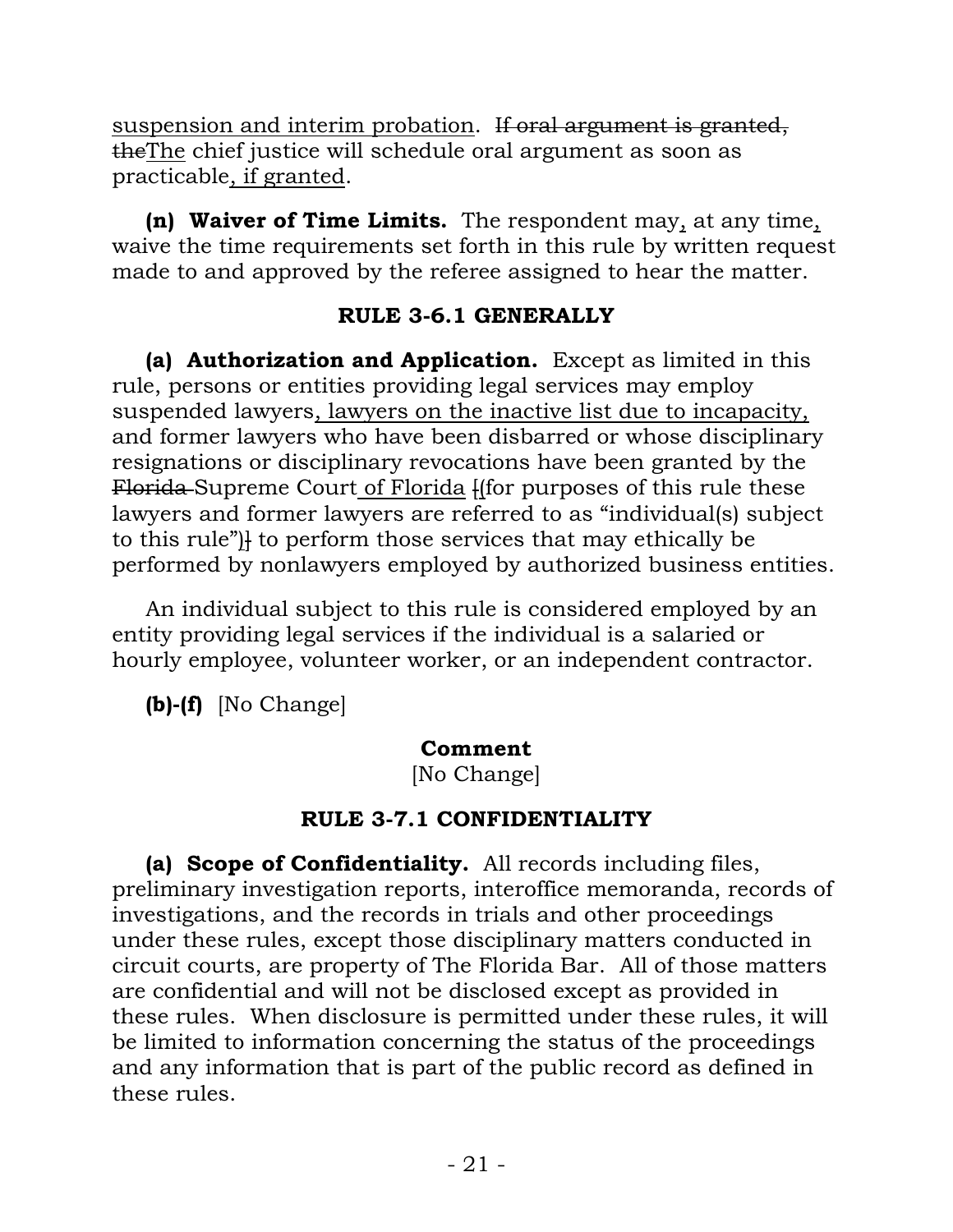suspension and interim probation. ~~If oral argument is granted, the~~The chief justice will schedule oral argument as soon as practicable, if granted.

**(n) Waiver of Time Limits.** The respondent may, at any time, waive the time requirements set forth in this rule by written request made to and approved by the referee assigned to hear the matter.

### RULE 3-6.1 GENERALLY

**(a) Authorization and Application.** Except as limited in this rule, persons or entities providing legal services may employ suspended lawyers, lawyers on the inactive list due to incapacity, and former lawyers who have been disbarred or whose disciplinary resignations or disciplinary revocations have been granted by the ~~Florida~~ Supreme Court of Florida ~~[~~(for purposes of this rule these lawyers and former lawyers are referred to as "individual(s) subject to this rule")~~]~~ to perform those services that may ethically be performed by nonlawyers employed by authorized business entities.

An individual subject to this rule is considered employed by an entity providing legal services if the individual is a salaried or hourly employee, volunteer worker, or an independent contractor.

**(b)-(f)** [No Change]

**Comment**

[No Change]

### RULE 3-7.1 CONFIDENTIALITY

**(a) Scope of Confidentiality.** All records including files, preliminary investigation reports, interoffice memoranda, records of investigations, and the records in trials and other proceedings under these rules, except those disciplinary matters conducted in circuit courts, are property of The Florida Bar. All of those matters are confidential and will not be disclosed except as provided in these rules. When disclosure is permitted under these rules, it will be limited to information concerning the status of the proceedings and any information that is part of the public record as defined in these rules.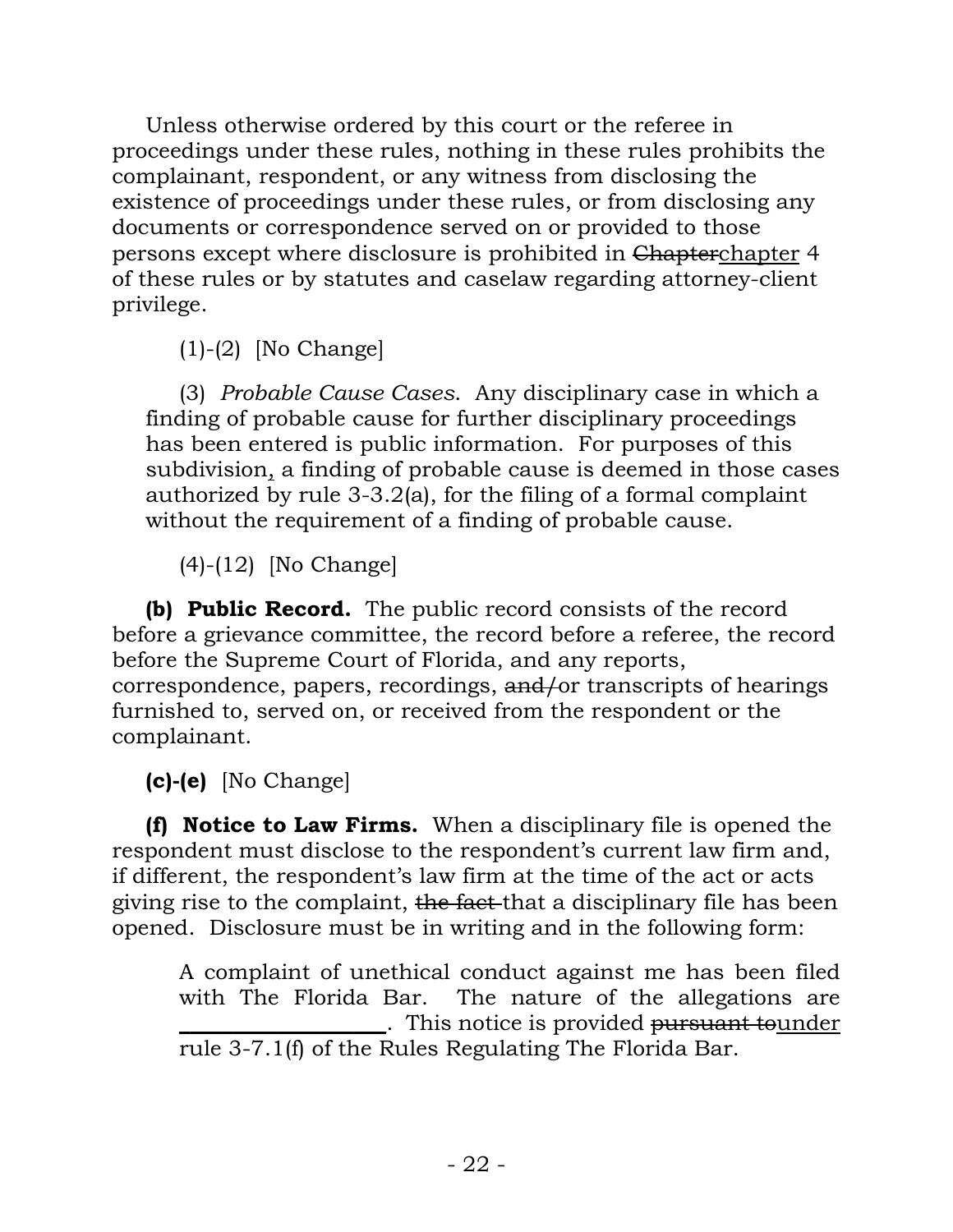Unless otherwise ordered by this court or the referee in proceedings under these rules, nothing in these rules prohibits the complainant, respondent, or any witness from disclosing the existence of proceedings under these rules, or from disclosing any documents or correspondence served on or provided to those persons except where disclosure is prohibited in ~~Chapter~~<u>chapter</u> 4 of these rules or by statutes and caselaw regarding attorney-client privilege.

(1)-(2) [No Change]

(3) *Probable Cause Cases*. Any disciplinary case in which a finding of probable cause for further disciplinary proceedings has been entered is public information. For purposes of this subdivision<u>,</u> a finding of probable cause is deemed in those cases authorized by rule 3-3.2(a), for the filing of a formal complaint without the requirement of a finding of probable cause.

(4)-(12) [No Change]

**(b) Public Record.** The public record consists of the record before a grievance committee, the record before a referee, the record before the Supreme Court of Florida, and any reports, correspondence, papers, recordings, ~~and/~~or transcripts of hearings furnished to, served on, or received from the respondent or the complainant.

**(c)-(e)** [No Change]

**(f) Notice to Law Firms.** When a disciplinary file is opened the respondent must disclose to the respondent's current law firm and, if different, the respondent's law firm at the time of the act or acts giving rise to the complaint, ~~the fact~~ that a disciplinary file has been opened. Disclosure must be in writing and in the following form:

> A complaint of unethical conduct against me has been filed with The Florida Bar. The nature of the allegations are \_\_\_\_\_\_\_\_\_\_\_\_\_\_\_\_\_\_\_\_. This notice is provided ~~pursuant to~~<u>under</u> rule 3-7.1(f) of the Rules Regulating The Florida Bar.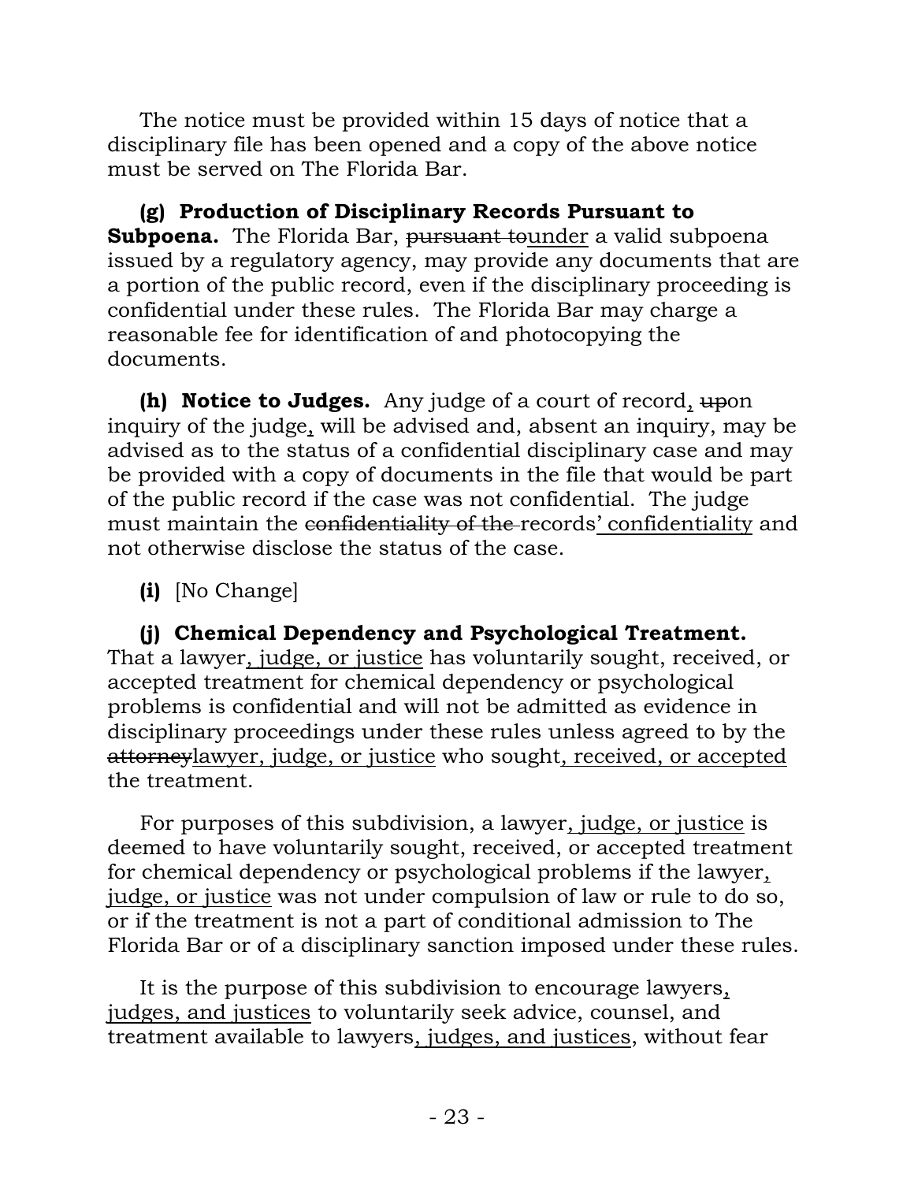The notice must be provided within 15 days of notice that a disciplinary file has been opened and a copy of the above notice must be served on The Florida Bar.

**(g) Production of Disciplinary Records Pursuant to Subpoena.** The Florida Bar, ~~pursuant to~~under a valid subpoena issued by a regulatory agency, may provide any documents that are a portion of the public record, even if the disciplinary proceeding is confidential under these rules. The Florida Bar may charge a reasonable fee for identification of and photocopying the documents.

**(h) Notice to Judges.** Any judge of a court of record, ~~up~~on inquiry of the judge, will be advised and, absent an inquiry, may be advised as to the status of a confidential disciplinary case and may be provided with a copy of documents in the file that would be part of the public record if the case was not confidential. The judge must maintain the ~~confidentiality of the~~ records' confidentiality and not otherwise disclose the status of the case.

**(i)** [No Change]

**(j) Chemical Dependency and Psychological Treatment.** That a lawyer, judge, or justice has voluntarily sought, received, or accepted treatment for chemical dependency or psychological problems is confidential and will not be admitted as evidence in disciplinary proceedings under these rules unless agreed to by the ~~attorney~~lawyer, judge, or justice who sought, received, or accepted the treatment.

For purposes of this subdivision, a lawyer, judge, or justice is deemed to have voluntarily sought, received, or accepted treatment for chemical dependency or psychological problems if the lawyer, judge, or justice was not under compulsion of law or rule to do so, or if the treatment is not a part of conditional admission to The Florida Bar or of a disciplinary sanction imposed under these rules.

It is the purpose of this subdivision to encourage lawyers, judges, and justices to voluntarily seek advice, counsel, and treatment available to lawyers, judges, and justices, without fear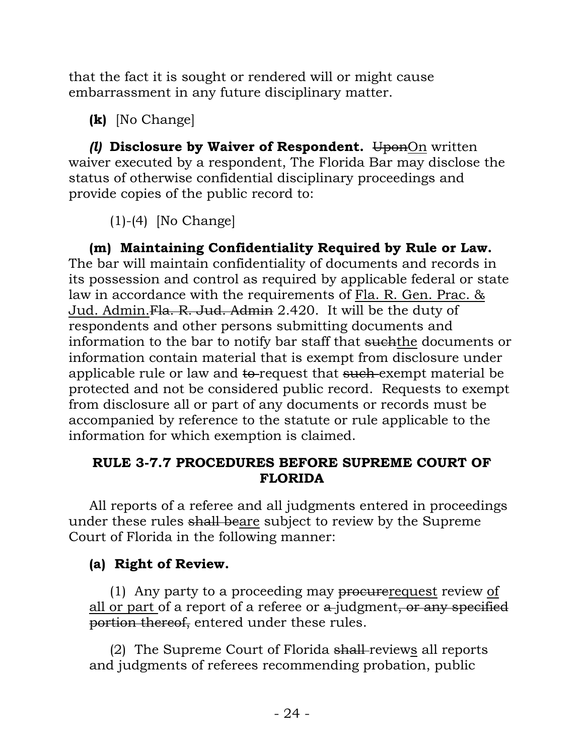that the fact it is sought or rendered will or might cause embarrassment in any future disciplinary matter.

**(k)** [No Change]

***(l)*** **Disclosure by Waiver of Respondent.** ~~Upon~~<u>On</u> written waiver executed by a respondent, The Florida Bar may disclose the status of otherwise confidential disciplinary proceedings and provide copies of the public record to:

(1)-(4) [No Change]

**(m) Maintaining Confidentiality Required by Rule or Law.** The bar will maintain confidentiality of documents and records in its possession and control as required by applicable federal or state law in accordance with the requirements of <u>Fla. R. Gen. Prac. & Jud. Admin.</u>~~Fla. R. Jud. Admin~~ 2.420. It will be the duty of respondents and other persons submitting documents and information to the bar to notify bar staff that ~~such~~<u>the</u> documents or information contain material that is exempt from disclosure under applicable rule or law and ~~to~~ request that ~~such~~ exempt material be protected and not be considered public record. Requests to exempt from disclosure all or part of any documents or records must be accompanied by reference to the statute or rule applicable to the information for which exemption is claimed.

## RULE 3-7.7 PROCEDURES BEFORE SUPREME COURT OF FLORIDA

All reports of a referee and all judgments entered in proceedings under these rules ~~shall be~~<u>are</u> subject to review by the Supreme Court of Florida in the following manner:

**(a) Right of Review.**

(1) Any party to a proceeding may ~~procure~~<u>request</u> review <u>of all or part</u> of a report of a referee or ~~a~~ judgment~~, or any specified portion thereof,~~ entered under these rules.

(2) The Supreme Court of Florida ~~shall~~ review<u>s</u> all reports and judgments of referees recommending probation, public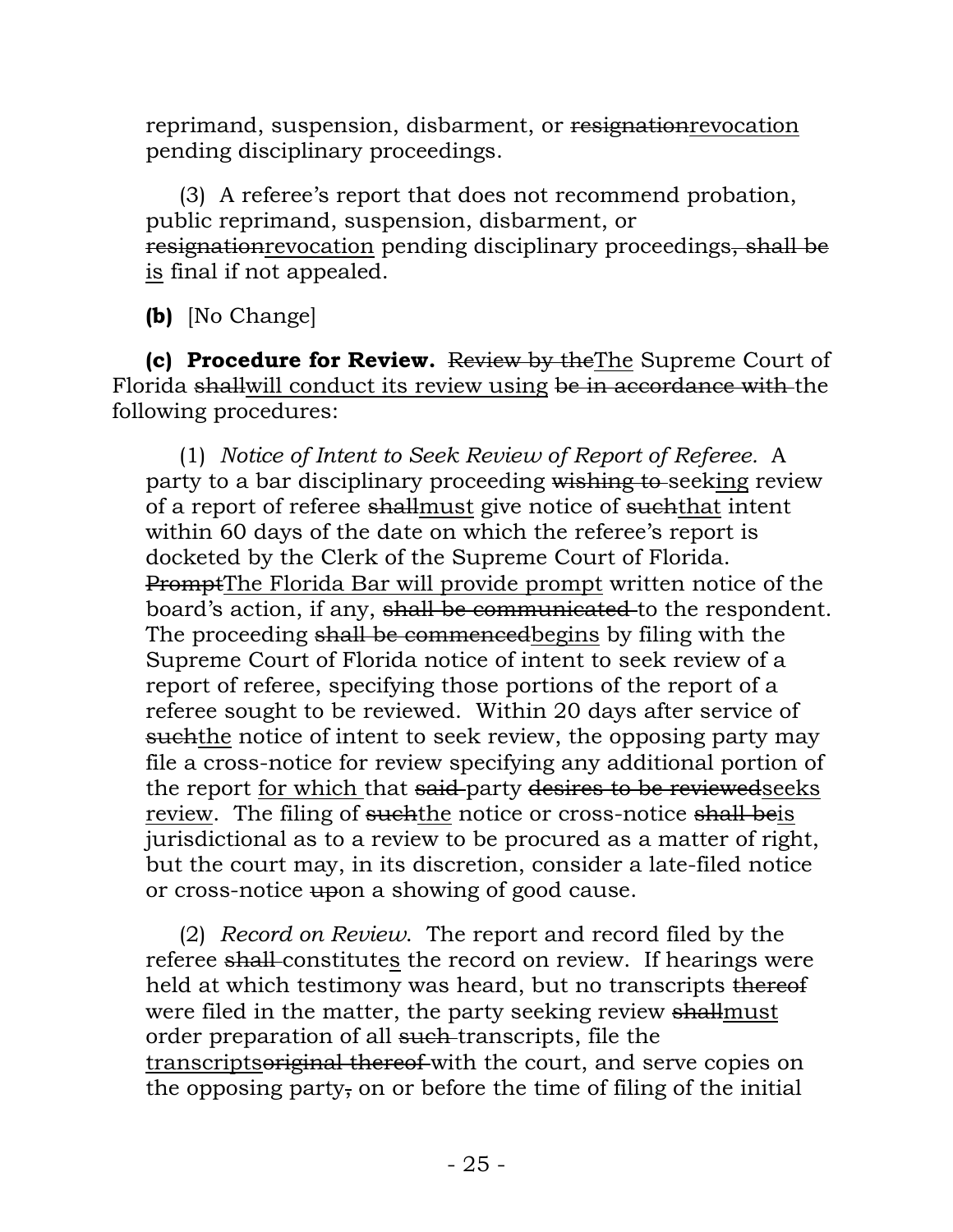reprimand, suspension, disbarment, or ~~resignation~~<u>revocation</u> pending disciplinary proceedings.

(3) A referee's report that does not recommend probation, public reprimand, suspension, disbarment, or ~~resignation~~<u>revocation</u> pending disciplinary proceedings~~, shall be~~ <u>is</u> final if not appealed.

**(b)** [No Change]

**(c) Procedure for Review.** ~~Review by the~~<u>The</u> Supreme Court of Florida ~~shall~~<u>will conduct its review using</u> ~~be in accordance with~~ the following procedures:

(1) *Notice of Intent to Seek Review of Report of Referee.* A party to a bar disciplinary proceeding ~~wishing to~~ seek<u>ing</u> review of a report of referee ~~shall~~<u>must</u> give notice of ~~such~~<u>that</u> intent within 60 days of the date on which the referee's report is docketed by the Clerk of the Supreme Court of Florida. ~~Prompt~~<u>The Florida Bar will provide prompt</u> written notice of the board's action, if any, ~~shall be communicated~~ to the respondent. The proceeding ~~shall be commenced~~<u>begins</u> by filing with the Supreme Court of Florida notice of intent to seek review of a report of referee, specifying those portions of the report of a referee sought to be reviewed. Within 20 days after service of ~~such~~<u>the</u> notice of intent to seek review, the opposing party may file a cross-notice for review specifying any additional portion of the report <u>for which</u> that ~~said~~ party ~~desires to be reviewed~~<u>seeks review</u>. The filing of ~~such~~<u>the</u> notice or cross-notice ~~shall be~~<u>is</u> jurisdictional as to a review to be procured as a matter of right, but the court may, in its discretion, consider a late-filed notice or cross-notice ~~up~~on a showing of good cause.

(2) *Record on Review.* The report and record filed by the referee ~~shall~~ constitute<u>s</u> the record on review. If hearings were held at which testimony was heard, but no transcripts ~~thereof~~ were filed in the matter, the party seeking review ~~shall~~<u>must</u> order preparation of all ~~such~~ transcripts, file the <u>transcripts</u>~~original thereof~~ with the court, and serve copies on the opposing party~~,~~ on or before the time of filing of the initial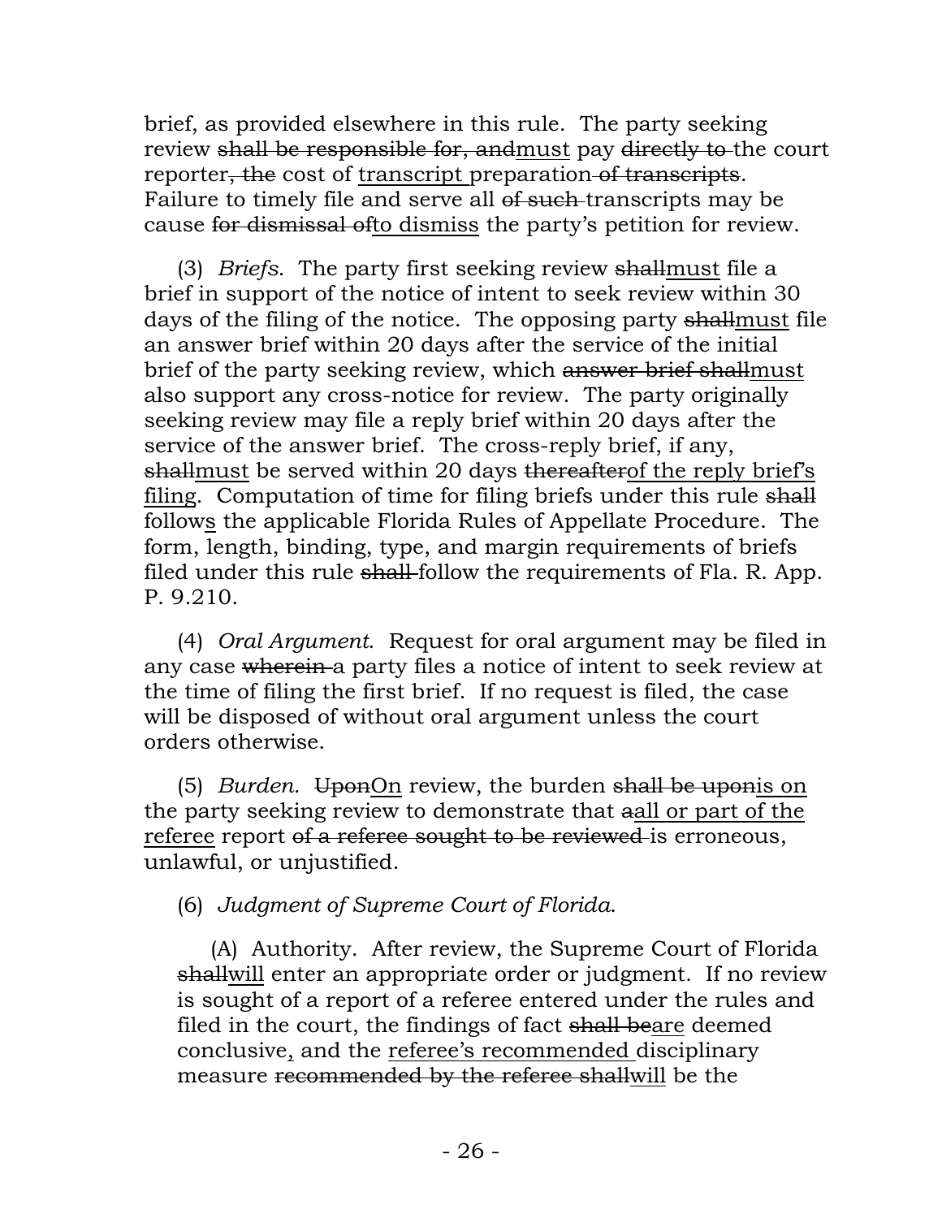brief, as provided elsewhere in this rule. The party seeking review ~~shall be responsible for, and~~<u>must</u> pay ~~directly to~~ the court reporter~~, the~~ cost of <u>transcript</u> preparation ~~of transcripts~~. Failure to timely file and serve all ~~of such~~ transcripts may be cause ~~for dismissal of~~<u>to dismiss</u> the party's petition for review.

(3) *Briefs*. The party first seeking review ~~shall~~<u>must</u> file a brief in support of the notice of intent to seek review within 30 days of the filing of the notice. The opposing party ~~shall~~<u>must</u> file an answer brief within 20 days after the service of the initial brief of the party seeking review, which ~~answer brief shall~~<u>must</u> also support any cross-notice for review. The party originally seeking review may file a reply brief within 20 days after the service of the answer brief. The cross-reply brief, if any, ~~shall~~<u>must</u> be served within 20 days ~~thereafter~~<u>of the reply brief's filing</u>. Computation of time for filing briefs under this rule ~~shall~~ follow<u>s</u> the applicable Florida Rules of Appellate Procedure. The form, length, binding, type, and margin requirements of briefs filed under this rule ~~shall~~ follow the requirements of Fla. R. App. P. 9.210.

(4) *Oral Argument*. Request for oral argument may be filed in any case ~~wherein~~ a party files a notice of intent to seek review at the time of filing the first brief. If no request is filed, the case will be disposed of without oral argument unless the court orders otherwise.

(5) *Burden*. ~~Upon~~<u>On</u> review, the burden ~~shall be upon~~<u>is on</u> the party seeking review to demonstrate that ~~a~~<u>all or part of the referee</u> report ~~of a referee sought to be reviewed~~ is erroneous, unlawful, or unjustified.

(6) *Judgment of Supreme Court of Florida*.

(A) Authority. After review, the Supreme Court of Florida ~~shall~~<u>will</u> enter an appropriate order or judgment. If no review is sought of a report of a referee entered under the rules and filed in the court, the findings of fact ~~shall be~~<u>are</u> deemed conclusive<u>,</u> and the <u>referee's recommended</u> disciplinary measure ~~recommended by the referee shall~~<u>will</u> be the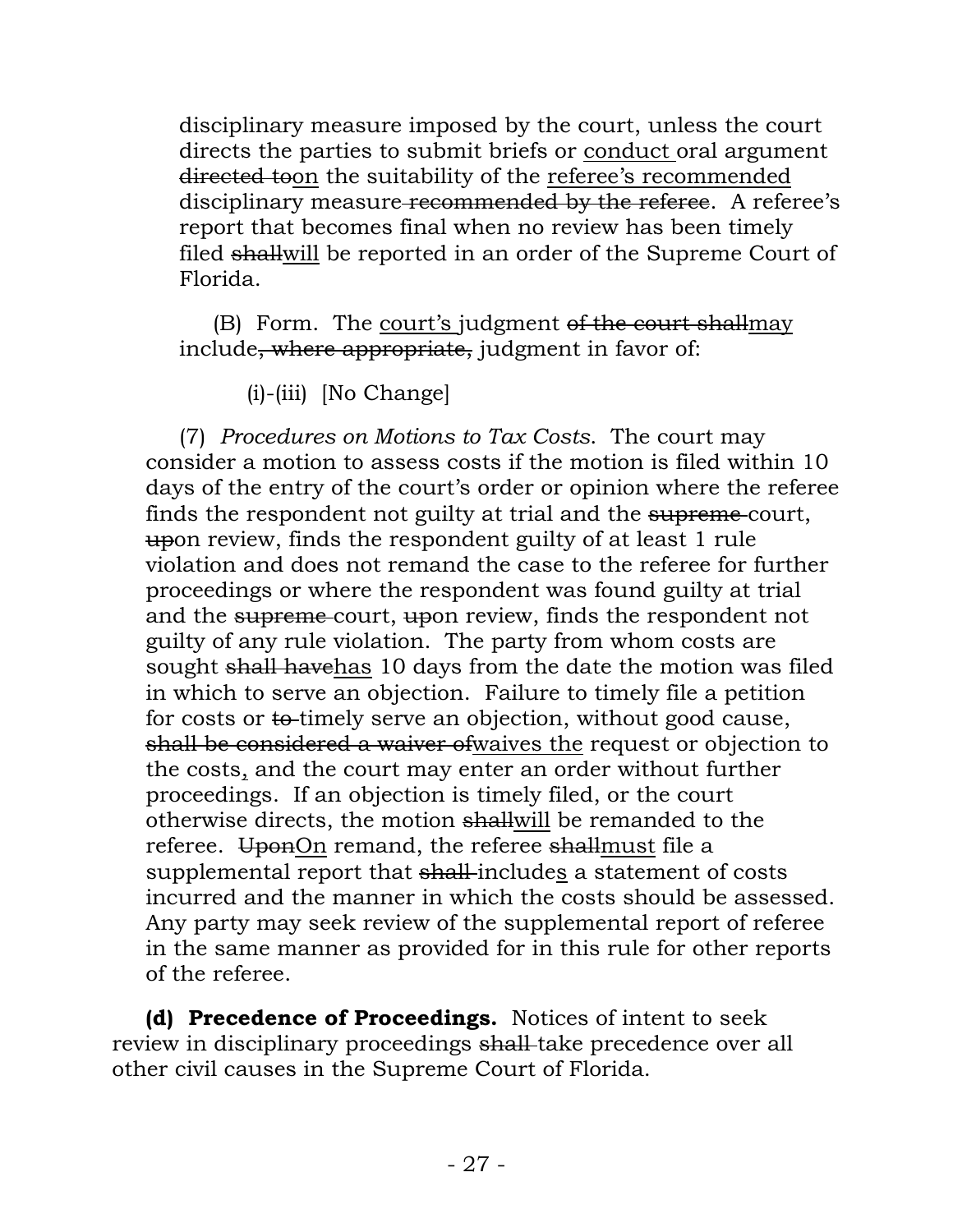disciplinary measure imposed by the court, unless the court directs the parties to submit briefs or <u>conduct </u>oral argument ~~directed to~~<u>on</u> the suitability of the <u>referee's recommended</u> disciplinary measure~~ recommended by the referee~~. A referee's report that becomes final when no review has been timely filed ~~shall~~<u>will</u> be reported in an order of the Supreme Court of Florida.

(B) Form. The <u>court's </u>judgment ~~of the court shall~~<u>may</u> include~~, where appropriate,~~ judgment in favor of:

(i)-(iii) [No Change]

(7) *Procedures on Motions to Tax Costs*. The court may consider a motion to assess costs if the motion is filed within 10 days of the entry of the court's order or opinion where the referee finds the respondent not guilty at trial and the ~~supreme~~ court, ~~up~~on review, finds the respondent guilty of at least 1 rule violation and does not remand the case to the referee for further proceedings or where the respondent was found guilty at trial and the ~~supreme~~ court, ~~up~~on review, finds the respondent not guilty of any rule violation. The party from whom costs are sought ~~shall have~~<u>has</u> 10 days from the date the motion was filed in which to serve an objection. Failure to timely file a petition for costs or ~~to~~ timely serve an objection, without good cause, ~~shall be considered a waiver of~~<u>waives the</u> request or objection to the costs<u>,</u> and the court may enter an order without further proceedings. If an objection is timely filed, or the court otherwise directs, the motion ~~shall~~<u>will</u> be remanded to the referee. ~~Upon~~<u>On</u> remand, the referee ~~shall~~<u>must</u> file a supplemental report that ~~shall~~ include<u>s</u> a statement of costs incurred and the manner in which the costs should be assessed. Any party may seek review of the supplemental report of referee in the same manner as provided for in this rule for other reports of the referee.

**(d) Precedence of Proceedings.** Notices of intent to seek review in disciplinary proceedings ~~shall~~ take precedence over all other civil causes in the Supreme Court of Florida.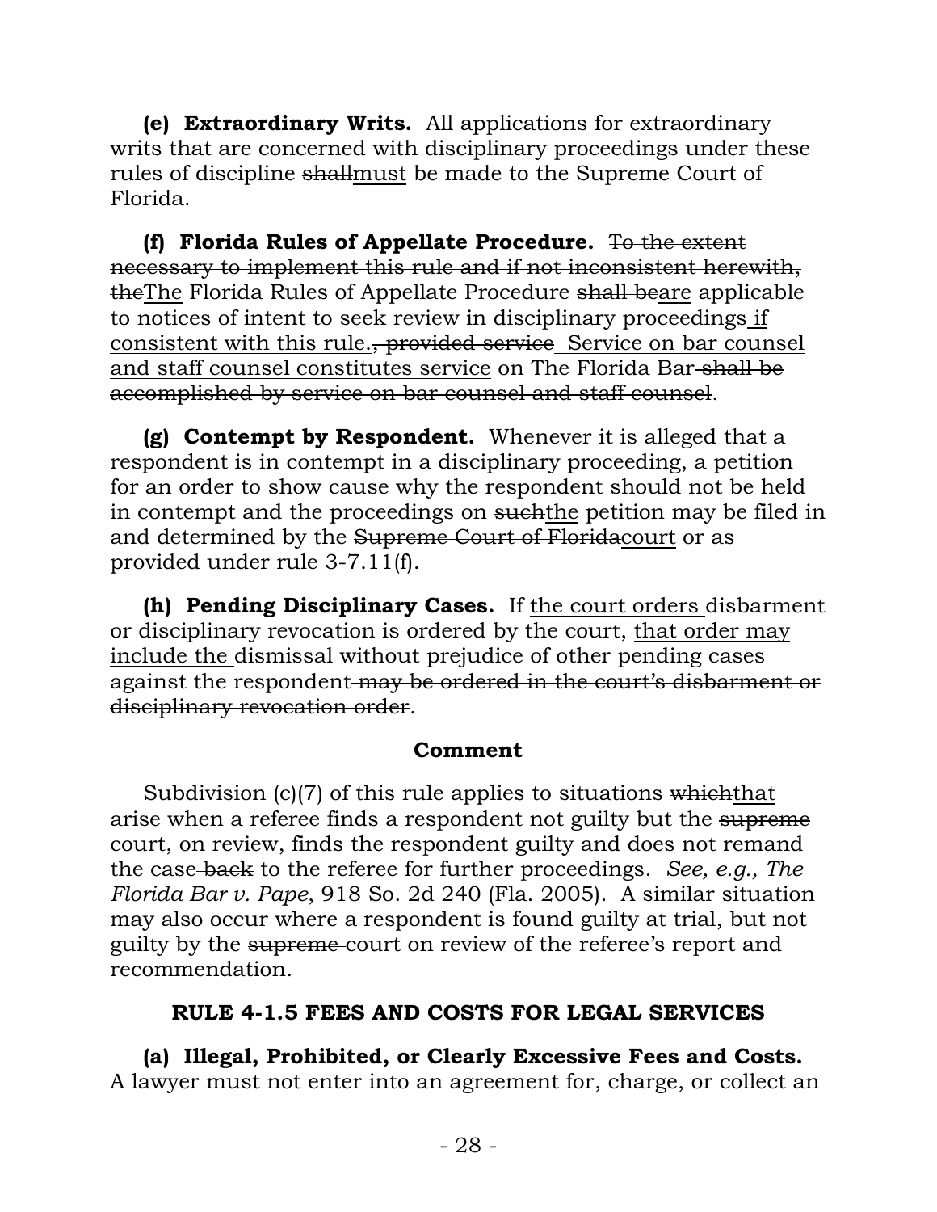**(e) Extraordinary Writs.** All applications for extraordinary writs that are concerned with disciplinary proceedings under these rules of discipline ~~shall~~<u>must</u> be made to the Supreme Court of Florida.

**(f) Florida Rules of Appellate Procedure.** ~~To the extent necessary to implement this rule and if not inconsistent herewith, the~~<u>The</u> Florida Rules of Appellate Procedure ~~shall be~~<u>are</u> applicable to notices of intent to seek review in disciplinary proceedings <u>if consistent with this rule.</u>~~, provided service~~ <u>Service on bar counsel and staff counsel constitutes service</u> on The Florida Bar ~~shall be accomplished by service on bar counsel and staff counsel~~.

**(g) Contempt by Respondent.** Whenever it is alleged that a respondent is in contempt in a disciplinary proceeding, a petition for an order to show cause why the respondent should not be held in contempt and the proceedings on ~~such~~<u>the</u> petition may be filed in and determined by the ~~Supreme Court of Florida~~<u>court</u> or as provided under rule 3-7.11(f).

**(h) Pending Disciplinary Cases.** If <u>the court orders</u> disbarment or disciplinary revocation ~~is ordered by the court~~, <u>that order may include the</u> dismissal without prejudice of other pending cases against the respondent ~~may be ordered in the court's disbarment or disciplinary revocation order~~.

**Comment**

Subdivision (c)(7) of this rule applies to situations ~~which~~<u>that</u> arise when a referee finds a respondent not guilty but the ~~supreme~~ court, on review, finds the respondent guilty and does not remand the case ~~back~~ to the referee for further proceedings. *See, e.g., The Florida Bar v. Pape*, 918 So. 2d 240 (Fla. 2005). A similar situation may also occur where a respondent is found guilty at trial, but not guilty by the ~~supreme~~ court on review of the referee's report and recommendation.

## RULE 4-1.5 FEES AND COSTS FOR LEGAL SERVICES

**(a) Illegal, Prohibited, or Clearly Excessive Fees and Costs.** A lawyer must not enter into an agreement for, charge, or collect an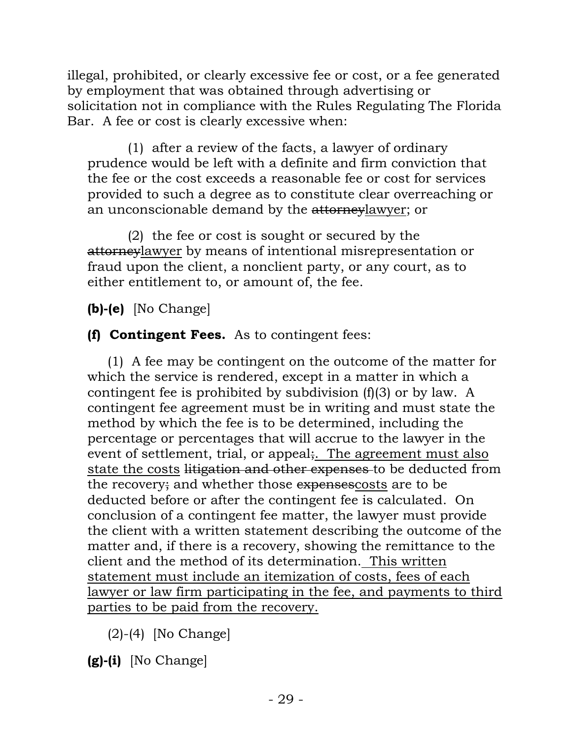illegal, prohibited, or clearly excessive fee or cost, or a fee generated by employment that was obtained through advertising or solicitation not in compliance with the Rules Regulating The Florida Bar. A fee or cost is clearly excessive when:

(1) after a review of the facts, a lawyer of ordinary prudence would be left with a definite and firm conviction that the fee or the cost exceeds a reasonable fee or cost for services provided to such a degree as to constitute clear overreaching or an unconscionable demand by the ~~attorney~~<u>lawyer</u>; or

(2) the fee or cost is sought or secured by the ~~attorney~~<u>lawyer</u> by means of intentional misrepresentation or fraud upon the client, a nonclient party, or any court, as to either entitlement to, or amount of, the fee.

**(b)-(e)** [No Change]

**(f) Contingent Fees.** As to contingent fees:

(1) A fee may be contingent on the outcome of the matter for which the service is rendered, except in a matter in which a contingent fee is prohibited by subdivision (f)(3) or by law. A contingent fee agreement must be in writing and must state the method by which the fee is to be determined, including the percentage or percentages that will accrue to the lawyer in the event of settlement, trial, or appeal~~;~~<u>. The agreement must also state the costs</u> ~~litigation and other expenses~~ to be deducted from the recovery~~;~~ and whether those ~~expenses~~<u>costs</u> are to be deducted before or after the contingent fee is calculated. On conclusion of a contingent fee matter, the lawyer must provide the client with a written statement describing the outcome of the matter and, if there is a recovery, showing the remittance to the client and the method of its determination. <u>This written statement must include an itemization of costs, fees of each lawyer or law firm participating in the fee, and payments to third parties to be paid from the recovery.</u>

(2)-(4) [No Change]

**(g)-(i)** [No Change]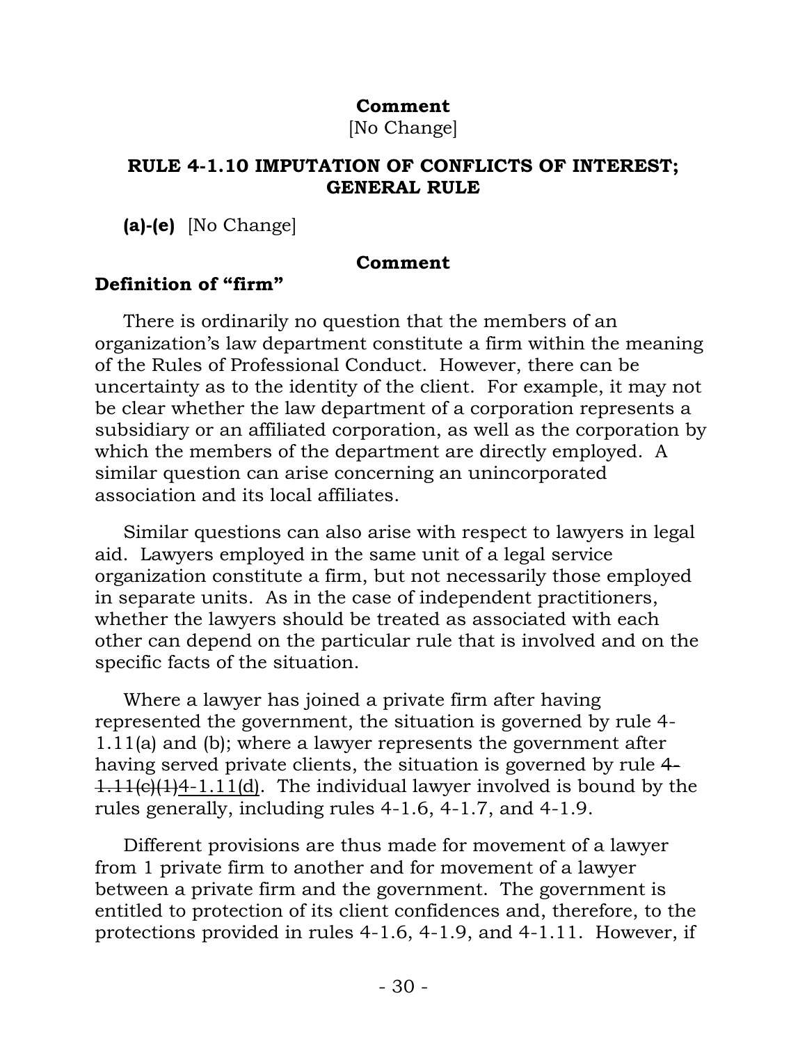**Comment**

[No Change]

## RULE 4-1.10 IMPUTATION OF CONFLICTS OF INTEREST; GENERAL RULE

**(a)-(e)** [No Change]

**Comment**

### Definition of "firm"

There is ordinarily no question that the members of an organization's law department constitute a firm within the meaning of the Rules of Professional Conduct. However, there can be uncertainty as to the identity of the client. For example, it may not be clear whether the law department of a corporation represents a subsidiary or an affiliated corporation, as well as the corporation by which the members of the department are directly employed. A similar question can arise concerning an unincorporated association and its local affiliates.

Similar questions can also arise with respect to lawyers in legal aid. Lawyers employed in the same unit of a legal service organization constitute a firm, but not necessarily those employed in separate units. As in the case of independent practitioners, whether the lawyers should be treated as associated with each other can depend on the particular rule that is involved and on the specific facts of the situation.

Where a lawyer has joined a private firm after having represented the government, the situation is governed by rule 4-1.11(a) and (b); where a lawyer represents the government after having served private clients, the situation is governed by rule ~~4-1.11(c)(1)~~4-1.11(d). The individual lawyer involved is bound by the rules generally, including rules 4-1.6, 4-1.7, and 4-1.9.

Different provisions are thus made for movement of a lawyer from 1 private firm to another and for movement of a lawyer between a private firm and the government. The government is entitled to protection of its client confidences and, therefore, to the protections provided in rules 4-1.6, 4-1.9, and 4-1.11. However, if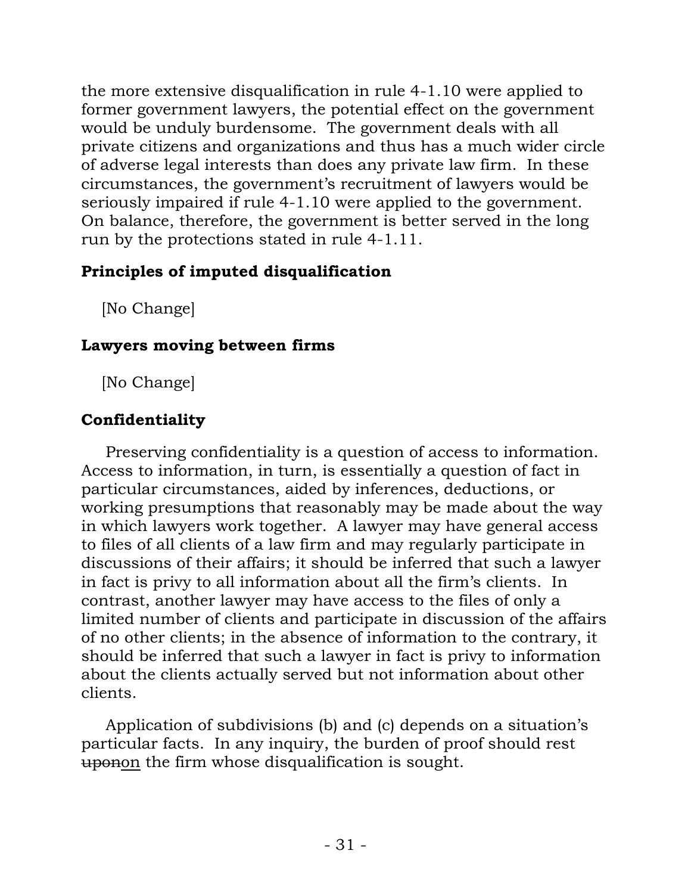the more extensive disqualification in rule 4-1.10 were applied to former government lawyers, the potential effect on the government would be unduly burdensome. The government deals with all private citizens and organizations and thus has a much wider circle of adverse legal interests than does any private law firm. In these circumstances, the government's recruitment of lawyers would be seriously impaired if rule 4-1.10 were applied to the government. On balance, therefore, the government is better served in the long run by the protections stated in rule 4-1.11.

**Principles of imputed disqualification**

[No Change]

**Lawyers moving between firms**

[No Change]

**Confidentiality**

Preserving confidentiality is a question of access to information. Access to information, in turn, is essentially a question of fact in particular circumstances, aided by inferences, deductions, or working presumptions that reasonably may be made about the way in which lawyers work together. A lawyer may have general access to files of all clients of a law firm and may regularly participate in discussions of their affairs; it should be inferred that such a lawyer in fact is privy to all information about all the firm's clients. In contrast, another lawyer may have access to the files of only a limited number of clients and participate in discussion of the affairs of no other clients; in the absence of information to the contrary, it should be inferred that such a lawyer in fact is privy to information about the clients actually served but not information about other clients.

Application of subdivisions (b) and (c) depends on a situation's particular facts. In any inquiry, the burden of proof should rest ~~upon~~<u>on</u> the firm whose disqualification is sought.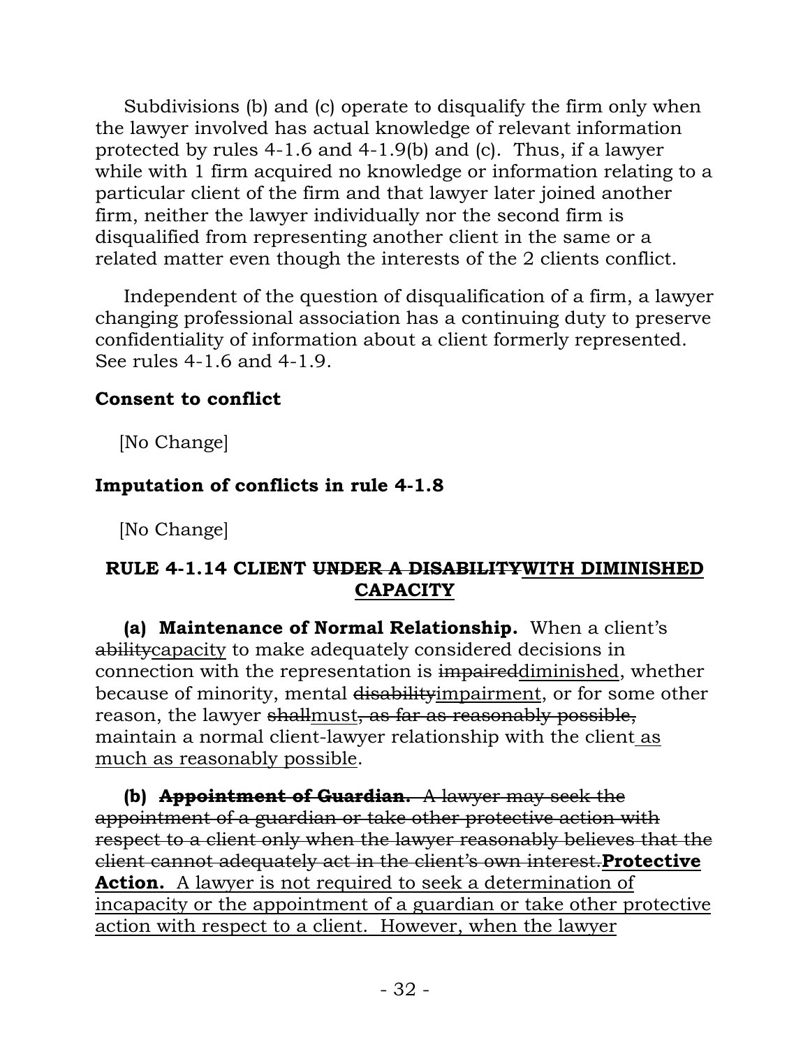Subdivisions (b) and (c) operate to disqualify the firm only when the lawyer involved has actual knowledge of relevant information protected by rules 4-1.6 and 4-1.9(b) and (c). Thus, if a lawyer while with 1 firm acquired no knowledge or information relating to a particular client of the firm and that lawyer later joined another firm, neither the lawyer individually nor the second firm is disqualified from representing another client in the same or a related matter even though the interests of the 2 clients conflict.

Independent of the question of disqualification of a firm, a lawyer changing professional association has a continuing duty to preserve confidentiality of information about a client formerly represented. See rules 4-1.6 and 4-1.9.

**Consent to conflict**

[No Change]

**Imputation of conflicts in rule 4-1.8**

[No Change]

**RULE 4-1.14 CLIENT ~~UNDER A DISABILITY~~<u>WITH DIMINISHED CAPACITY</u>**

**(a) Maintenance of Normal Relationship.** When a client's ~~ability~~<u>capacity</u> to make adequately considered decisions in connection with the representation is ~~impaired~~<u>diminished</u>, whether because of minority, mental ~~disability~~<u>impairment</u>, or for some other reason, the lawyer ~~shall~~<u>must</u>~~, as far as reasonably possible,~~ maintain a normal client-lawyer relationship with the client<u> as much as reasonably possible</u>.

**(b) ~~Appointment of Guardian.~~** ~~A lawyer may seek the appointment of a guardian or take other protective action with respect to a client only when the lawyer reasonably believes that the client cannot adequately act in the client's own interest.~~**<u>Protective Action.</u>** <u>A lawyer is not required to seek a determination of incapacity or the appointment of a guardian or take other protective action with respect to a client. However, when the lawyer</u>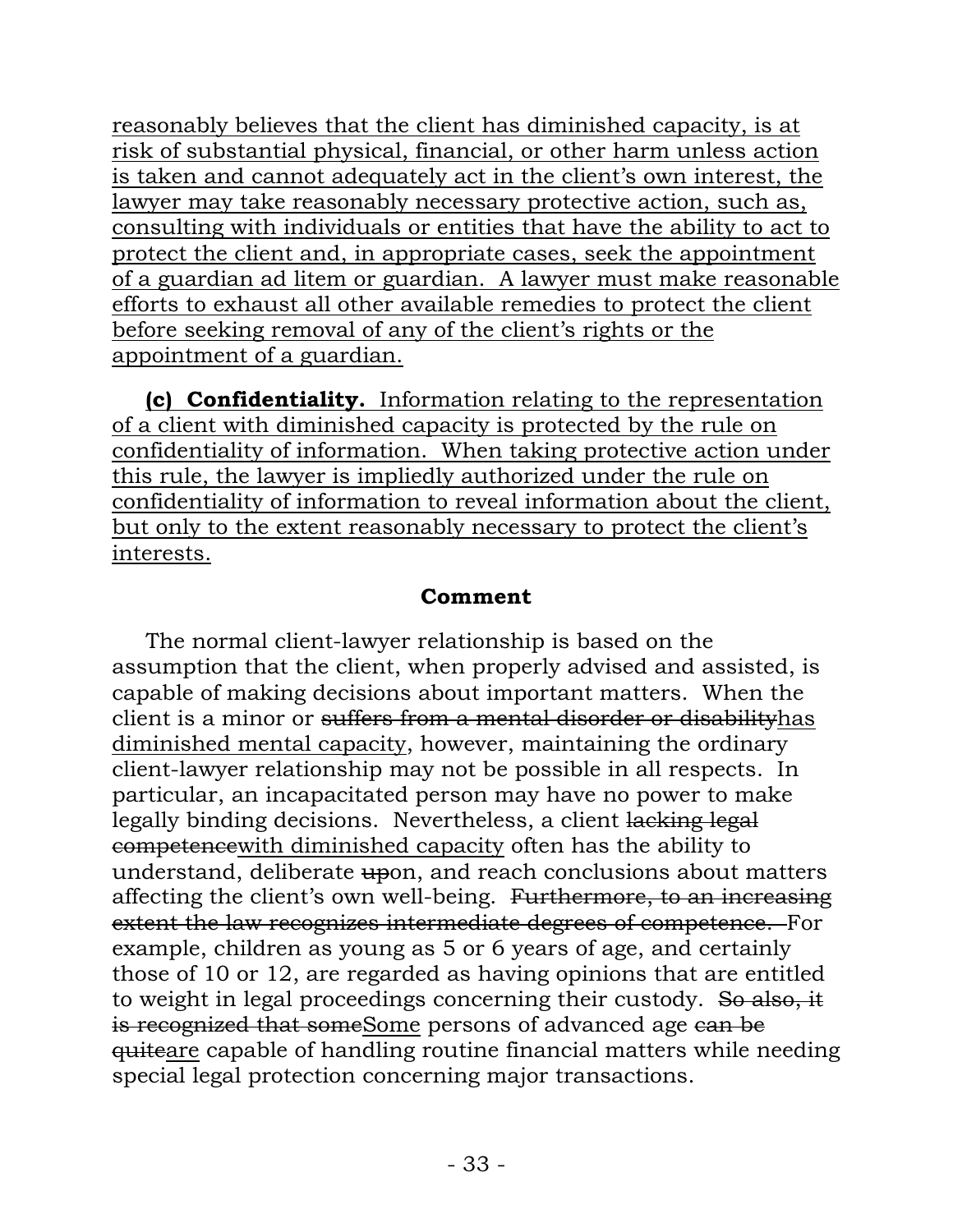<u>reasonably believes that the client has diminished capacity, is at risk of substantial physical, financial, or other harm unless action is taken and cannot adequately act in the client's own interest, the lawyer may take reasonably necessary protective action, such as, consulting with individuals or entities that have the ability to act to protect the client and, in appropriate cases, seek the appointment of a guardian ad litem or guardian. A lawyer must make reasonable efforts to exhaust all other available remedies to protect the client before seeking removal of any of the client's rights or the appointment of a guardian.</u>

<u>**(c) Confidentiality.** Information relating to the representation of a client with diminished capacity is protected by the rule on confidentiality of information. When taking protective action under this rule, the lawyer is impliedly authorized under the rule on confidentiality of information to reveal information about the client, but only to the extent reasonably necessary to protect the client's interests.</u>

**Comment**

The normal client-lawyer relationship is based on the assumption that the client, when properly advised and assisted, is capable of making decisions about important matters. When the client is a minor or ~~suffers from a mental disorder or disability~~<u>has diminished mental capacity</u>, however, maintaining the ordinary client-lawyer relationship may not be possible in all respects. In particular, an incapacitated person may have no power to make legally binding decisions. Nevertheless, a client ~~lacking legal competence~~<u>with diminished capacity</u> often has the ability to understand, deliberate ~~up~~on, and reach conclusions about matters affecting the client's own well-being. ~~Furthermore, to an increasing extent the law recognizes intermediate degrees of competence.~~ For example, children as young as 5 or 6 years of age, and certainly those of 10 or 12, are regarded as having opinions that are entitled to weight in legal proceedings concerning their custody. ~~So also, it is recognized that some~~<u>Some</u> persons of advanced age ~~can be quite~~<u>are</u> capable of handling routine financial matters while needing special legal protection concerning major transactions.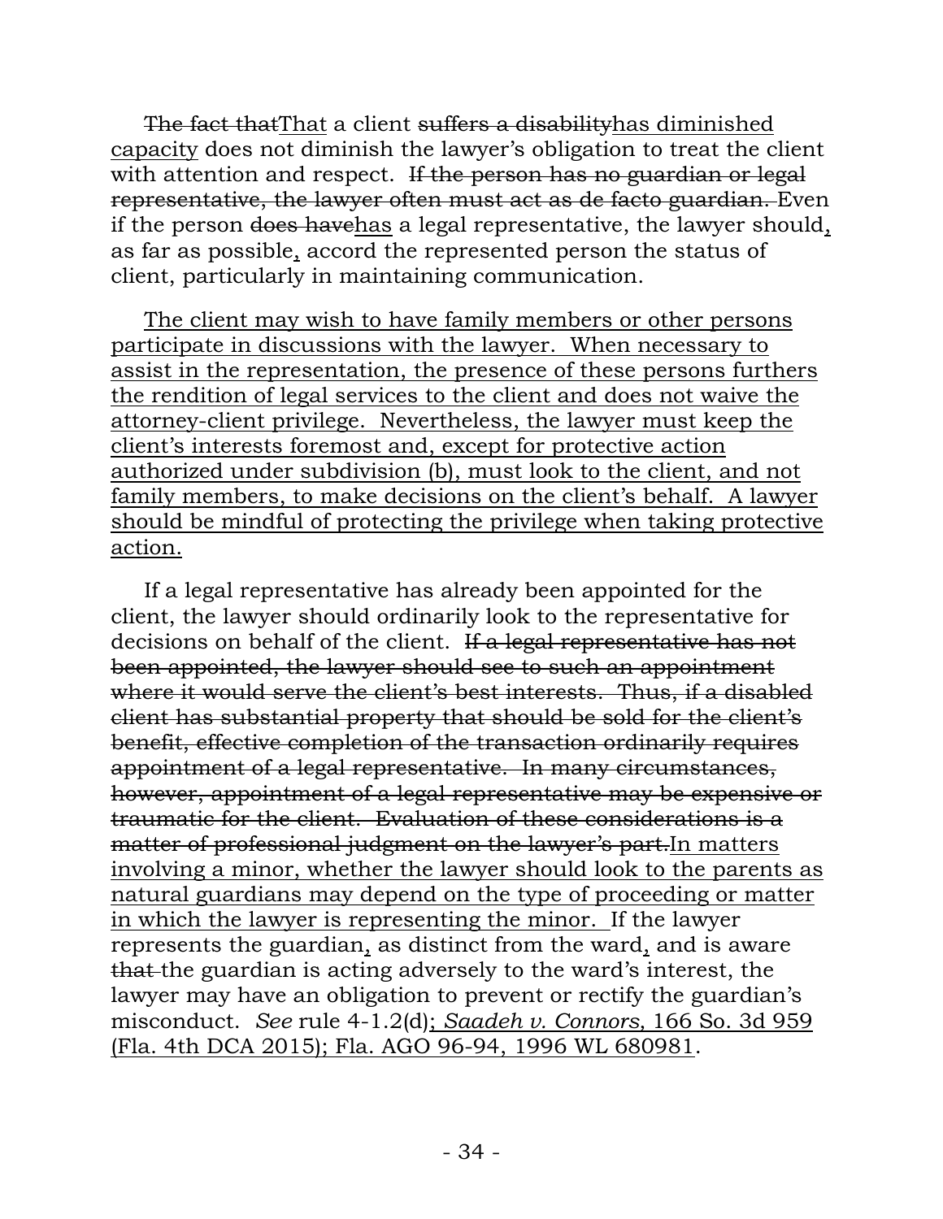~~The fact that~~<u>That</u> a client ~~suffers a disability~~<u>has diminished capacity</u> does not diminish the lawyer's obligation to treat the client with attention and respect. ~~If the person has no guardian or legal representative, the lawyer often must act as de facto guardian.~~ Even if the person ~~does have~~<u>has</u> a legal representative, the lawyer should<u>,</u> as far as possible<u>,</u> accord the represented person the status of client, particularly in maintaining communication.

<u>The client may wish to have family members or other persons participate in discussions with the lawyer. When necessary to assist in the representation, the presence of these persons furthers the rendition of legal services to the client and does not waive the attorney-client privilege. Nevertheless, the lawyer must keep the client's interests foremost and, except for protective action authorized under subdivision (b), must look to the client, and not family members, to make decisions on the client's behalf. A lawyer should be mindful of protecting the privilege when taking protective action.</u>

If a legal representative has already been appointed for the client, the lawyer should ordinarily look to the representative for decisions on behalf of the client. ~~If a legal representative has not been appointed, the lawyer should see to such an appointment where it would serve the client's best interests. Thus, if a disabled client has substantial property that should be sold for the client's benefit, effective completion of the transaction ordinarily requires appointment of a legal representative. In many circumstances, however, appointment of a legal representative may be expensive or traumatic for the client. Evaluation of these considerations is a matter of professional judgment on the lawyer's part.~~<u>In matters involving a minor, whether the lawyer should look to the parents as natural guardians may depend on the type of proceeding or matter in which the lawyer is representing the minor.</u> If the lawyer represents the guardian<u>,</u> as distinct from the ward<u>,</u> and is aware ~~that~~ the guardian is acting adversely to the ward's interest, the lawyer may have an obligation to prevent or rectify the guardian's misconduct. *See* rule 4-1.2(d)<u>; *Saadeh v. Connors*, 166 So. 3d 959 (Fla. 4th DCA 2015); Fla. AGO 96-94, 1996 WL 680981</u>.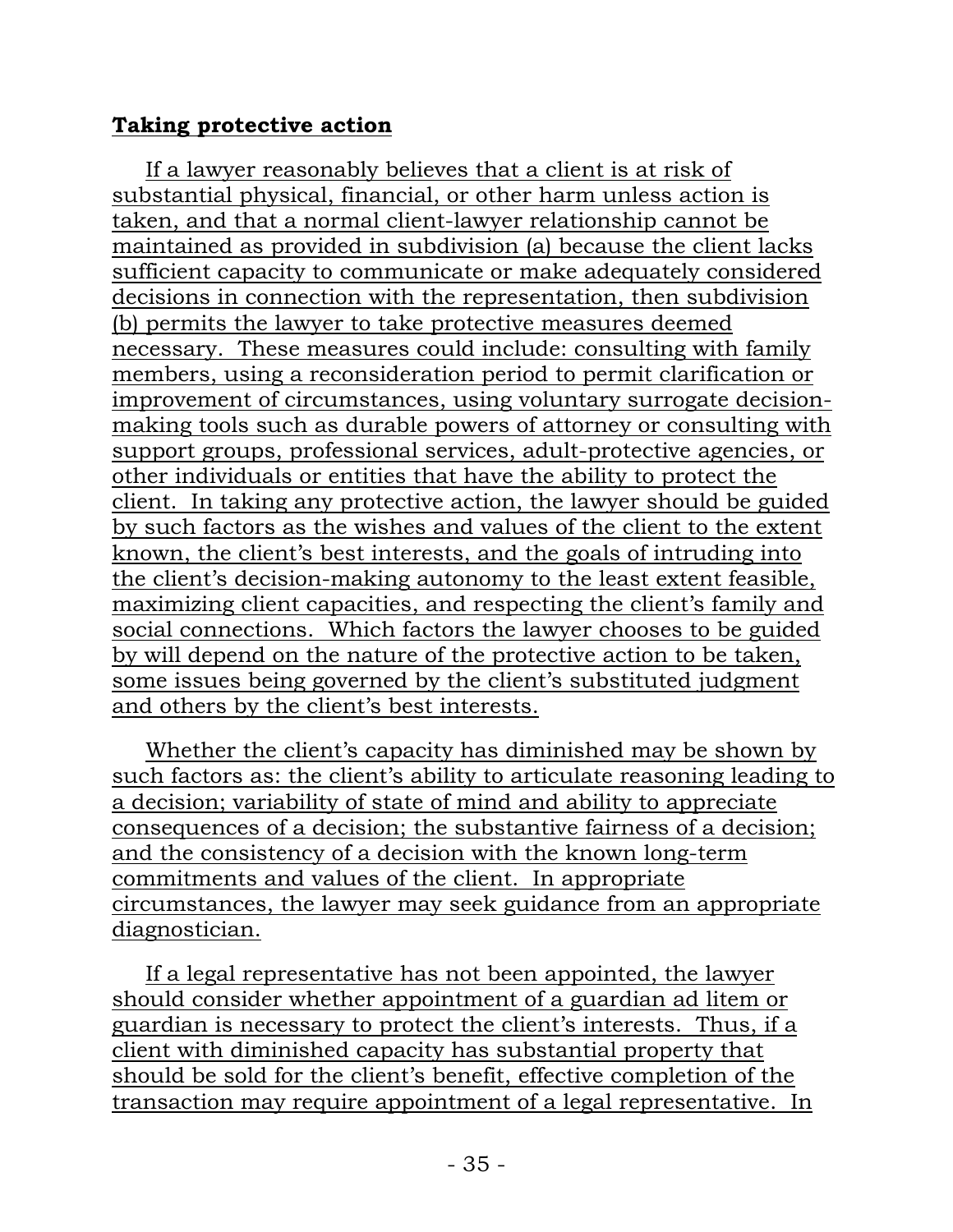**Taking protective action**

If a lawyer reasonably believes that a client is at risk of substantial physical, financial, or other harm unless action is taken, and that a normal client-lawyer relationship cannot be maintained as provided in subdivision (a) because the client lacks sufficient capacity to communicate or make adequately considered decisions in connection with the representation, then subdivision (b) permits the lawyer to take protective measures deemed necessary. These measures could include: consulting with family members, using a reconsideration period to permit clarification or improvement of circumstances, using voluntary surrogate decision-making tools such as durable powers of attorney or consulting with support groups, professional services, adult-protective agencies, or other individuals or entities that have the ability to protect the client. In taking any protective action, the lawyer should be guided by such factors as the wishes and values of the client to the extent known, the client's best interests, and the goals of intruding into the client's decision-making autonomy to the least extent feasible, maximizing client capacities, and respecting the client's family and social connections. Which factors the lawyer chooses to be guided by will depend on the nature of the protective action to be taken, some issues being governed by the client's substituted judgment and others by the client's best interests.

Whether the client's capacity has diminished may be shown by such factors as: the client's ability to articulate reasoning leading to a decision; variability of state of mind and ability to appreciate consequences of a decision; the substantive fairness of a decision; and the consistency of a decision with the known long-term commitments and values of the client. In appropriate circumstances, the lawyer may seek guidance from an appropriate diagnostician.

If a legal representative has not been appointed, the lawyer should consider whether appointment of a guardian ad litem or guardian is necessary to protect the client's interests. Thus, if a client with diminished capacity has substantial property that should be sold for the client's benefit, effective completion of the transaction may require appointment of a legal representative. In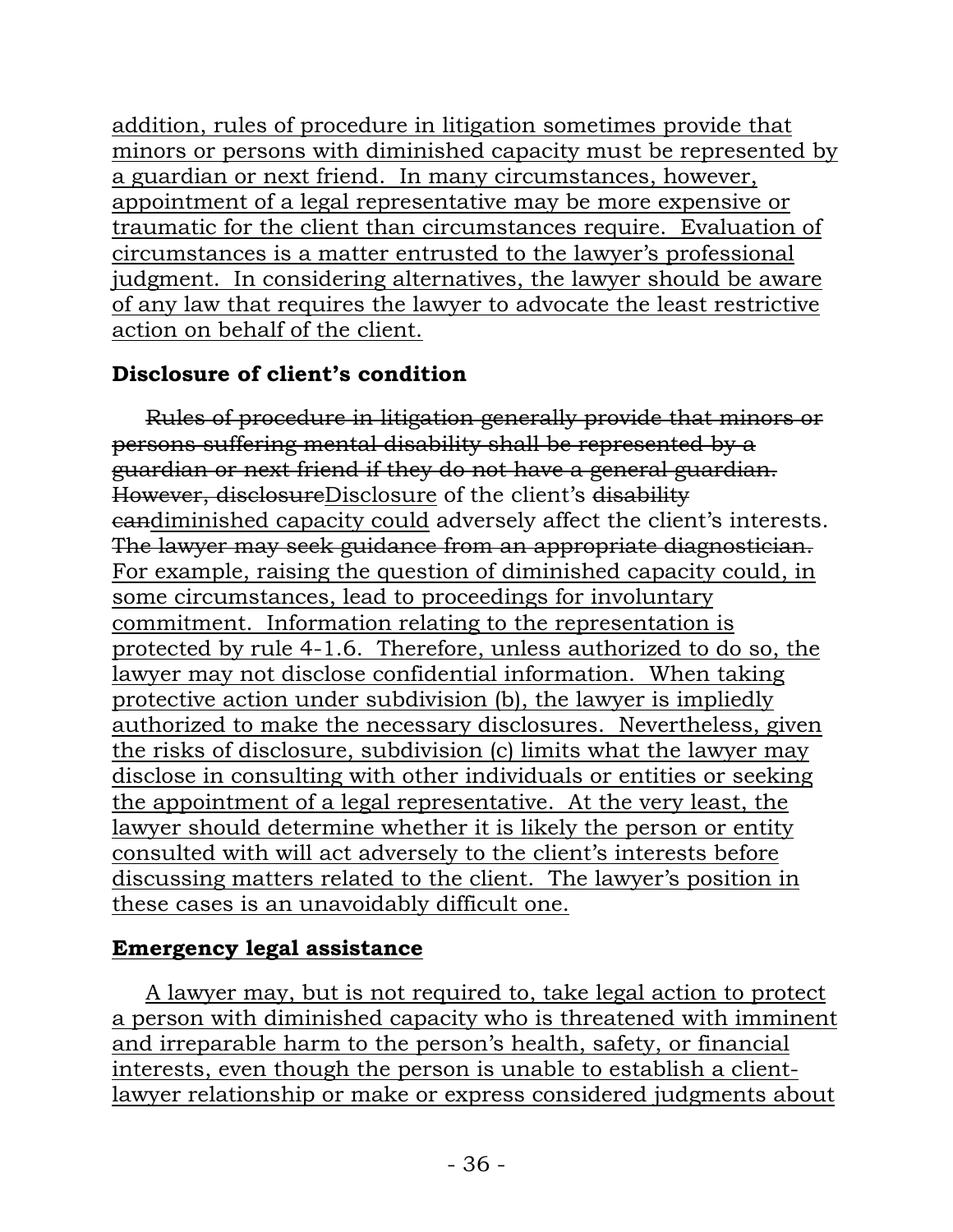<u>addition, rules of procedure in litigation sometimes provide that minors or persons with diminished capacity must be represented by a guardian or next friend. In many circumstances, however, appointment of a legal representative may be more expensive or traumatic for the client than circumstances require. Evaluation of circumstances is a matter entrusted to the lawyer's professional judgment. In considering alternatives, the lawyer should be aware of any law that requires the lawyer to advocate the least restrictive action on behalf of the client.</u>

**Disclosure of client's condition**

~~Rules of procedure in litigation generally provide that minors or persons suffering mental disability shall be represented by a guardian or next friend if they do not have a general guardian. However, disclosure~~<u>Disclosure</u> of the client's ~~disability can~~<u>diminished capacity could</u> adversely affect the client's interests. ~~The lawyer may seek guidance from an appropriate diagnostician.~~ <u>For example, raising the question of diminished capacity could, in some circumstances, lead to proceedings for involuntary commitment. Information relating to the representation is protected by rule 4-1.6. Therefore, unless authorized to do so, the lawyer may not disclose confidential information. When taking protective action under subdivision (b), the lawyer is impliedly authorized to make the necessary disclosures. Nevertheless, given the risks of disclosure, subdivision (c) limits what the lawyer may disclose in consulting with other individuals or entities or seeking the appointment of a legal representative. At the very least, the lawyer should determine whether it is likely the person or entity consulted with will act adversely to the client's interests before discussing matters related to the client. The lawyer's position in these cases is an unavoidably difficult one.</u>

<u>**Emergency legal assistance**</u>

<u>A lawyer may, but is not required to, take legal action to protect a person with diminished capacity who is threatened with imminent and irreparable harm to the person's health, safety, or financial interests, even though the person is unable to establish a client-lawyer relationship or make or express considered judgments about</u>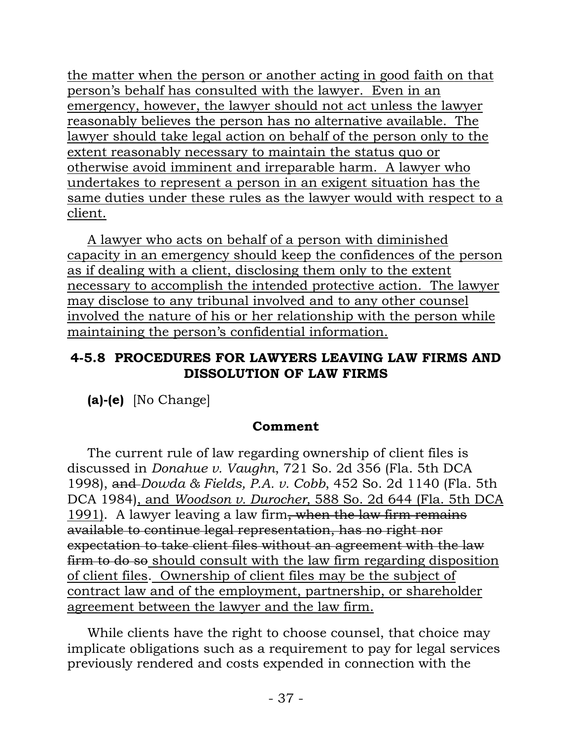<u>the matter when the person or another acting in good faith on that person's behalf has consulted with the lawyer. Even in an emergency, however, the lawyer should not act unless the lawyer reasonably believes the person has no alternative available. The lawyer should take legal action on behalf of the person only to the extent reasonably necessary to maintain the status quo or otherwise avoid imminent and irreparable harm. A lawyer who undertakes to represent a person in an exigent situation has the same duties under these rules as the lawyer would with respect to a client.</u>

<u>A lawyer who acts on behalf of a person with diminished capacity in an emergency should keep the confidences of the person as if dealing with a client, disclosing them only to the extent necessary to accomplish the intended protective action. The lawyer may disclose to any tribunal involved and to any other counsel involved the nature of his or her relationship with the person while maintaining the person's confidential information.</u>

### 4-5.8 PROCEDURES FOR LAWYERS LEAVING LAW FIRMS AND DISSOLUTION OF LAW FIRMS

**(a)-(e)** [No Change]

**Comment**

The current rule of law regarding ownership of client files is discussed in *Donahue v. Vaughn*, 721 So. 2d 356 (Fla. 5th DCA 1998), ~~and~~ *Dowda & Fields, P.A. v. Cobb*, 452 So. 2d 1140 (Fla. 5th DCA 1984)<u>, and *Woodson v. Durocher*, 588 So. 2d 644 (Fla. 5th DCA 1991)</u>. A lawyer leaving a law firm~~, when the law firm remains available to continue legal representation, has no right nor expectation to take client files without an agreement with the law firm to do so~~ <u>should consult with the law firm regarding disposition of client files</u>. <u>Ownership of client files may be the subject of contract law and of the employment, partnership, or shareholder agreement between the lawyer and the law firm.</u>

While clients have the right to choose counsel, that choice may implicate obligations such as a requirement to pay for legal services previously rendered and costs expended in connection with the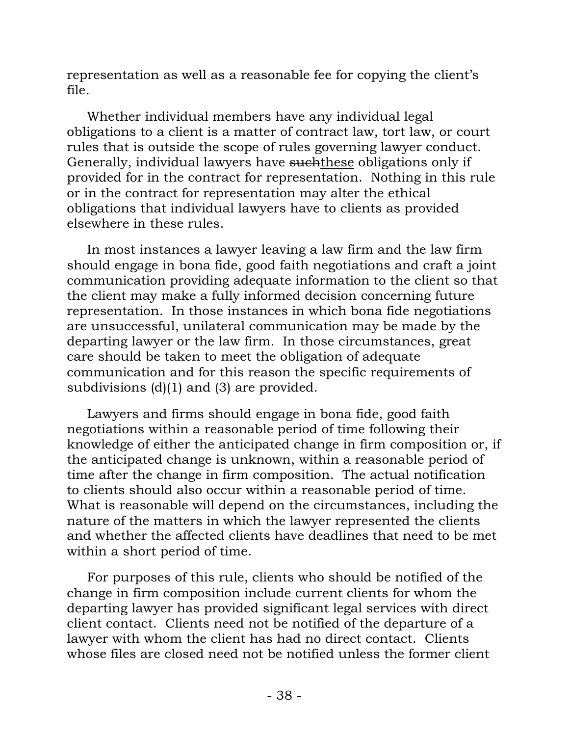representation as well as a reasonable fee for copying the client's file.

Whether individual members have any individual legal obligations to a client is a matter of contract law, tort law, or court rules that is outside the scope of rules governing lawyer conduct. Generally, individual lawyers have ~~such~~<u>these</u> obligations only if provided for in the contract for representation. Nothing in this rule or in the contract for representation may alter the ethical obligations that individual lawyers have to clients as provided elsewhere in these rules.

In most instances a lawyer leaving a law firm and the law firm should engage in bona fide, good faith negotiations and craft a joint communication providing adequate information to the client so that the client may make a fully informed decision concerning future representation. In those instances in which bona fide negotiations are unsuccessful, unilateral communication may be made by the departing lawyer or the law firm. In those circumstances, great care should be taken to meet the obligation of adequate communication and for this reason the specific requirements of subdivisions (d)(1) and (3) are provided.

Lawyers and firms should engage in bona fide, good faith negotiations within a reasonable period of time following their knowledge of either the anticipated change in firm composition or, if the anticipated change is unknown, within a reasonable period of time after the change in firm composition. The actual notification to clients should also occur within a reasonable period of time. What is reasonable will depend on the circumstances, including the nature of the matters in which the lawyer represented the clients and whether the affected clients have deadlines that need to be met within a short period of time.

For purposes of this rule, clients who should be notified of the change in firm composition include current clients for whom the departing lawyer has provided significant legal services with direct client contact. Clients need not be notified of the departure of a lawyer with whom the client has had no direct contact. Clients whose files are closed need not be notified unless the former client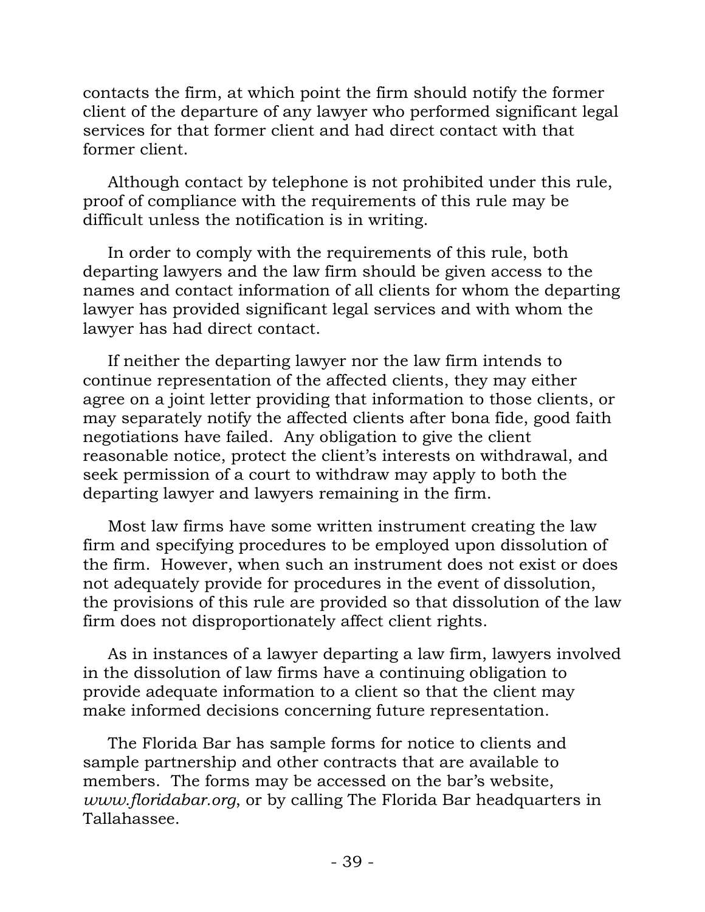contacts the firm, at which point the firm should notify the former client of the departure of any lawyer who performed significant legal services for that former client and had direct contact with that former client.

Although contact by telephone is not prohibited under this rule, proof of compliance with the requirements of this rule may be difficult unless the notification is in writing.

In order to comply with the requirements of this rule, both departing lawyers and the law firm should be given access to the names and contact information of all clients for whom the departing lawyer has provided significant legal services and with whom the lawyer has had direct contact.

If neither the departing lawyer nor the law firm intends to continue representation of the affected clients, they may either agree on a joint letter providing that information to those clients, or may separately notify the affected clients after bona fide, good faith negotiations have failed. Any obligation to give the client reasonable notice, protect the client's interests on withdrawal, and seek permission of a court to withdraw may apply to both the departing lawyer and lawyers remaining in the firm.

Most law firms have some written instrument creating the law firm and specifying procedures to be employed upon dissolution of the firm. However, when such an instrument does not exist or does not adequately provide for procedures in the event of dissolution, the provisions of this rule are provided so that dissolution of the law firm does not disproportionately affect client rights.

As in instances of a lawyer departing a law firm, lawyers involved in the dissolution of law firms have a continuing obligation to provide adequate information to a client so that the client may make informed decisions concerning future representation.

The Florida Bar has sample forms for notice to clients and sample partnership and other contracts that are available to members. The forms may be accessed on the bar's website, *www.floridabar.org,* or by calling The Florida Bar headquarters in Tallahassee.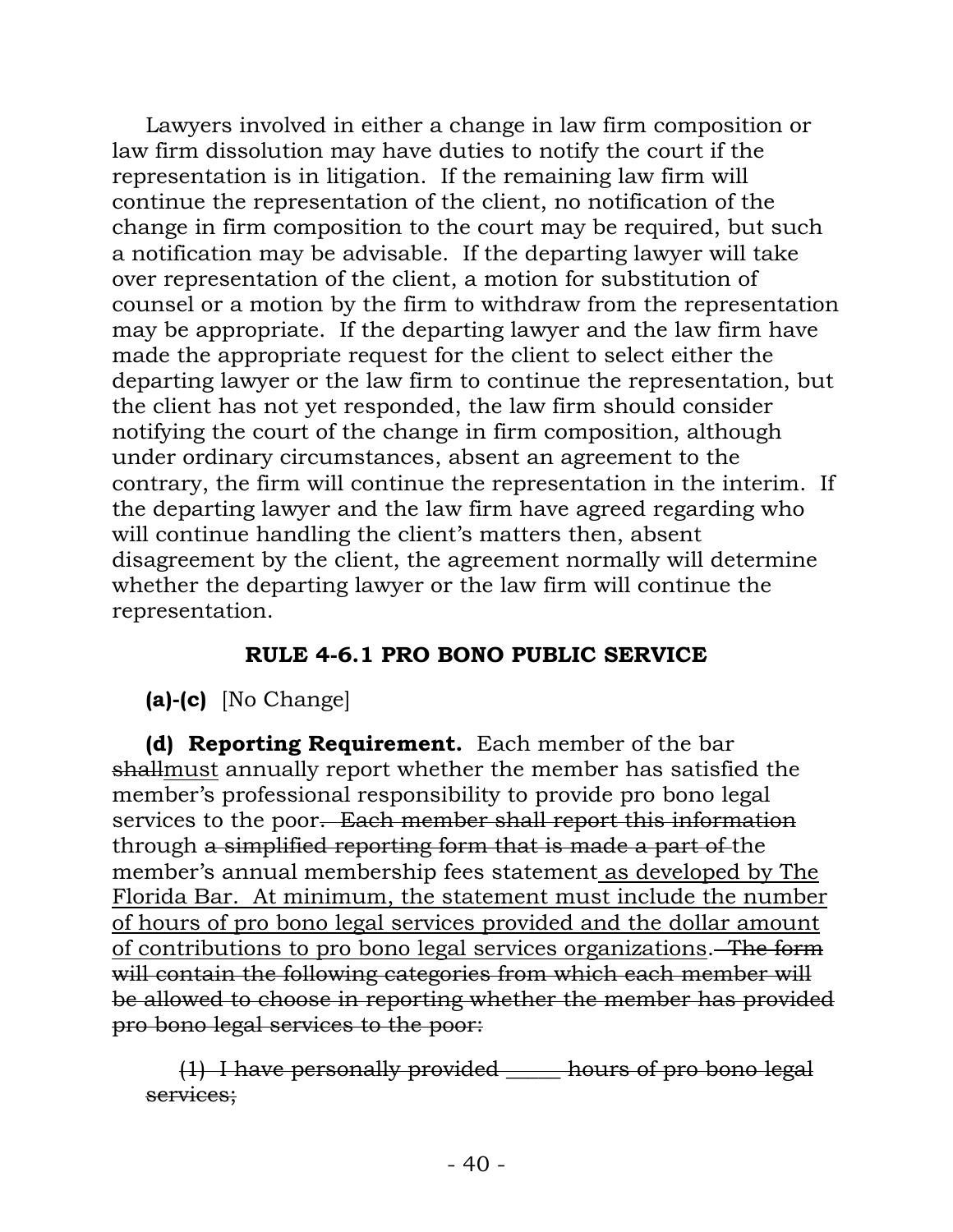Lawyers involved in either a change in law firm composition or law firm dissolution may have duties to notify the court if the representation is in litigation. If the remaining law firm will continue the representation of the client, no notification of the change in firm composition to the court may be required, but such a notification may be advisable. If the departing lawyer will take over representation of the client, a motion for substitution of counsel or a motion by the firm to withdraw from the representation may be appropriate. If the departing lawyer and the law firm have made the appropriate request for the client to select either the departing lawyer or the law firm to continue the representation, but the client has not yet responded, the law firm should consider notifying the court of the change in firm composition, although under ordinary circumstances, absent an agreement to the contrary, the firm will continue the representation in the interim. If the departing lawyer and the law firm have agreed regarding who will continue handling the client's matters then, absent disagreement by the client, the agreement normally will determine whether the departing lawyer or the law firm will continue the representation.

## RULE 4-6.1 PRO BONO PUBLIC SERVICE

**(a)-(c)** [No Change]

**(d) Reporting Requirement.** Each member of the bar ~~shall~~<u>must</u> annually report whether the member has satisfied the member's professional responsibility to provide pro bono legal services to the poor~~. Each member shall report this information~~ through ~~a simplified reporting form that is made a part of~~ the member's annual membership fees statement<u> as developed by The Florida Bar. At minimum, the statement must include the number of hours of pro bono legal services provided and the dollar amount of contributions to pro bono legal services organizations</u>.~~ The form will contain the following categories from which each member will be allowed to choose in reporting whether the member has provided pro bono legal services to the poor:~~

~~(1) I have personally provided _____ hours of pro bono legal services;~~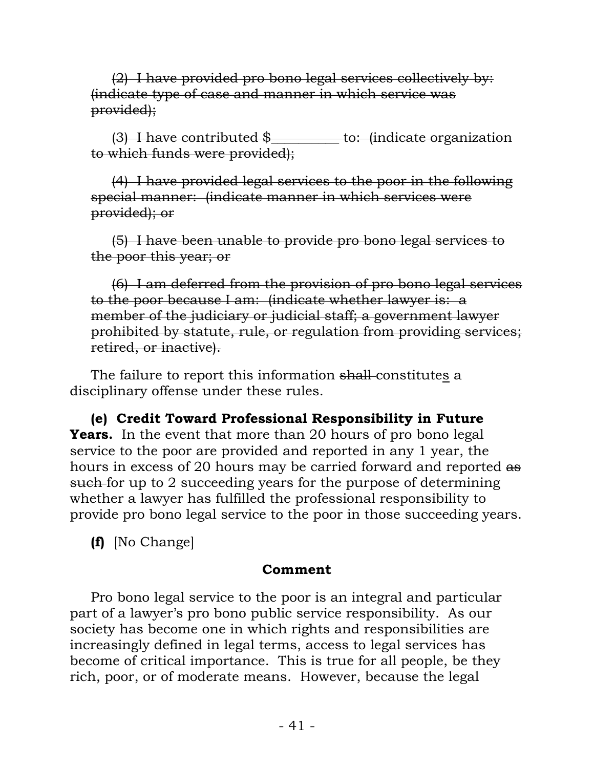~~(2) I have provided pro bono legal services collectively by: (indicate type of case and manner in which service was provided);~~

~~(3) I have contributed $_________ to: (indicate organization to which funds were provided);~~

~~(4) I have provided legal services to the poor in the following special manner: (indicate manner in which services were provided); or~~

~~(5) I have been unable to provide pro bono legal services to the poor this year; or~~

~~(6) I am deferred from the provision of pro bono legal services to the poor because I am: (indicate whether lawyer is: a member of the judiciary or judicial staff; a government lawyer prohibited by statute, rule, or regulation from providing services; retired, or inactive).~~

The failure to report this information ~~shall~~ constitute<u>s</u> a disciplinary offense under these rules.

**(e) Credit Toward Professional Responsibility in Future Years.** In the event that more than 20 hours of pro bono legal service to the poor are provided and reported in any 1 year, the hours in excess of 20 hours may be carried forward and reported ~~as such~~ for up to 2 succeeding years for the purpose of determining whether a lawyer has fulfilled the professional responsibility to provide pro bono legal service to the poor in those succeeding years.

**(f)** [No Change]

**Comment**

Pro bono legal service to the poor is an integral and particular part of a lawyer's pro bono public service responsibility. As our society has become one in which rights and responsibilities are increasingly defined in legal terms, access to legal services has become of critical importance. This is true for all people, be they rich, poor, or of moderate means. However, because the legal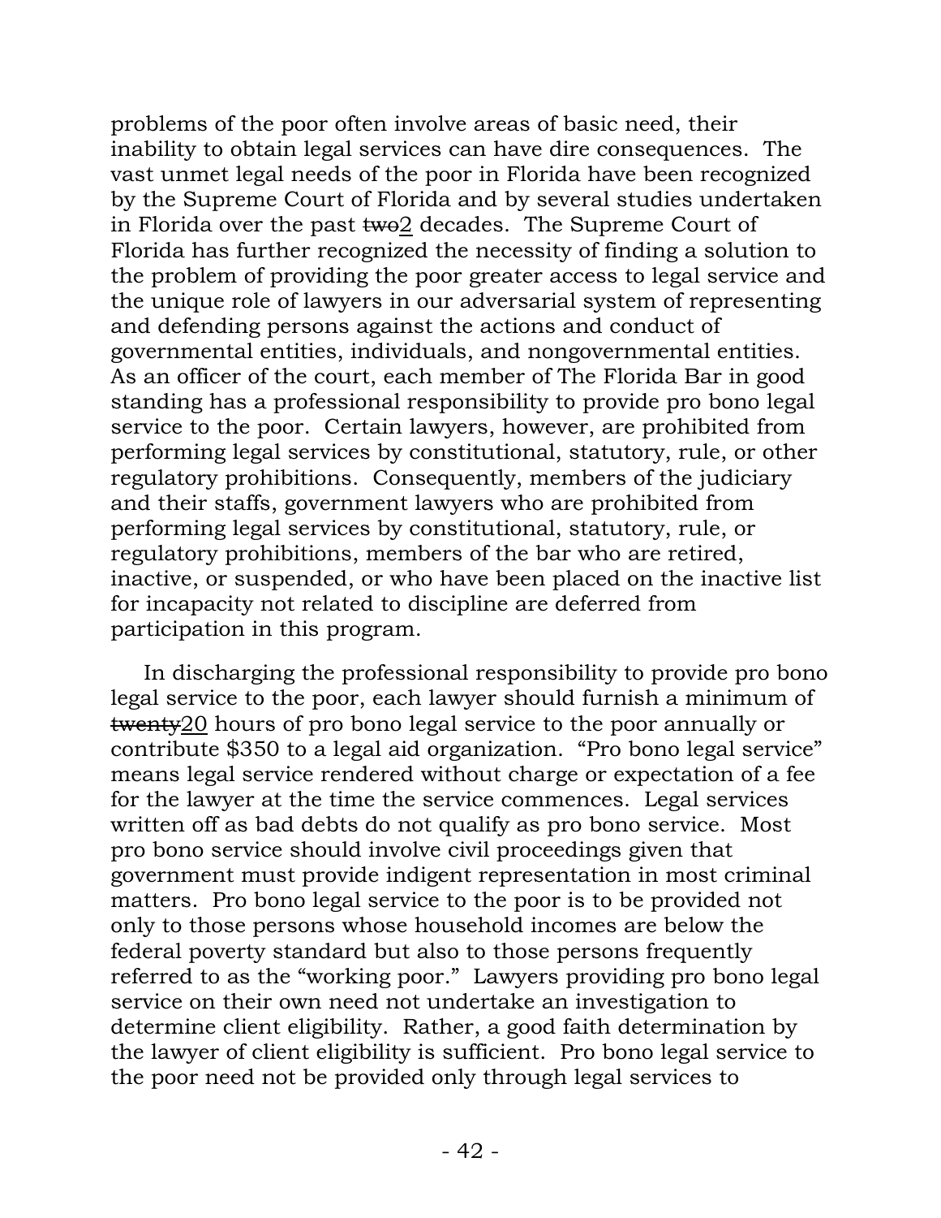problems of the poor often involve areas of basic need, their inability to obtain legal services can have dire consequences. The vast unmet legal needs of the poor in Florida have been recognized by the Supreme Court of Florida and by several studies undertaken in Florida over the past ~~two~~<u>2</u> decades. The Supreme Court of Florida has further recognized the necessity of finding a solution to the problem of providing the poor greater access to legal service and the unique role of lawyers in our adversarial system of representing and defending persons against the actions and conduct of governmental entities, individuals, and nongovernmental entities. As an officer of the court, each member of The Florida Bar in good standing has a professional responsibility to provide pro bono legal service to the poor. Certain lawyers, however, are prohibited from performing legal services by constitutional, statutory, rule, or other regulatory prohibitions. Consequently, members of the judiciary and their staffs, government lawyers who are prohibited from performing legal services by constitutional, statutory, rule, or regulatory prohibitions, members of the bar who are retired, inactive, or suspended, or who have been placed on the inactive list for incapacity not related to discipline are deferred from participation in this program.

In discharging the professional responsibility to provide pro bono legal service to the poor, each lawyer should furnish a minimum of ~~twenty~~<u>20</u> hours of pro bono legal service to the poor annually or contribute $350 to a legal aid organization. "Pro bono legal service" means legal service rendered without charge or expectation of a fee for the lawyer at the time the service commences. Legal services written off as bad debts do not qualify as pro bono service. Most pro bono service should involve civil proceedings given that government must provide indigent representation in most criminal matters. Pro bono legal service to the poor is to be provided not only to those persons whose household incomes are below the federal poverty standard but also to those persons frequently referred to as the "working poor." Lawyers providing pro bono legal service on their own need not undertake an investigation to determine client eligibility. Rather, a good faith determination by the lawyer of client eligibility is sufficient. Pro bono legal service to the poor need not be provided only through legal services to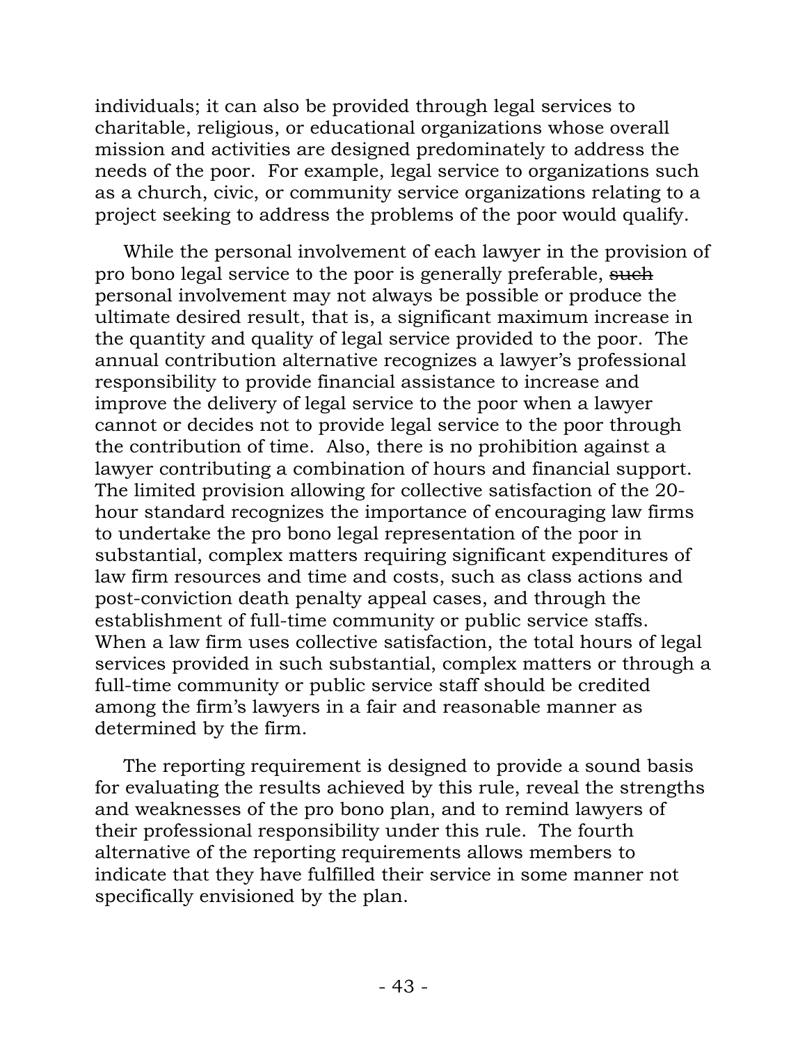individuals; it can also be provided through legal services to charitable, religious, or educational organizations whose overall mission and activities are designed predominately to address the needs of the poor. For example, legal service to organizations such as a church, civic, or community service organizations relating to a project seeking to address the problems of the poor would qualify.

While the personal involvement of each lawyer in the provision of pro bono legal service to the poor is generally preferable, ~~such~~ personal involvement may not always be possible or produce the ultimate desired result, that is, a significant maximum increase in the quantity and quality of legal service provided to the poor. The annual contribution alternative recognizes a lawyer's professional responsibility to provide financial assistance to increase and improve the delivery of legal service to the poor when a lawyer cannot or decides not to provide legal service to the poor through the contribution of time. Also, there is no prohibition against a lawyer contributing a combination of hours and financial support. The limited provision allowing for collective satisfaction of the 20-hour standard recognizes the importance of encouraging law firms to undertake the pro bono legal representation of the poor in substantial, complex matters requiring significant expenditures of law firm resources and time and costs, such as class actions and post-conviction death penalty appeal cases, and through the establishment of full-time community or public service staffs. When a law firm uses collective satisfaction, the total hours of legal services provided in such substantial, complex matters or through a full-time community or public service staff should be credited among the firm's lawyers in a fair and reasonable manner as determined by the firm.

The reporting requirement is designed to provide a sound basis for evaluating the results achieved by this rule, reveal the strengths and weaknesses of the pro bono plan, and to remind lawyers of their professional responsibility under this rule. The fourth alternative of the reporting requirements allows members to indicate that they have fulfilled their service in some manner not specifically envisioned by the plan.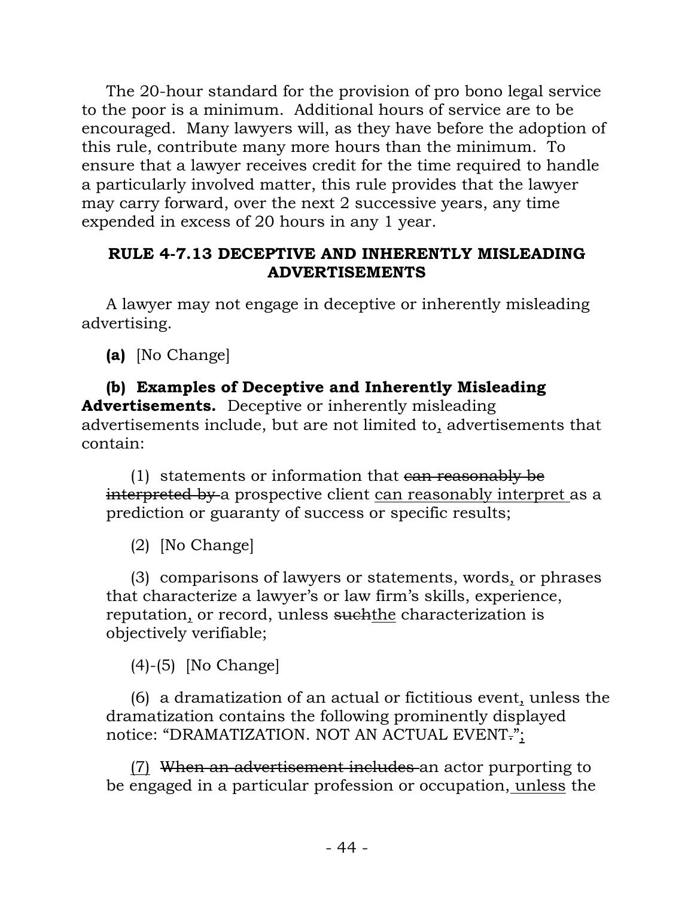The 20-hour standard for the provision of pro bono legal service to the poor is a minimum. Additional hours of service are to be encouraged. Many lawyers will, as they have before the adoption of this rule, contribute many more hours than the minimum. To ensure that a lawyer receives credit for the time required to handle a particularly involved matter, this rule provides that the lawyer may carry forward, over the next 2 successive years, any time expended in excess of 20 hours in any 1 year.

## RULE 4-7.13 DECEPTIVE AND INHERENTLY MISLEADING ADVERTISEMENTS

A lawyer may not engage in deceptive or inherently misleading advertising.

**(a)** [No Change]

**(b) Examples of Deceptive and Inherently Misleading Advertisements.** Deceptive or inherently misleading advertisements include, but are not limited to<u>,</u> advertisements that contain:

(1) statements or information that ~~can reasonably be interpreted by~~ a prospective client <u>can reasonably interpret</u> as a prediction or guaranty of success or specific results;

(2) [No Change]

(3) comparisons of lawyers or statements, words<u>,</u> or phrases that characterize a lawyer's or law firm's skills, experience, reputation<u>,</u> or record, unless ~~such~~<u>the</u> characterization is objectively verifiable;

(4)-(5) [No Change]

(6) a dramatization of an actual or fictitious event<u>,</u> unless the dramatization contains the following prominently displayed notice: "DRAMATIZATION. NOT AN ACTUAL EVENT~~.~~"<u>;</u>

<u>(7)</u> ~~When an advertisement includes~~ an actor purporting to be engaged in a particular profession or occupation,<u> unless</u> the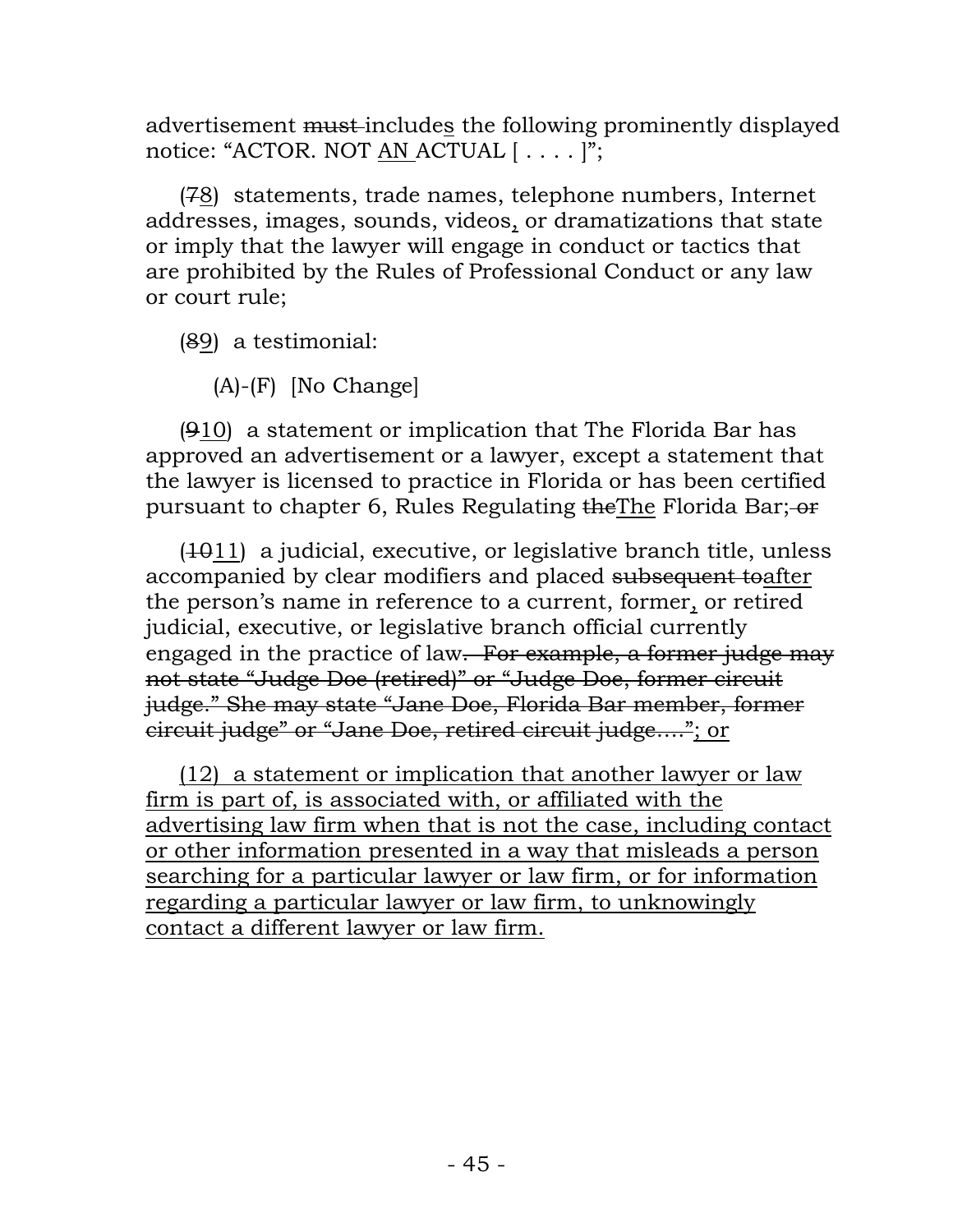advertisement ~~must~~ include<u>s</u> the following prominently displayed notice: "ACTOR. NOT <u>AN</u> ACTUAL [ . . . . ]";

(~~7~~<u>8</u>) statements, trade names, telephone numbers, Internet addresses, images, sounds, videos<u>,</u> or dramatizations that state or imply that the lawyer will engage in conduct or tactics that are prohibited by the Rules of Professional Conduct or any law or court rule;

(~~8~~<u>9</u>) a testimonial:

(A)-(F) [No Change]

(~~9~~<u>10</u>) a statement or implication that The Florida Bar has approved an advertisement or a lawyer, except a statement that the lawyer is licensed to practice in Florida or has been certified pursuant to chapter 6, Rules Regulating ~~the~~<u>The</u> Florida Bar;~~ or~~

(~~10~~<u>11</u>) a judicial, executive, or legislative branch title, unless accompanied by clear modifiers and placed ~~subsequent to~~<u>after</u> the person's name in reference to a current, former<u>,</u> or retired judicial, executive, or legislative branch official currently engaged in the practice of law~~. For example, a former judge may not state "Judge Doe (retired)" or "Judge Doe, former circuit judge." She may state "Jane Doe, Florida Bar member, former circuit judge" or "Jane Doe, retired circuit judge…."~~<u>; or</u>

<u>(12) a statement or implication that another lawyer or law firm is part of, is associated with, or affiliated with the advertising law firm when that is not the case, including contact or other information presented in a way that misleads a person searching for a particular lawyer or law firm, or for information regarding a particular lawyer or law firm, to unknowingly contact a different lawyer or law firm.</u>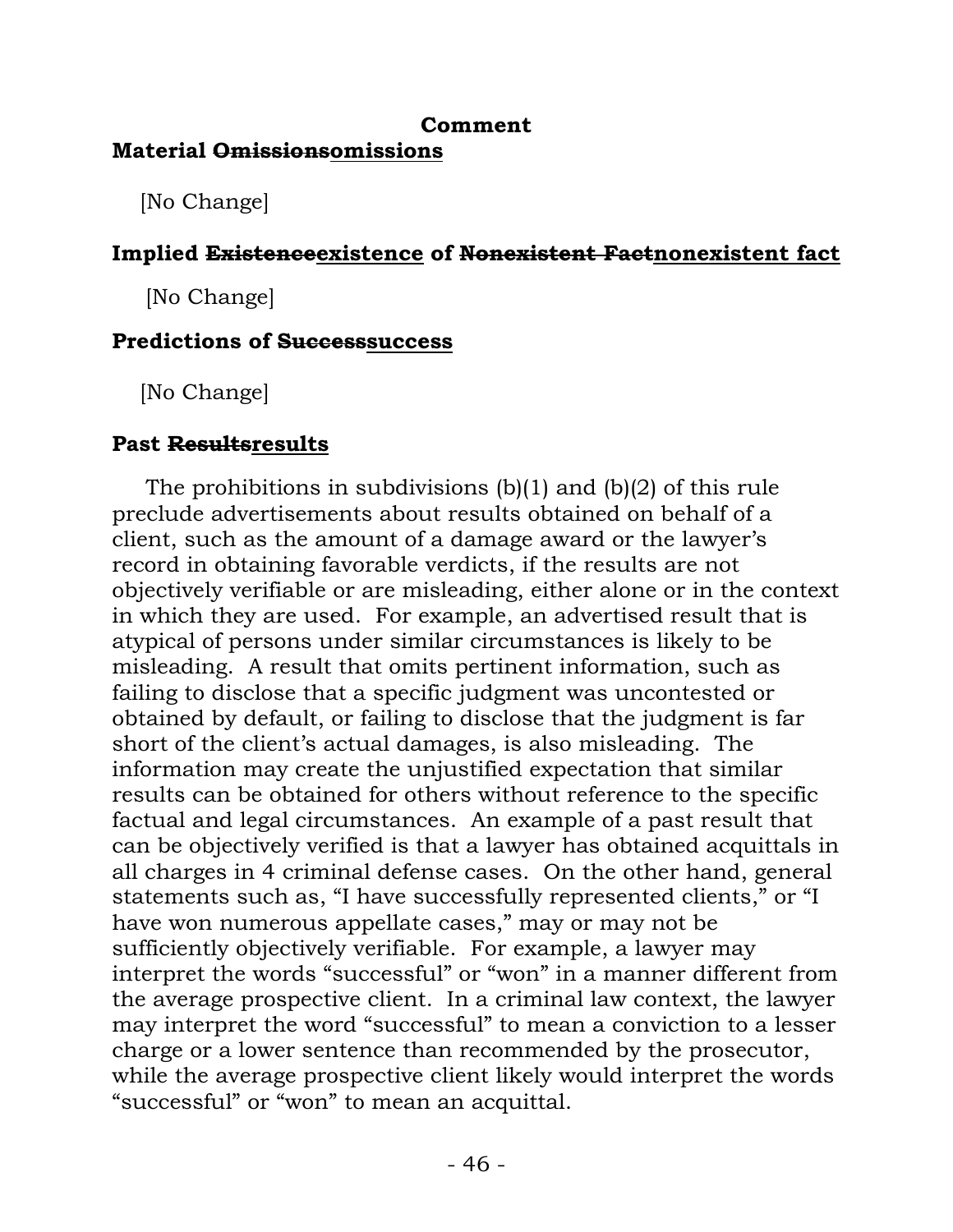**Comment**

**Material ~~Omissions~~<u>omissions</u>**

[No Change]

**Implied ~~Existence~~<u>existence</u> of ~~Nonexistent Fact~~<u>nonexistent fact</u>**

[No Change]

**Predictions of ~~Success~~<u>success</u>**

[No Change]

**Past ~~Results~~<u>results</u>**

The prohibitions in subdivisions (b)(1) and (b)(2) of this rule preclude advertisements about results obtained on behalf of a client, such as the amount of a damage award or the lawyer's record in obtaining favorable verdicts, if the results are not objectively verifiable or are misleading, either alone or in the context in which they are used. For example, an advertised result that is atypical of persons under similar circumstances is likely to be misleading. A result that omits pertinent information, such as failing to disclose that a specific judgment was uncontested or obtained by default, or failing to disclose that the judgment is far short of the client's actual damages, is also misleading. The information may create the unjustified expectation that similar results can be obtained for others without reference to the specific factual and legal circumstances. An example of a past result that can be objectively verified is that a lawyer has obtained acquittals in all charges in 4 criminal defense cases. On the other hand, general statements such as, "I have successfully represented clients," or "I have won numerous appellate cases," may or may not be sufficiently objectively verifiable. For example, a lawyer may interpret the words "successful" or "won" in a manner different from the average prospective client. In a criminal law context, the lawyer may interpret the word "successful" to mean a conviction to a lesser charge or a lower sentence than recommended by the prosecutor, while the average prospective client likely would interpret the words "successful" or "won" to mean an acquittal.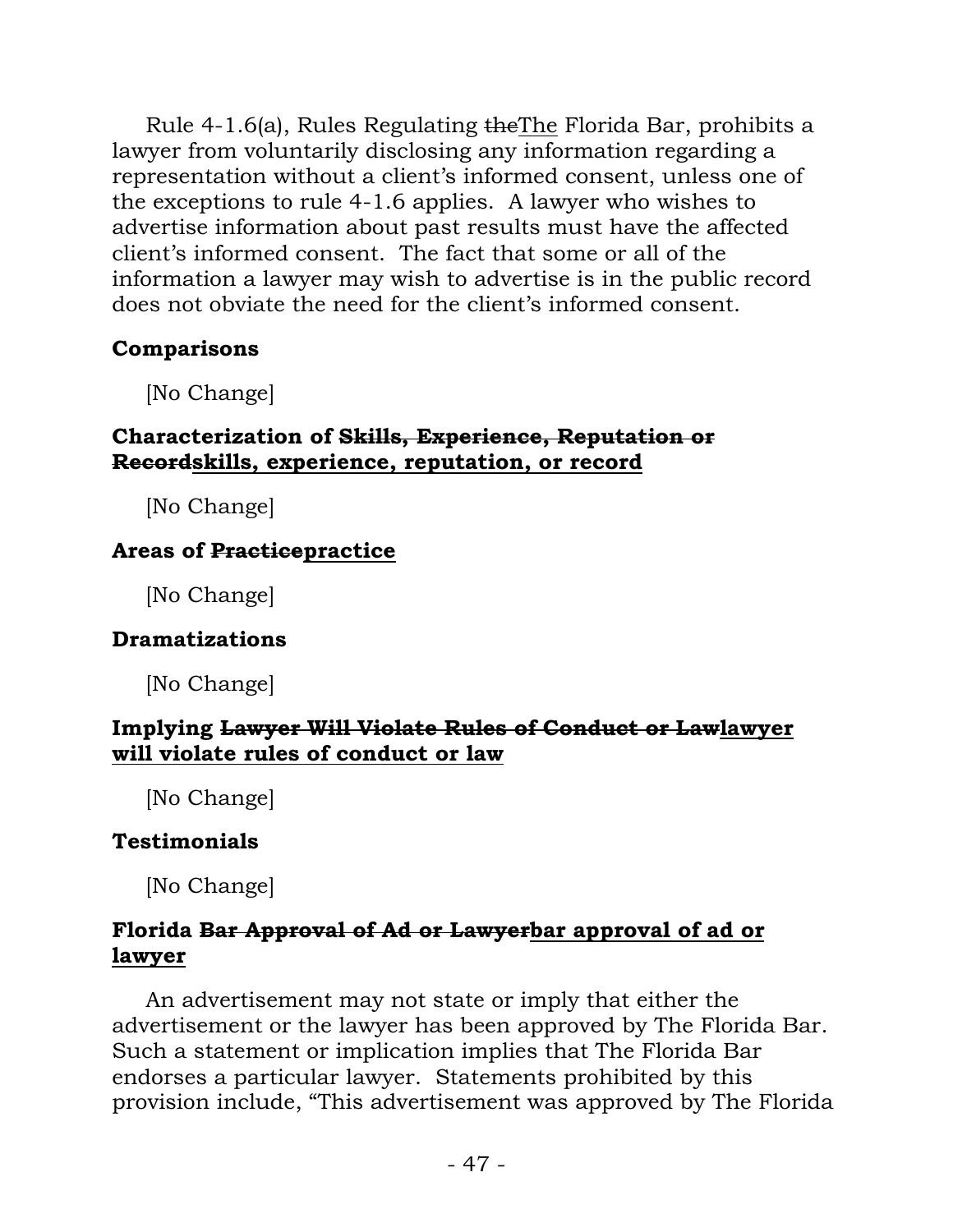Rule 4-1.6(a), Rules Regulating ~~the~~<u>The</u> Florida Bar, prohibits a lawyer from voluntarily disclosing any information regarding a representation without a client's informed consent, unless one of the exceptions to rule 4-1.6 applies. A lawyer who wishes to advertise information about past results must have the affected client's informed consent. The fact that some or all of the information a lawyer may wish to advertise is in the public record does not obviate the need for the client's informed consent.

**Comparisons**

[No Change]

**Characterization of ~~Skills, Experience, Reputation or Record~~<u>skills, experience, reputation, or record</u>**

[No Change]

**Areas of ~~Practice~~<u>practice</u>**

[No Change]

**Dramatizations**

[No Change]

**Implying ~~Lawyer Will Violate Rules of Conduct or Law~~<u>lawyer will violate rules of conduct or law</u>**

[No Change]

**Testimonials**

[No Change]

**Florida ~~Bar Approval of Ad or Lawyer~~<u>bar approval of ad or lawyer</u>**

An advertisement may not state or imply that either the advertisement or the lawyer has been approved by The Florida Bar. Such a statement or implication implies that The Florida Bar endorses a particular lawyer. Statements prohibited by this provision include, "This advertisement was approved by The Florida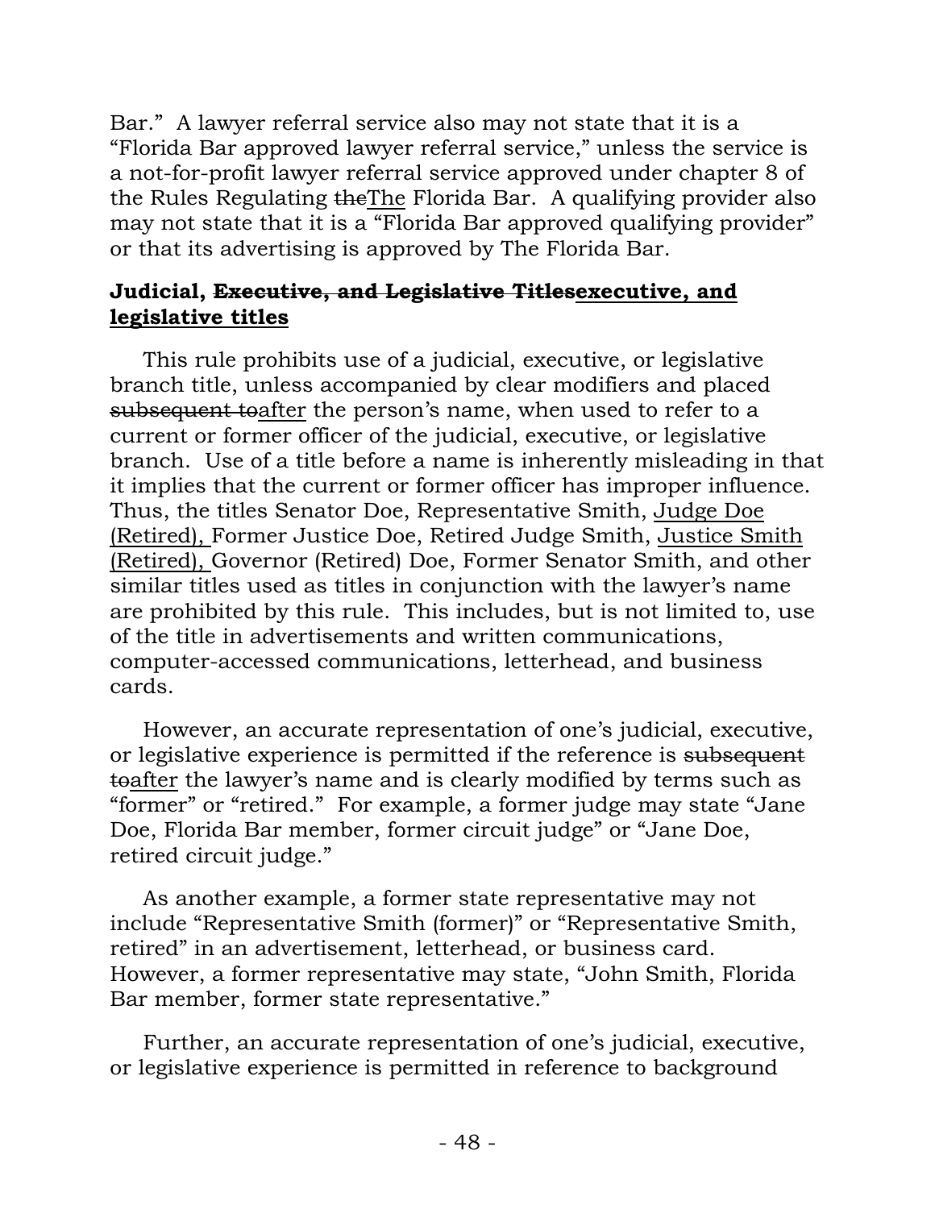Bar." A lawyer referral service also may not state that it is a "Florida Bar approved lawyer referral service," unless the service is a not-for-profit lawyer referral service approved under chapter 8 of the Rules Regulating ~~the~~The Florida Bar. A qualifying provider also may not state that it is a "Florida Bar approved qualifying provider" or that its advertising is approved by The Florida Bar.

**Judicial, ~~Executive, and Legislative Titles~~executive, and legislative titles**

This rule prohibits use of a judicial, executive, or legislative branch title, unless accompanied by clear modifiers and placed ~~subsequent to~~after the person's name, when used to refer to a current or former officer of the judicial, executive, or legislative branch. Use of a title before a name is inherently misleading in that it implies that the current or former officer has improper influence. Thus, the titles Senator Doe, Representative Smith, Judge Doe (Retired), Former Justice Doe, Retired Judge Smith, Justice Smith (Retired), Governor (Retired) Doe, Former Senator Smith, and other similar titles used as titles in conjunction with the lawyer's name are prohibited by this rule. This includes, but is not limited to, use of the title in advertisements and written communications, computer-accessed communications, letterhead, and business cards.

However, an accurate representation of one's judicial, executive, or legislative experience is permitted if the reference is ~~subsequent to~~after the lawyer's name and is clearly modified by terms such as "former" or "retired." For example, a former judge may state "Jane Doe, Florida Bar member, former circuit judge" or "Jane Doe, retired circuit judge."

As another example, a former state representative may not include "Representative Smith (former)" or "Representative Smith, retired" in an advertisement, letterhead, or business card. However, a former representative may state, "John Smith, Florida Bar member, former state representative."

Further, an accurate representation of one's judicial, executive, or legislative experience is permitted in reference to background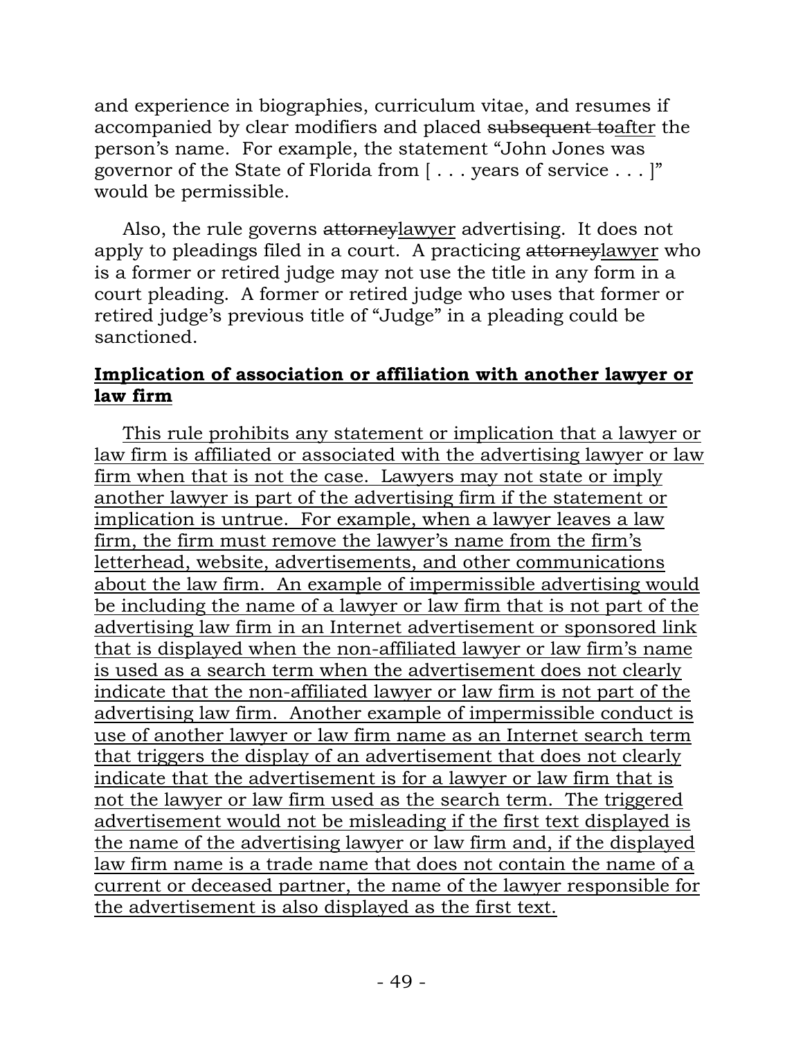and experience in biographies, curriculum vitae, and resumes if accompanied by clear modifiers and placed ~~subsequent to~~<u>after</u> the person's name. For example, the statement "John Jones was governor of the State of Florida from [ . . . years of service . . . ]" would be permissible.

Also, the rule governs ~~attorney~~<u>lawyer</u> advertising. It does not apply to pleadings filed in a court. A practicing ~~attorney~~<u>lawyer</u> who is a former or retired judge may not use the title in any form in a court pleading. A former or retired judge who uses that former or retired judge's previous title of "Judge" in a pleading could be sanctioned.

<u>**Implication of association or affiliation with another lawyer or law firm**</u>

<u>This rule prohibits any statement or implication that a lawyer or law firm is affiliated or associated with the advertising lawyer or law firm when that is not the case. Lawyers may not state or imply another lawyer is part of the advertising firm if the statement or implication is untrue. For example, when a lawyer leaves a law firm, the firm must remove the lawyer's name from the firm's letterhead, website, advertisements, and other communications about the law firm. An example of impermissible advertising would be including the name of a lawyer or law firm that is not part of the advertising law firm in an Internet advertisement or sponsored link that is displayed when the non-affiliated lawyer or law firm's name is used as a search term when the advertisement does not clearly indicate that the non-affiliated lawyer or law firm is not part of the advertising law firm. Another example of impermissible conduct is use of another lawyer or law firm name as an Internet search term that triggers the display of an advertisement that does not clearly indicate that the advertisement is for a lawyer or law firm that is not the lawyer or law firm used as the search term. The triggered advertisement would not be misleading if the first text displayed is the name of the advertising lawyer or law firm and, if the displayed law firm name is a trade name that does not contain the name of a current or deceased partner, the name of the lawyer responsible for the advertisement is also displayed as the first text.</u>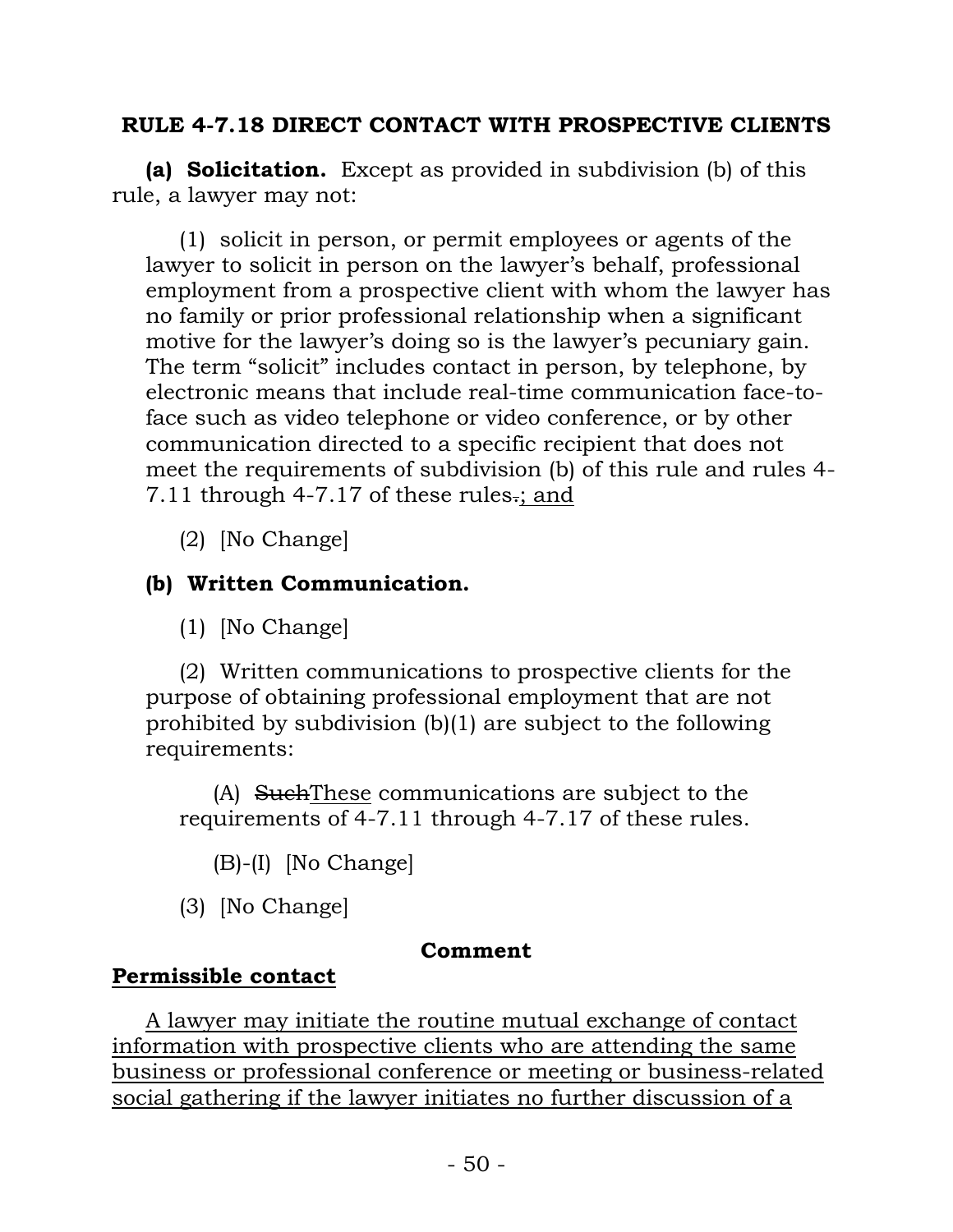**RULE 4-7.18 DIRECT CONTACT WITH PROSPECTIVE CLIENTS**

**(a) Solicitation.** Except as provided in subdivision (b) of this rule, a lawyer may not:

(1) solicit in person, or permit employees or agents of the lawyer to solicit in person on the lawyer's behalf, professional employment from a prospective client with whom the lawyer has no family or prior professional relationship when a significant motive for the lawyer's doing so is the lawyer's pecuniary gain. The term "solicit" includes contact in person, by telephone, by electronic means that include real-time communication face-to-face such as video telephone or video conference, or by other communication directed to a specific recipient that does not meet the requirements of subdivision (b) of this rule and rules 4-7.11 through 4-7.17 of these rules~~.~~<u>; and</u>

(2) [No Change]

**(b) Written Communication.**

(1) [No Change]

(2) Written communications to prospective clients for the purpose of obtaining professional employment that are not prohibited by subdivision (b)(1) are subject to the following requirements:

(A) ~~Such~~<u>These</u> communications are subject to the requirements of 4-7.11 through 4-7.17 of these rules.

(B)-(I) [No Change]

(3) [No Change]

**Comment**

<u>**Permissible contact**</u>

<u>A lawyer may initiate the routine mutual exchange of contact information with prospective clients who are attending the same business or professional conference or meeting or business-related social gathering if the lawyer initiates no further discussion of a</u>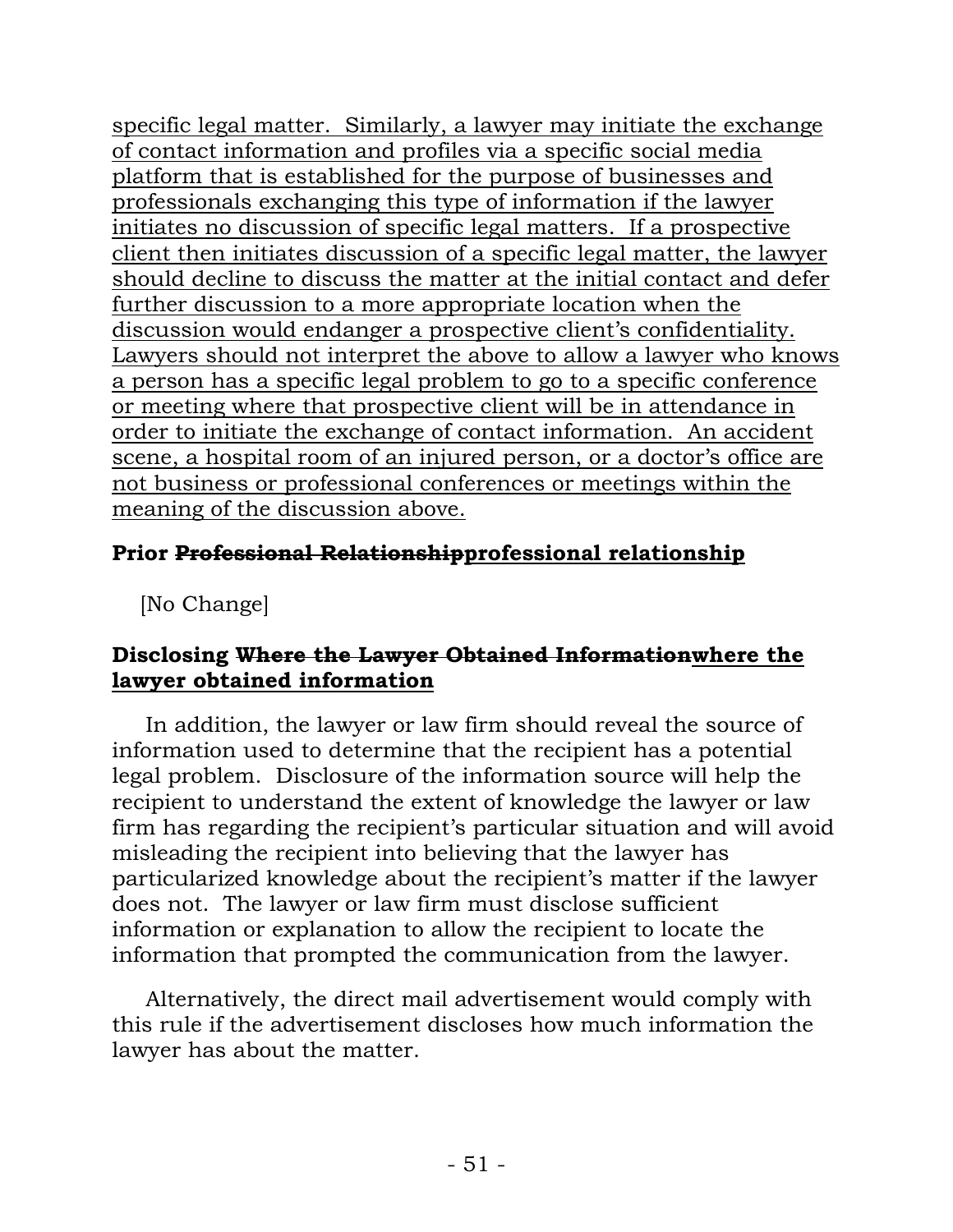specific legal matter. Similarly, a lawyer may initiate the exchange of contact information and profiles via a specific social media platform that is established for the purpose of businesses and professionals exchanging this type of information if the lawyer initiates no discussion of specific legal matters. If a prospective client then initiates discussion of a specific legal matter, the lawyer should decline to discuss the matter at the initial contact and defer further discussion to a more appropriate location when the discussion would endanger a prospective client's confidentiality. Lawyers should not interpret the above to allow a lawyer who knows a person has a specific legal problem to go to a specific conference or meeting where that prospective client will be in attendance in order to initiate the exchange of contact information. An accident scene, a hospital room of an injured person, or a doctor's office are not business or professional conferences or meetings within the meaning of the discussion above.

**Prior ~~Professional Relationship~~professional relationship**

[No Change]

**Disclosing ~~Where the Lawyer Obtained Information~~where the lawyer obtained information**

In addition, the lawyer or law firm should reveal the source of information used to determine that the recipient has a potential legal problem. Disclosure of the information source will help the recipient to understand the extent of knowledge the lawyer or law firm has regarding the recipient's particular situation and will avoid misleading the recipient into believing that the lawyer has particularized knowledge about the recipient's matter if the lawyer does not. The lawyer or law firm must disclose sufficient information or explanation to allow the recipient to locate the information that prompted the communication from the lawyer.

Alternatively, the direct mail advertisement would comply with this rule if the advertisement discloses how much information the lawyer has about the matter.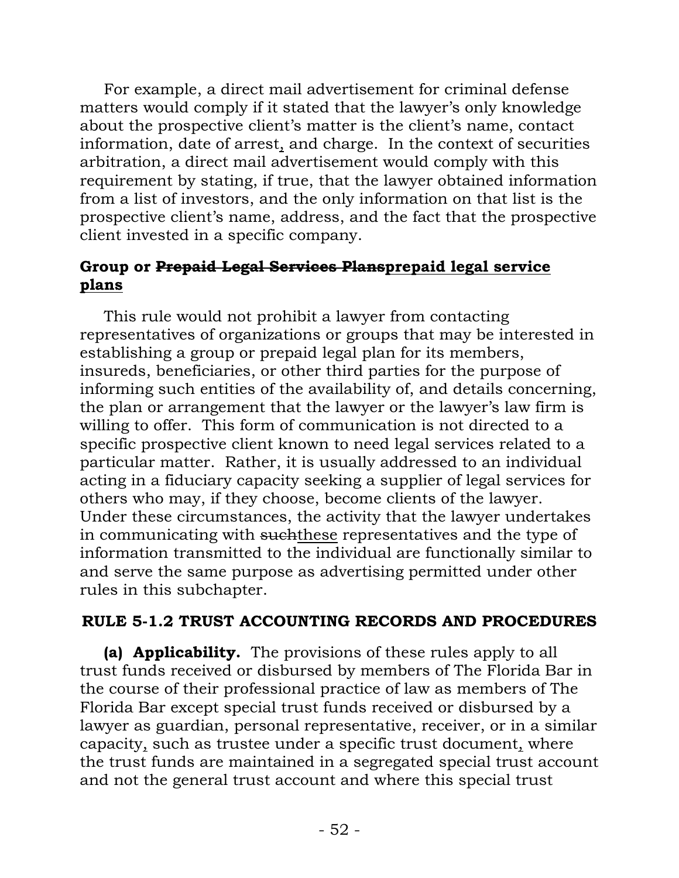For example, a direct mail advertisement for criminal defense matters would comply if it stated that the lawyer's only knowledge about the prospective client's matter is the client's name, contact information, date of arrest, and charge. In the context of securities arbitration, a direct mail advertisement would comply with this requirement by stating, if true, that the lawyer obtained information from a list of investors, and the only information on that list is the prospective client's name, address, and the fact that the prospective client invested in a specific company.

**Group or ~~Prepaid Legal Services Plans~~<u>prepaid legal service plans</u>**

This rule would not prohibit a lawyer from contacting representatives of organizations or groups that may be interested in establishing a group or prepaid legal plan for its members, insureds, beneficiaries, or other third parties for the purpose of informing such entities of the availability of, and details concerning, the plan or arrangement that the lawyer or the lawyer's law firm is willing to offer. This form of communication is not directed to a specific prospective client known to need legal services related to a particular matter. Rather, it is usually addressed to an individual acting in a fiduciary capacity seeking a supplier of legal services for others who may, if they choose, become clients of the lawyer. Under these circumstances, the activity that the lawyer undertakes in communicating with ~~such~~<u>these</u> representatives and the type of information transmitted to the individual are functionally similar to and serve the same purpose as advertising permitted under other rules in this subchapter.

## RULE 5-1.2 TRUST ACCOUNTING RECORDS AND PROCEDURES

**(a) Applicability.** The provisions of these rules apply to all trust funds received or disbursed by members of The Florida Bar in the course of their professional practice of law as members of The Florida Bar except special trust funds received or disbursed by a lawyer as guardian, personal representative, receiver, or in a similar capacity, such as trustee under a specific trust document, where the trust funds are maintained in a segregated special trust account and not the general trust account and where this special trust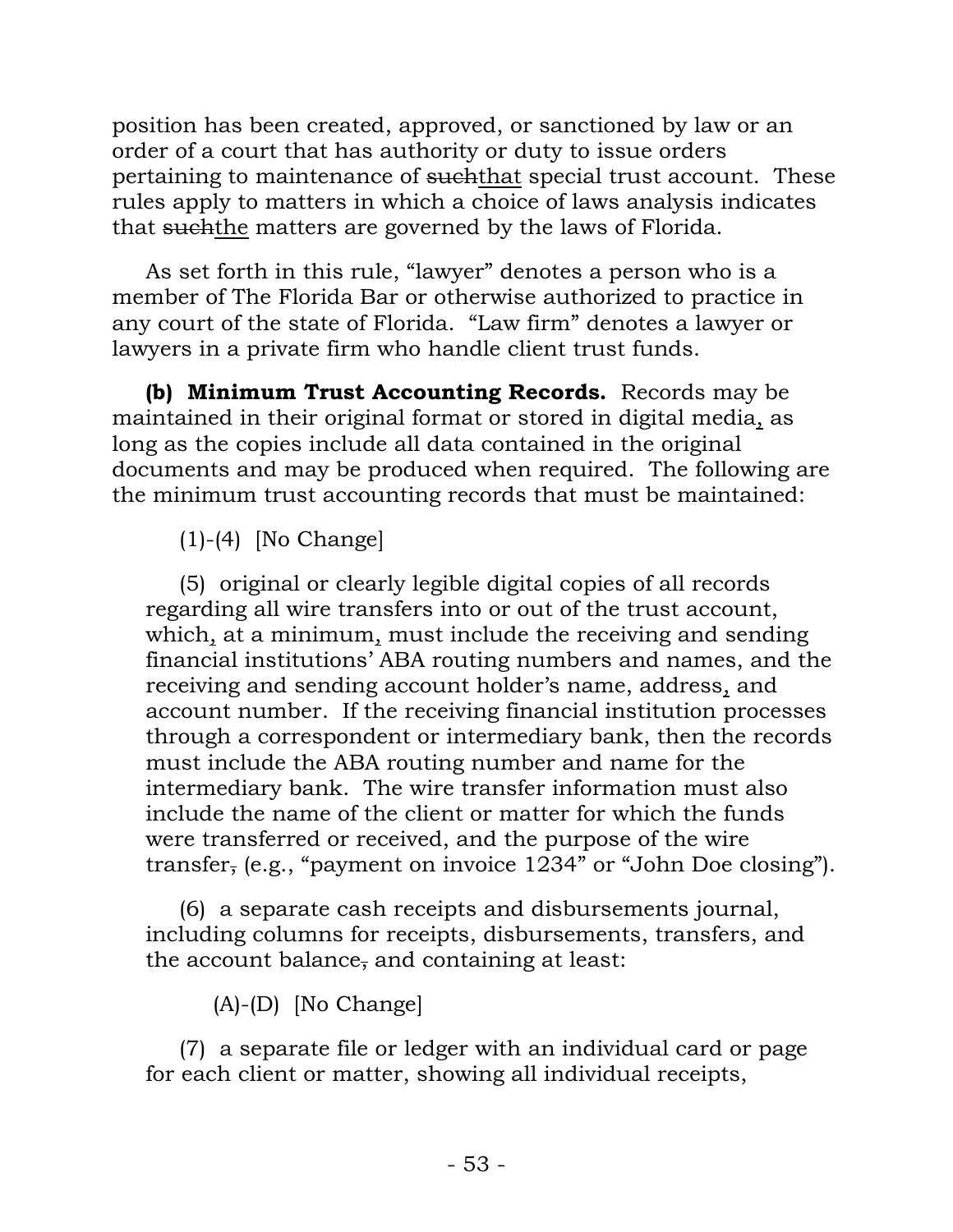position has been created, approved, or sanctioned by law or an order of a court that has authority or duty to issue orders pertaining to maintenance of ~~such~~<u>that</u> special trust account. These rules apply to matters in which a choice of laws analysis indicates that ~~such~~<u>the</u> matters are governed by the laws of Florida.

As set forth in this rule, "lawyer" denotes a person who is a member of The Florida Bar or otherwise authorized to practice in any court of the state of Florida. "Law firm" denotes a lawyer or lawyers in a private firm who handle client trust funds.

**(b) Minimum Trust Accounting Records.** Records may be maintained in their original format or stored in digital media<u>,</u> as long as the copies include all data contained in the original documents and may be produced when required. The following are the minimum trust accounting records that must be maintained:

(1)-(4) [No Change]

(5) original or clearly legible digital copies of all records regarding all wire transfers into or out of the trust account, which<u>,</u> at a minimum<u>,</u> must include the receiving and sending financial institutions' ABA routing numbers and names, and the receiving and sending account holder's name, address<u>,</u> and account number. If the receiving financial institution processes through a correspondent or intermediary bank, then the records must include the ABA routing number and name for the intermediary bank. The wire transfer information must also include the name of the client or matter for which the funds were transferred or received, and the purpose of the wire transfer~~,~~ (e.g., "payment on invoice 1234" or "John Doe closing").

(6) a separate cash receipts and disbursements journal, including columns for receipts, disbursements, transfers, and the account balance~~,~~ and containing at least:

(A)-(D) [No Change]

(7) a separate file or ledger with an individual card or page for each client or matter, showing all individual receipts,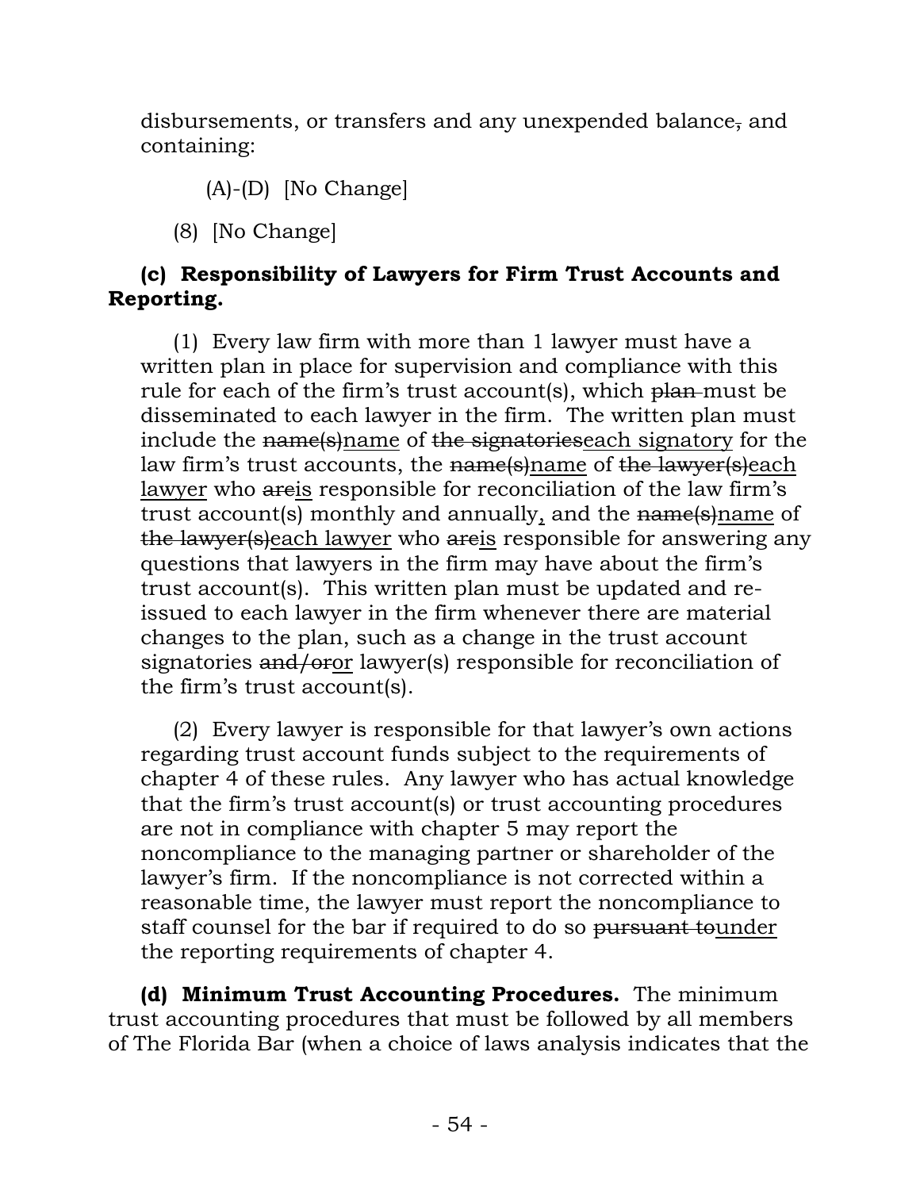disbursements, or transfers and any unexpended balance~~,~~ and containing:

(A)-(D) [No Change]

(8) [No Change]

**(c) Responsibility of Lawyers for Firm Trust Accounts and Reporting.**

(1) Every law firm with more than 1 lawyer must have a written plan in place for supervision and compliance with this rule for each of the firm's trust account(s), which ~~plan~~ must be disseminated to each lawyer in the firm. The written plan must include the ~~name(s)~~<u>name</u> of ~~the signatories~~<u>each signatory</u> for the law firm's trust accounts, the ~~name(s)~~<u>name</u> of ~~the lawyer(s)~~<u>each lawyer</u> who ~~are~~<u>is</u> responsible for reconciliation of the law firm's trust account(s) monthly and annually<u>,</u> and the ~~name(s)~~<u>name</u> of ~~the lawyer(s)~~<u>each lawyer</u> who ~~are~~<u>is</u> responsible for answering any questions that lawyers in the firm may have about the firm's trust account(s). This written plan must be updated and re-issued to each lawyer in the firm whenever there are material changes to the plan, such as a change in the trust account signatories ~~and/or~~<u>or</u> lawyer(s) responsible for reconciliation of the firm's trust account(s).

(2) Every lawyer is responsible for that lawyer's own actions regarding trust account funds subject to the requirements of chapter 4 of these rules. Any lawyer who has actual knowledge that the firm's trust account(s) or trust accounting procedures are not in compliance with chapter 5 may report the noncompliance to the managing partner or shareholder of the lawyer's firm. If the noncompliance is not corrected within a reasonable time, the lawyer must report the noncompliance to staff counsel for the bar if required to do so ~~pursuant to~~<u>under</u> the reporting requirements of chapter 4.

**(d) Minimum Trust Accounting Procedures.** The minimum trust accounting procedures that must be followed by all members of The Florida Bar (when a choice of laws analysis indicates that the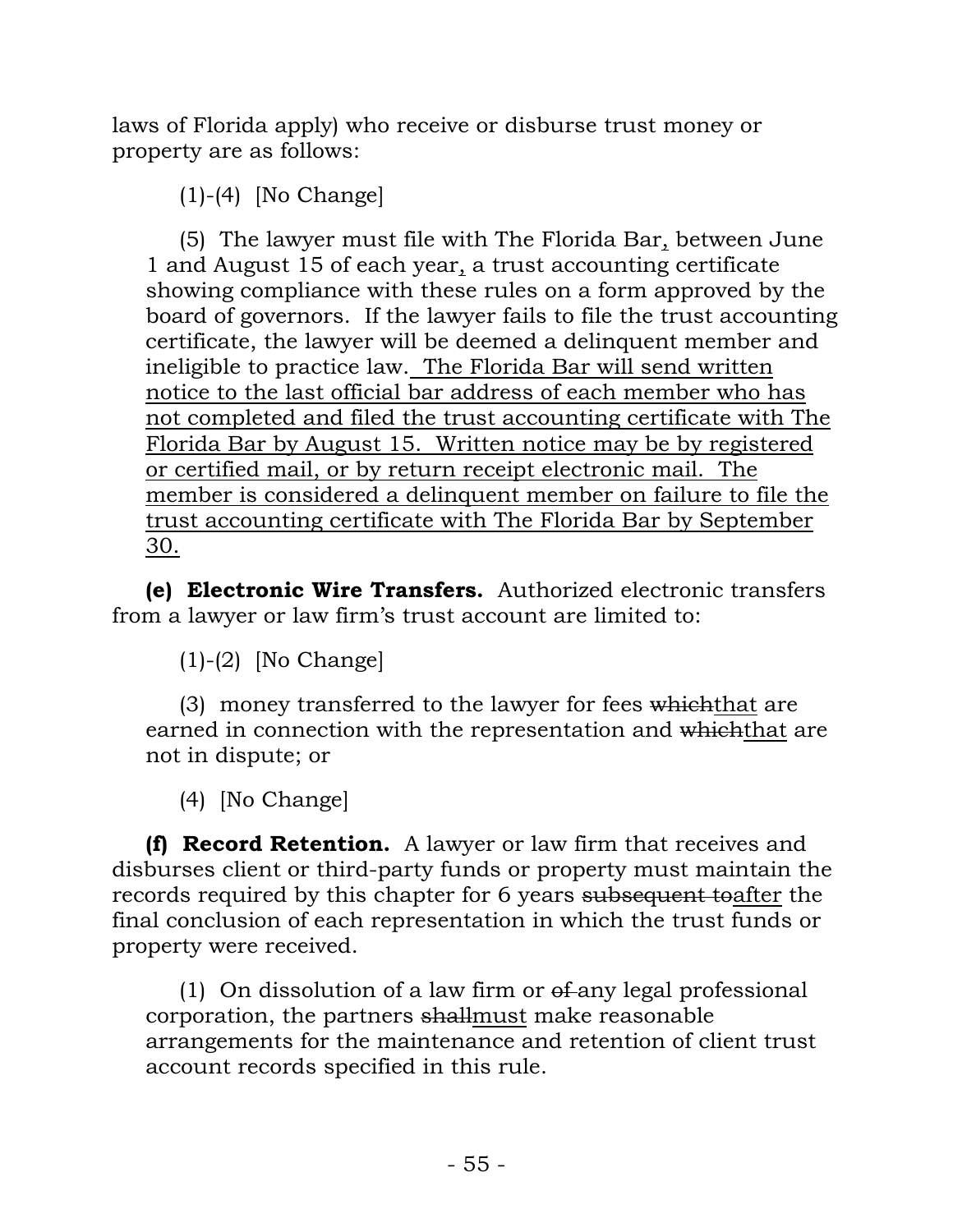laws of Florida apply) who receive or disburse trust money or property are as follows:

(1)-(4) [No Change]

(5) The lawyer must file with The Florida Bar, between June 1 and August 15 of each year, a trust accounting certificate showing compliance with these rules on a form approved by the board of governors. If the lawyer fails to file the trust accounting certificate, the lawyer will be deemed a delinquent member and ineligible to practice law. The Florida Bar will send written notice to the last official bar address of each member who has not completed and filed the trust accounting certificate with The Florida Bar by August 15. Written notice may be by registered or certified mail, or by return receipt electronic mail. The member is considered a delinquent member on failure to file the trust accounting certificate with The Florida Bar by September 30.

**(e) Electronic Wire Transfers.** Authorized electronic transfers from a lawyer or law firm's trust account are limited to:

(1)-(2) [No Change]

(3) money transferred to the lawyer for fees ~~which~~that are earned in connection with the representation and ~~which~~that are not in dispute; or

(4) [No Change]

**(f) Record Retention.** A lawyer or law firm that receives and disburses client or third-party funds or property must maintain the records required by this chapter for 6 years ~~subsequent to~~after the final conclusion of each representation in which the trust funds or property were received.

(1) On dissolution of a law firm or ~~of~~ any legal professional corporation, the partners ~~shall~~must make reasonable arrangements for the maintenance and retention of client trust account records specified in this rule.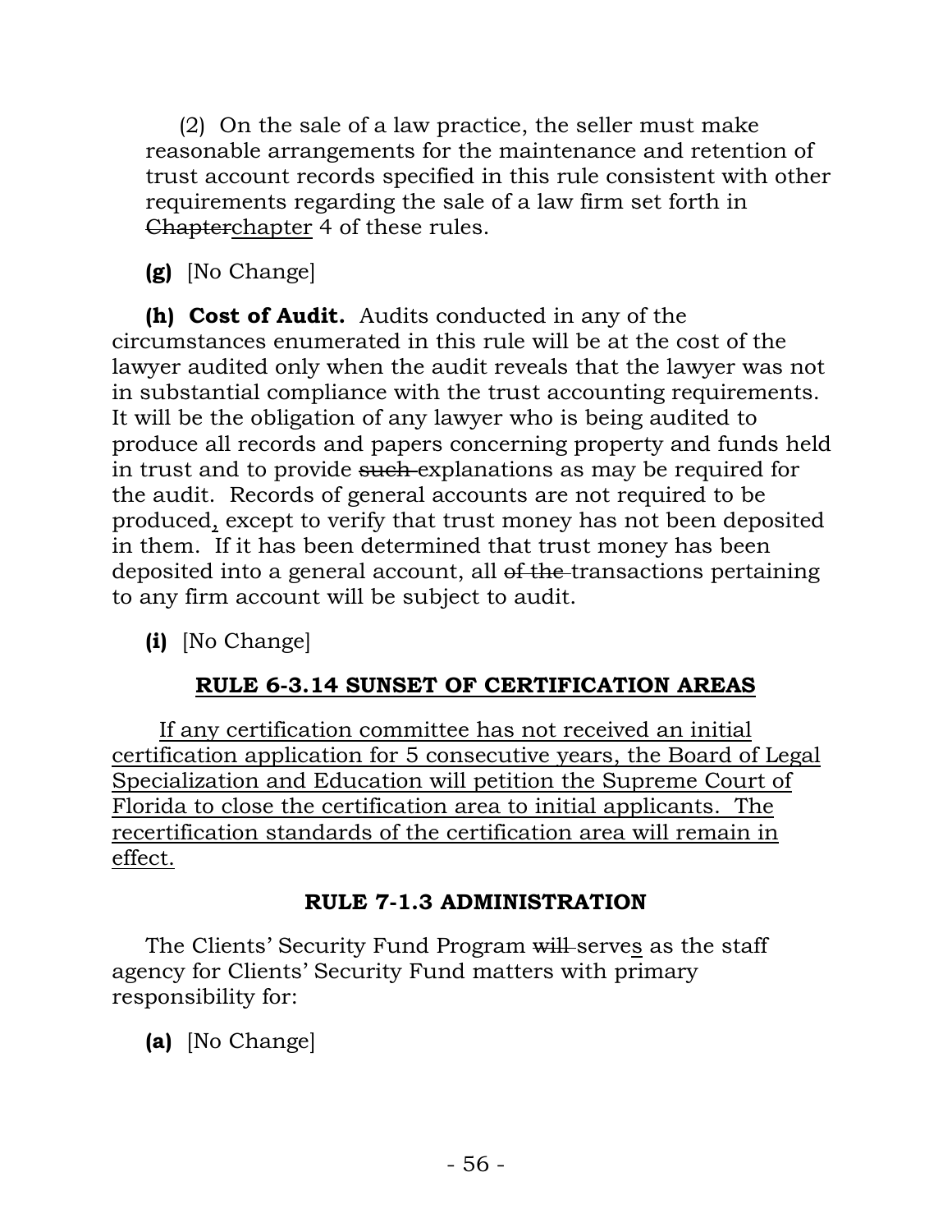(2) On the sale of a law practice, the seller must make reasonable arrangements for the maintenance and retention of trust account records specified in this rule consistent with other requirements regarding the sale of a law firm set forth in ~~Chapter~~<u>chapter</u> 4 of these rules.

**(g)** [No Change]

**(h) Cost of Audit.** Audits conducted in any of the circumstances enumerated in this rule will be at the cost of the lawyer audited only when the audit reveals that the lawyer was not in substantial compliance with the trust accounting requirements. It will be the obligation of any lawyer who is being audited to produce all records and papers concerning property and funds held in trust and to provide ~~such~~ explanations as may be required for the audit. Records of general accounts are not required to be produced<u>,</u> except to verify that trust money has not been deposited in them. If it has been determined that trust money has been deposited into a general account, all ~~of the~~ transactions pertaining to any firm account will be subject to audit.

**(i)** [No Change]

## <u>RULE 6-3.14 SUNSET OF CERTIFICATION AREAS</u>

<u>If any certification committee has not received an initial certification application for 5 consecutive years, the Board of Legal Specialization and Education will petition the Supreme Court of Florida to close the certification area to initial applicants. The recertification standards of the certification area will remain in effect.</u>

## RULE 7-1.3 ADMINISTRATION

The Clients' Security Fund Program ~~will~~ serve<u>s</u> as the staff agency for Clients' Security Fund matters with primary responsibility for:

**(a)** [No Change]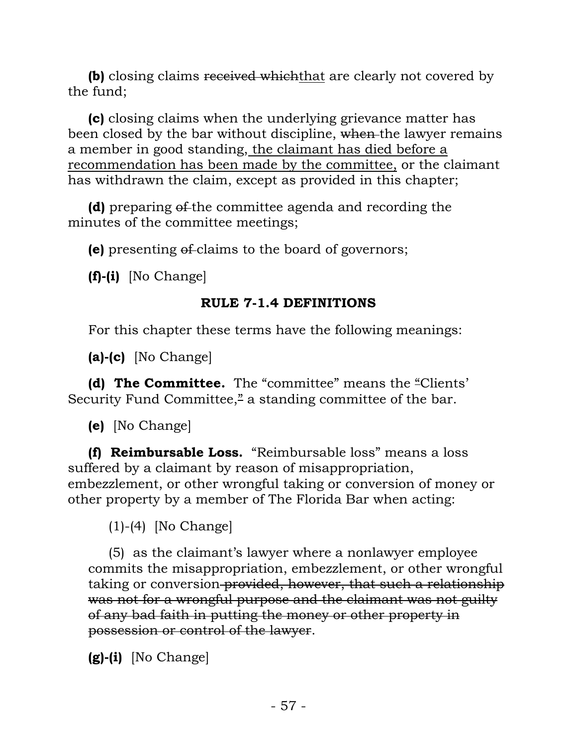**(b)** closing claims ~~received which~~<u>that</u> are clearly not covered by the fund;

**(c)** closing claims when the underlying grievance matter has been closed by the bar without discipline, ~~when~~ the lawyer remains a member in good standing,<u> the claimant has died before a recommendation has been made by the committee,</u> or the claimant has withdrawn the claim, except as provided in this chapter;

**(d)** preparing ~~of~~ the committee agenda and recording the minutes of the committee meetings;

**(e)** presenting ~~of~~ claims to the board of governors;

**(f)-(i)** [No Change]

### RULE 7-1.4 DEFINITIONS

For this chapter these terms have the following meanings:

**(a)-(c)** [No Change]

**(d) The Committee.** The "committee" means the ~~"~~Clients' Security Fund Committee,~~"~~ a standing committee of the bar.

**(e)** [No Change]

**(f) Reimbursable Loss.** "Reimbursable loss" means a loss suffered by a claimant by reason of misappropriation, embezzlement, or other wrongful taking or conversion of money or other property by a member of The Florida Bar when acting:

(1)-(4) [No Change]

(5) as the claimant's lawyer where a nonlawyer employee commits the misappropriation, embezzlement, or other wrongful taking or conversion~~ provided, however, that such a relationship was not for a wrongful purpose and the claimant was not guilty of any bad faith in putting the money or other property in possession or control of the lawyer~~.

**(g)-(i)** [No Change]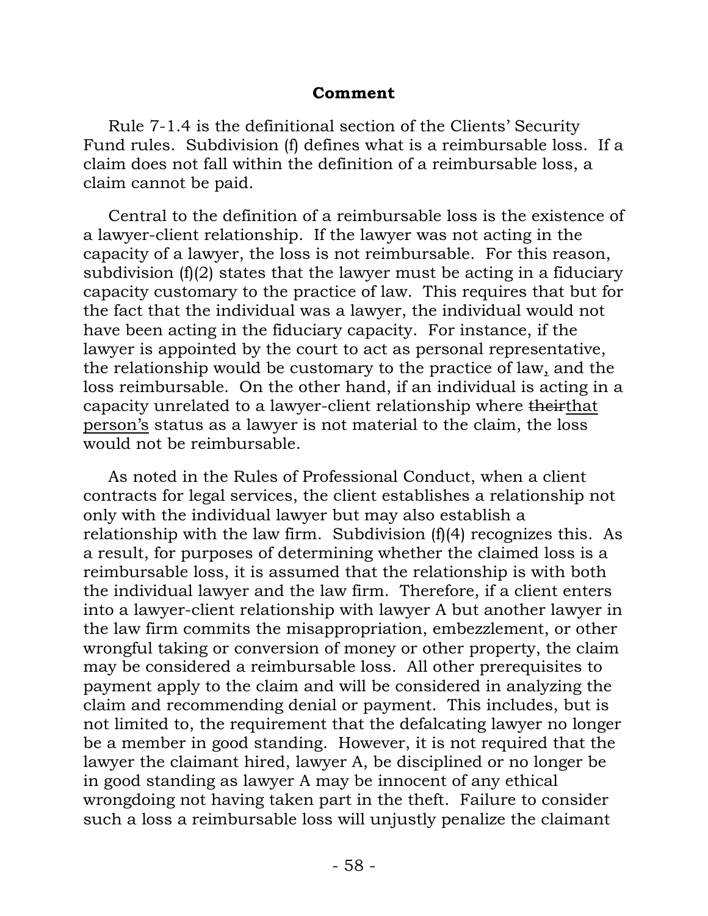**Comment**

Rule 7-1.4 is the definitional section of the Clients' Security Fund rules. Subdivision (f) defines what is a reimbursable loss. If a claim does not fall within the definition of a reimbursable loss, a claim cannot be paid.

Central to the definition of a reimbursable loss is the existence of a lawyer-client relationship. If the lawyer was not acting in the capacity of a lawyer, the loss is not reimbursable. For this reason, subdivision (f)(2) states that the lawyer must be acting in a fiduciary capacity customary to the practice of law. This requires that but for the fact that the individual was a lawyer, the individual would not have been acting in the fiduciary capacity. For instance, if the lawyer is appointed by the court to act as personal representative, the relationship would be customary to the practice of law, and the loss reimbursable. On the other hand, if an individual is acting in a capacity unrelated to a lawyer-client relationship where ~~their~~that person's status as a lawyer is not material to the claim, the loss would not be reimbursable.

As noted in the Rules of Professional Conduct, when a client contracts for legal services, the client establishes a relationship not only with the individual lawyer but may also establish a relationship with the law firm. Subdivision (f)(4) recognizes this. As a result, for purposes of determining whether the claimed loss is a reimbursable loss, it is assumed that the relationship is with both the individual lawyer and the law firm. Therefore, if a client enters into a lawyer-client relationship with lawyer A but another lawyer in the law firm commits the misappropriation, embezzlement, or other wrongful taking or conversion of money or other property, the claim may be considered a reimbursable loss. All other prerequisites to payment apply to the claim and will be considered in analyzing the claim and recommending denial or payment. This includes, but is not limited to, the requirement that the defalcating lawyer no longer be a member in good standing. However, it is not required that the lawyer the claimant hired, lawyer A, be disciplined or no longer be in good standing as lawyer A may be innocent of any ethical wrongdoing not having taken part in the theft. Failure to consider such a loss a reimbursable loss will unjustly penalize the claimant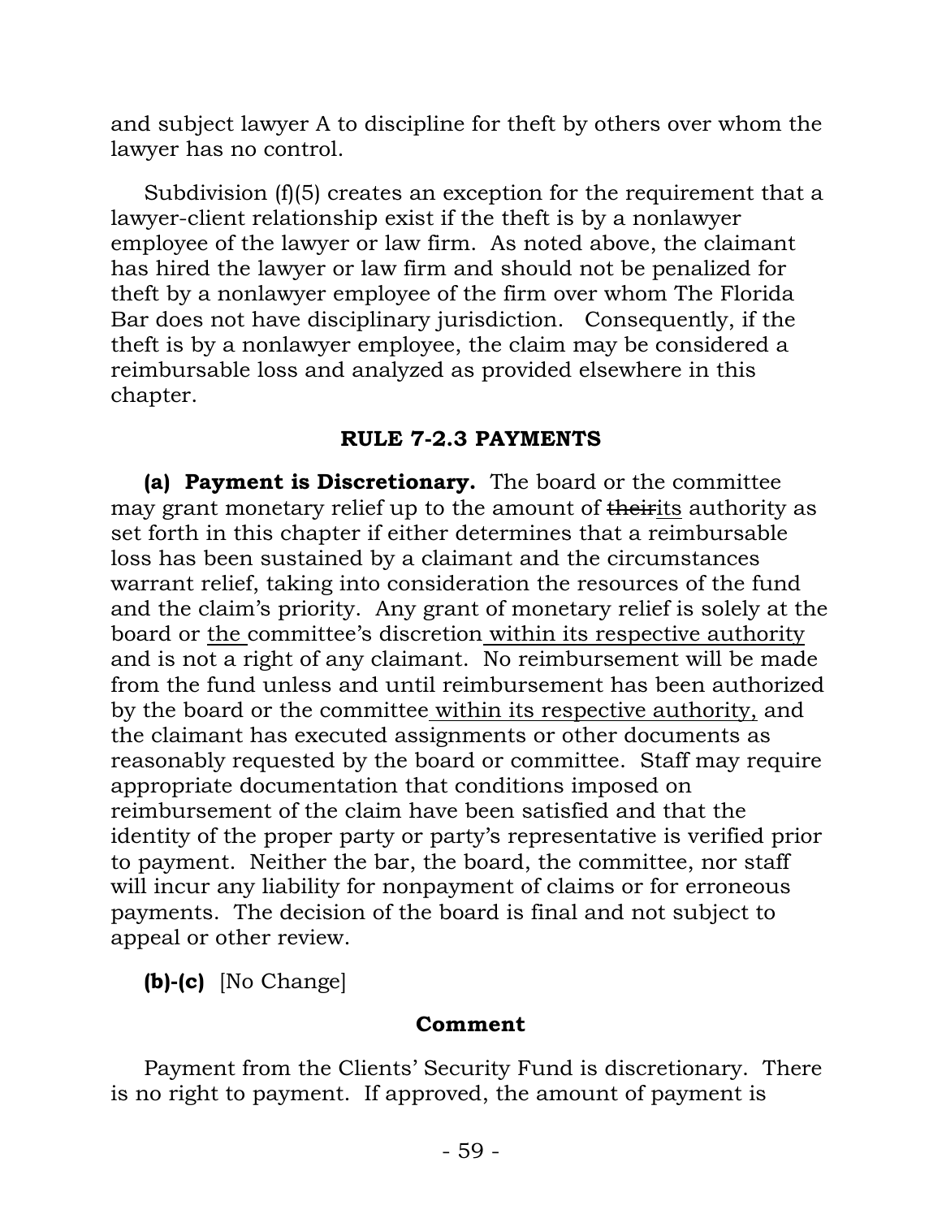and subject lawyer A to discipline for theft by others over whom the lawyer has no control.

Subdivision (f)(5) creates an exception for the requirement that a lawyer-client relationship exist if the theft is by a nonlawyer employee of the lawyer or law firm. As noted above, the claimant has hired the lawyer or law firm and should not be penalized for theft by a nonlawyer employee of the firm over whom The Florida Bar does not have disciplinary jurisdiction. Consequently, if the theft is by a nonlawyer employee, the claim may be considered a reimbursable loss and analyzed as provided elsewhere in this chapter.

## RULE 7-2.3 PAYMENTS

**(a) Payment is Discretionary.** The board or the committee may grant monetary relief up to the amount of ~~their~~<u>its</u> authority as set forth in this chapter if either determines that a reimbursable loss has been sustained by a claimant and the circumstances warrant relief, taking into consideration the resources of the fund and the claim's priority. Any grant of monetary relief is solely at the board or <u>the</u> committee's discretion<u> within its respective authority</u> and is not a right of any claimant. No reimbursement will be made from the fund unless and until reimbursement has been authorized by the board or the committee<u> within its respective authority,</u> and the claimant has executed assignments or other documents as reasonably requested by the board or committee. Staff may require appropriate documentation that conditions imposed on reimbursement of the claim have been satisfied and that the identity of the proper party or party's representative is verified prior to payment. Neither the bar, the board, the committee, nor staff will incur any liability for nonpayment of claims or for erroneous payments. The decision of the board is final and not subject to appeal or other review.

**(b)-(c)** [No Change]

### Comment

Payment from the Clients' Security Fund is discretionary. There is no right to payment. If approved, the amount of payment is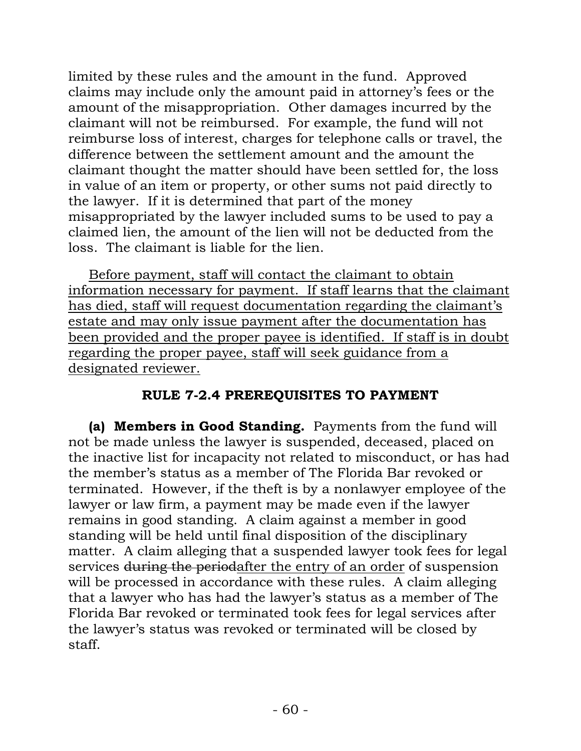limited by these rules and the amount in the fund. Approved claims may include only the amount paid in attorney's fees or the amount of the misappropriation. Other damages incurred by the claimant will not be reimbursed. For example, the fund will not reimburse loss of interest, charges for telephone calls or travel, the difference between the settlement amount and the amount the claimant thought the matter should have been settled for, the loss in value of an item or property, or other sums not paid directly to the lawyer. If it is determined that part of the money misappropriated by the lawyer included sums to be used to pay a claimed lien, the amount of the lien will not be deducted from the loss. The claimant is liable for the lien.

<u>Before payment, staff will contact the claimant to obtain information necessary for payment. If staff learns that the claimant has died, staff will request documentation regarding the claimant's estate and may only issue payment after the documentation has been provided and the proper payee is identified. If staff is in doubt regarding the proper payee, staff will seek guidance from a designated reviewer.</u>

## RULE 7-2.4 PREREQUISITES TO PAYMENT

**(a) Members in Good Standing.** Payments from the fund will not be made unless the lawyer is suspended, deceased, placed on the inactive list for incapacity not related to misconduct, or has had the member's status as a member of The Florida Bar revoked or terminated. However, if the theft is by a nonlawyer employee of the lawyer or law firm, a payment may be made even if the lawyer remains in good standing. A claim against a member in good standing will be held until final disposition of the disciplinary matter. A claim alleging that a suspended lawyer took fees for legal services ~~during the period~~<u>after the entry of an order</u> of suspension will be processed in accordance with these rules. A claim alleging that a lawyer who has had the lawyer's status as a member of The Florida Bar revoked or terminated took fees for legal services after the lawyer's status was revoked or terminated will be closed by staff.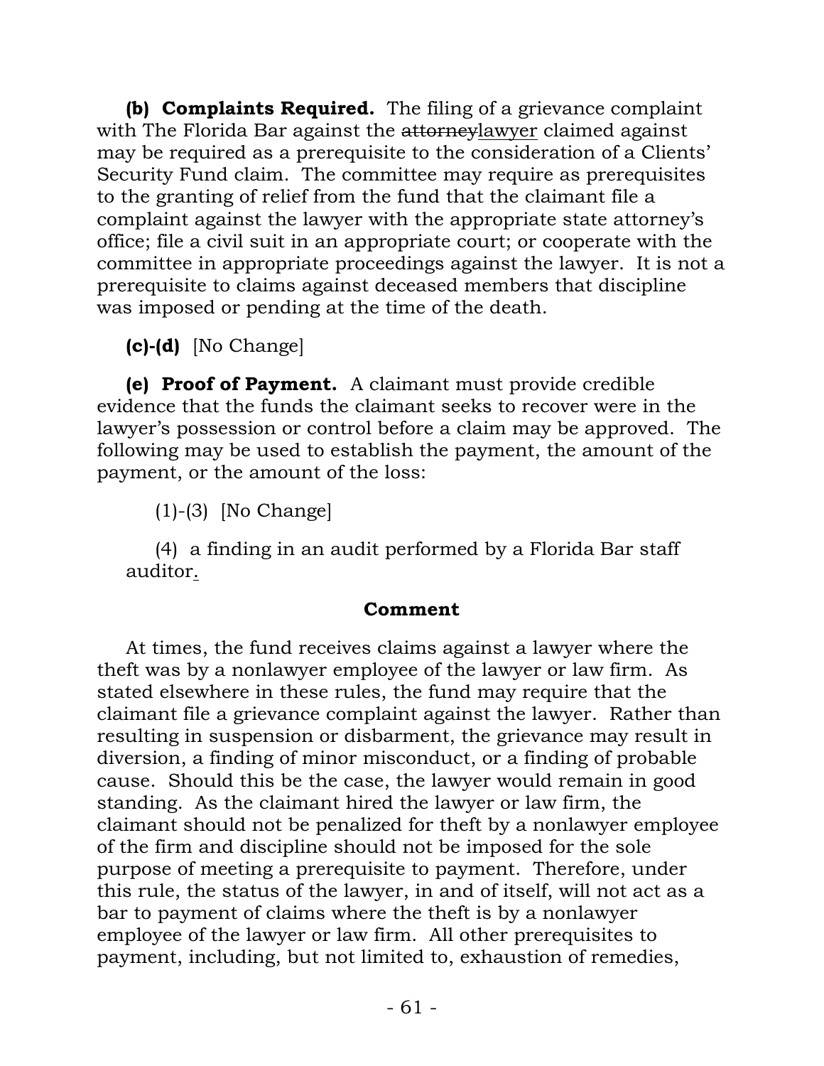**(b) Complaints Required.** The filing of a grievance complaint with The Florida Bar against the ~~attorney~~lawyer claimed against may be required as a prerequisite to the consideration of a Clients' Security Fund claim. The committee may require as prerequisites to the granting of relief from the fund that the claimant file a complaint against the lawyer with the appropriate state attorney's office; file a civil suit in an appropriate court; or cooperate with the committee in appropriate proceedings against the lawyer. It is not a prerequisite to claims against deceased members that discipline was imposed or pending at the time of the death.

**(c)-(d)** [No Change]

**(e) Proof of Payment.** A claimant must provide credible evidence that the funds the claimant seeks to recover were in the lawyer's possession or control before a claim may be approved. The following may be used to establish the payment, the amount of the payment, or the amount of the loss:

(1)-(3) [No Change]

(4) a finding in an audit performed by a Florida Bar staff auditor.

**Comment**

At times, the fund receives claims against a lawyer where the theft was by a nonlawyer employee of the lawyer or law firm. As stated elsewhere in these rules, the fund may require that the claimant file a grievance complaint against the lawyer. Rather than resulting in suspension or disbarment, the grievance may result in diversion, a finding of minor misconduct, or a finding of probable cause. Should this be the case, the lawyer would remain in good standing. As the claimant hired the lawyer or law firm, the claimant should not be penalized for theft by a nonlawyer employee of the firm and discipline should not be imposed for the sole purpose of meeting a prerequisite to payment. Therefore, under this rule, the status of the lawyer, in and of itself, will not act as a bar to payment of claims where the theft is by a nonlawyer employee of the lawyer or law firm. All other prerequisites to payment, including, but not limited to, exhaustion of remedies,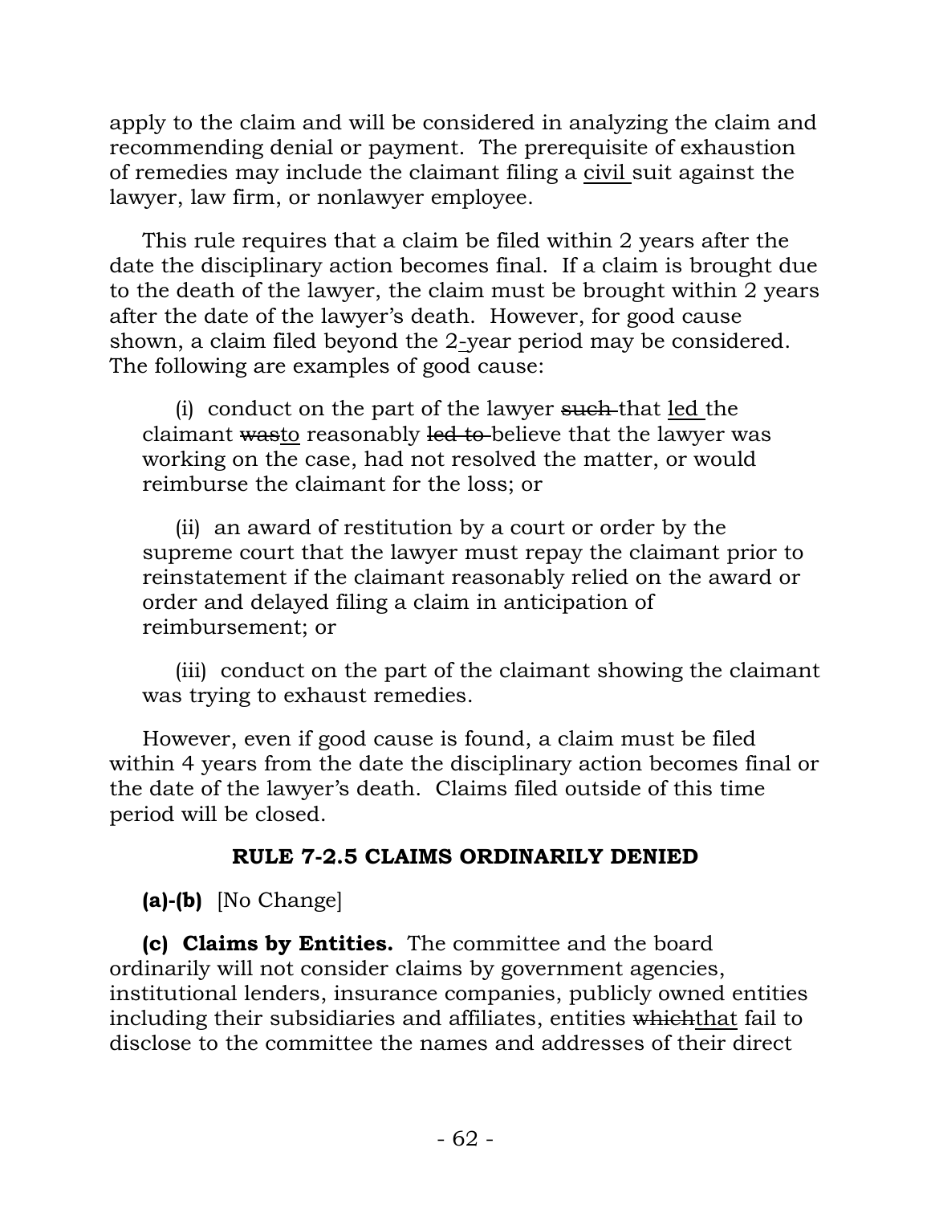apply to the claim and will be considered in analyzing the claim and recommending denial or payment. The prerequisite of exhaustion of remedies may include the claimant filing a <u>civil</u> suit against the lawyer, law firm, or nonlawyer employee.

This rule requires that a claim be filed within 2 years after the date the disciplinary action becomes final. If a claim is brought due to the death of the lawyer, the claim must be brought within 2 years after the date of the lawyer's death. However, for good cause shown, a claim filed beyond the 2<u>-</u>year period may be considered. The following are examples of good cause:

(i) conduct on the part of the lawyer ~~such~~ that <u>led</u> the claimant ~~was~~<u>to</u> reasonably ~~led to~~ believe that the lawyer was working on the case, had not resolved the matter, or would reimburse the claimant for the loss; or

(ii) an award of restitution by a court or order by the supreme court that the lawyer must repay the claimant prior to reinstatement if the claimant reasonably relied on the award or order and delayed filing a claim in anticipation of reimbursement; or

(iii) conduct on the part of the claimant showing the claimant was trying to exhaust remedies.

However, even if good cause is found, a claim must be filed within 4 years from the date the disciplinary action becomes final or the date of the lawyer's death. Claims filed outside of this time period will be closed.

## RULE 7-2.5 CLAIMS ORDINARILY DENIED

**(a)-(b)** [No Change]

**(c) Claims by Entities.** The committee and the board ordinarily will not consider claims by government agencies, institutional lenders, insurance companies, publicly owned entities including their subsidiaries and affiliates, entities ~~which~~<u>that</u> fail to disclose to the committee the names and addresses of their direct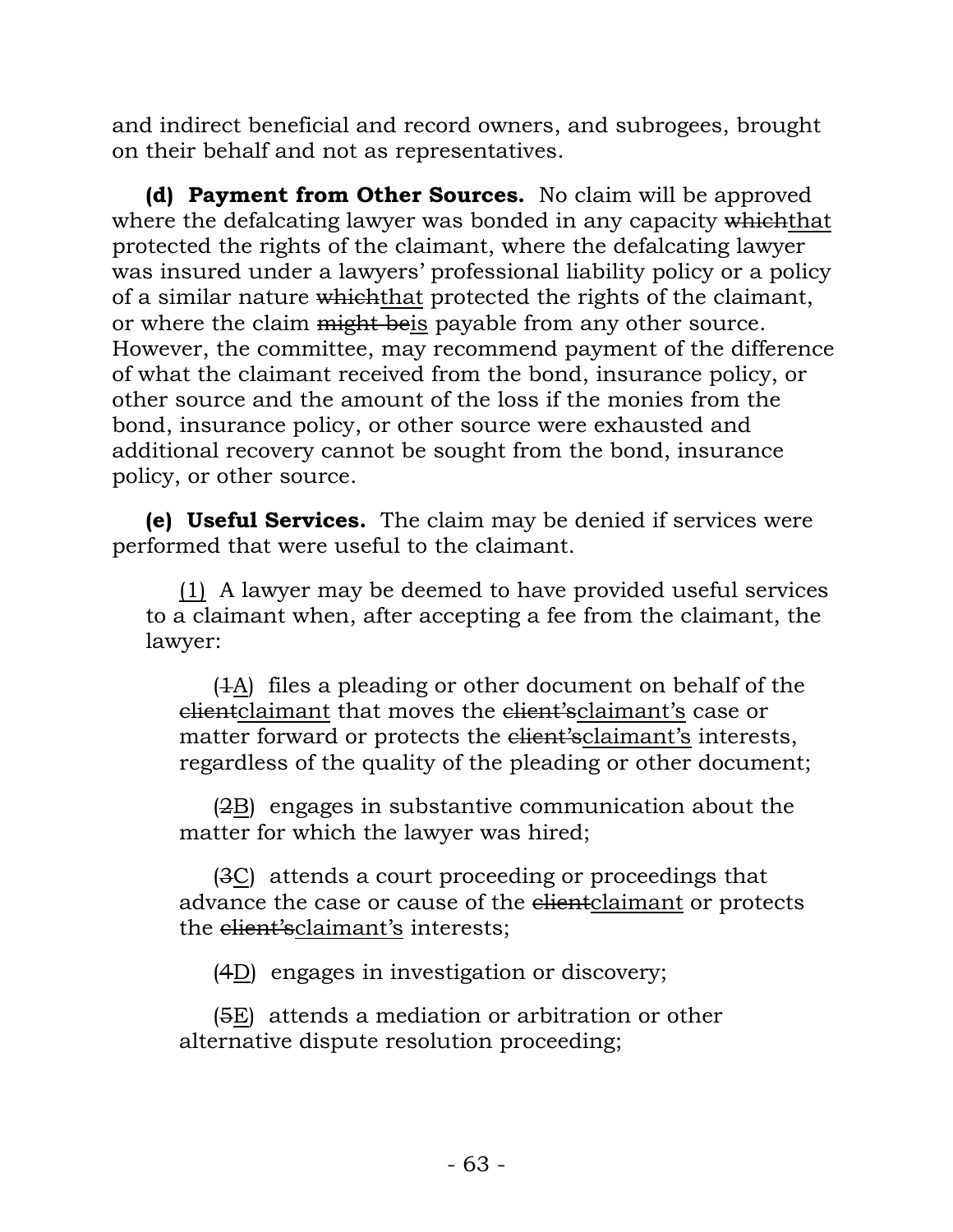and indirect beneficial and record owners, and subrogees, brought on their behalf and not as representatives.

**(d) Payment from Other Sources.** No claim will be approved where the defalcating lawyer was bonded in any capacity ~~which~~<u>that</u> protected the rights of the claimant, where the defalcating lawyer was insured under a lawyers' professional liability policy or a policy of a similar nature ~~which~~<u>that</u> protected the rights of the claimant, or where the claim ~~might be~~<u>is</u> payable from any other source. However, the committee, may recommend payment of the difference of what the claimant received from the bond, insurance policy, or other source and the amount of the loss if the monies from the bond, insurance policy, or other source were exhausted and additional recovery cannot be sought from the bond, insurance policy, or other source.

**(e) Useful Services.** The claim may be denied if services were performed that were useful to the claimant.

<u>(1)</u> A lawyer may be deemed to have provided useful services to a claimant when, after accepting a fee from the claimant, the lawyer:

(~~1~~<u>A</u>) files a pleading or other document on behalf of the ~~client~~<u>claimant</u> that moves the ~~client's~~<u>claimant's</u> case or matter forward or protects the ~~client's~~<u>claimant's</u> interests, regardless of the quality of the pleading or other document;

(~~2~~<u>B</u>) engages in substantive communication about the matter for which the lawyer was hired;

(~~3~~<u>C</u>) attends a court proceeding or proceedings that advance the case or cause of the ~~client~~<u>claimant</u> or protects the ~~client's~~<u>claimant's</u> interests;

(~~4~~<u>D</u>) engages in investigation or discovery;

(~~5~~<u>E</u>) attends a mediation or arbitration or other alternative dispute resolution proceeding;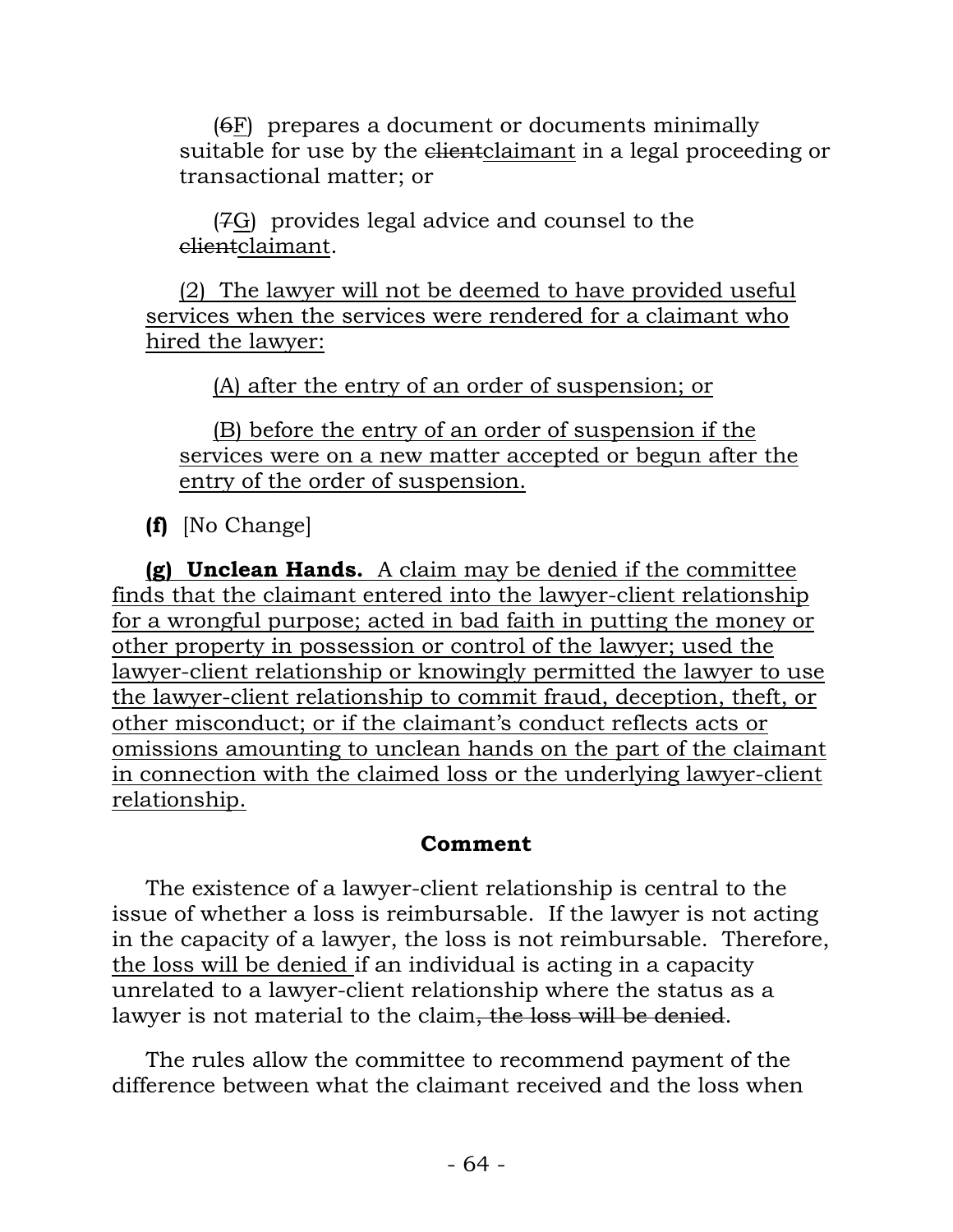(~~6~~<u>F</u>) prepares a document or documents minimally suitable for use by the ~~client~~<u>claimant</u> in a legal proceeding or transactional matter; or

(~~7~~<u>G</u>) provides legal advice and counsel to the ~~client~~<u>claimant</u>.

<u>(2) The lawyer will not be deemed to have provided useful services when the services were rendered for a claimant who hired the lawyer:</u>

<u>(A) after the entry of an order of suspension; or</u>

<u>(B) before the entry of an order of suspension if the services were on a new matter accepted or begun after the entry of the order of suspension.</u>

**(f)** [No Change]

<u>**(g) Unclean Hands.** A claim may be denied if the committee finds that the claimant entered into the lawyer-client relationship for a wrongful purpose; acted in bad faith in putting the money or other property in possession or control of the lawyer; used the lawyer-client relationship or knowingly permitted the lawyer to use the lawyer-client relationship to commit fraud, deception, theft, or other misconduct; or if the claimant's conduct reflects acts or omissions amounting to unclean hands on the part of the claimant in connection with the claimed loss or the underlying lawyer-client relationship.</u>

**Comment**

The existence of a lawyer-client relationship is central to the issue of whether a loss is reimbursable. If the lawyer is not acting in the capacity of a lawyer, the loss is not reimbursable. Therefore, <u>the loss will be denied</u> if an individual is acting in a capacity unrelated to a lawyer-client relationship where the status as a lawyer is not material to the claim~~, the loss will be denied~~.

The rules allow the committee to recommend payment of the difference between what the claimant received and the loss when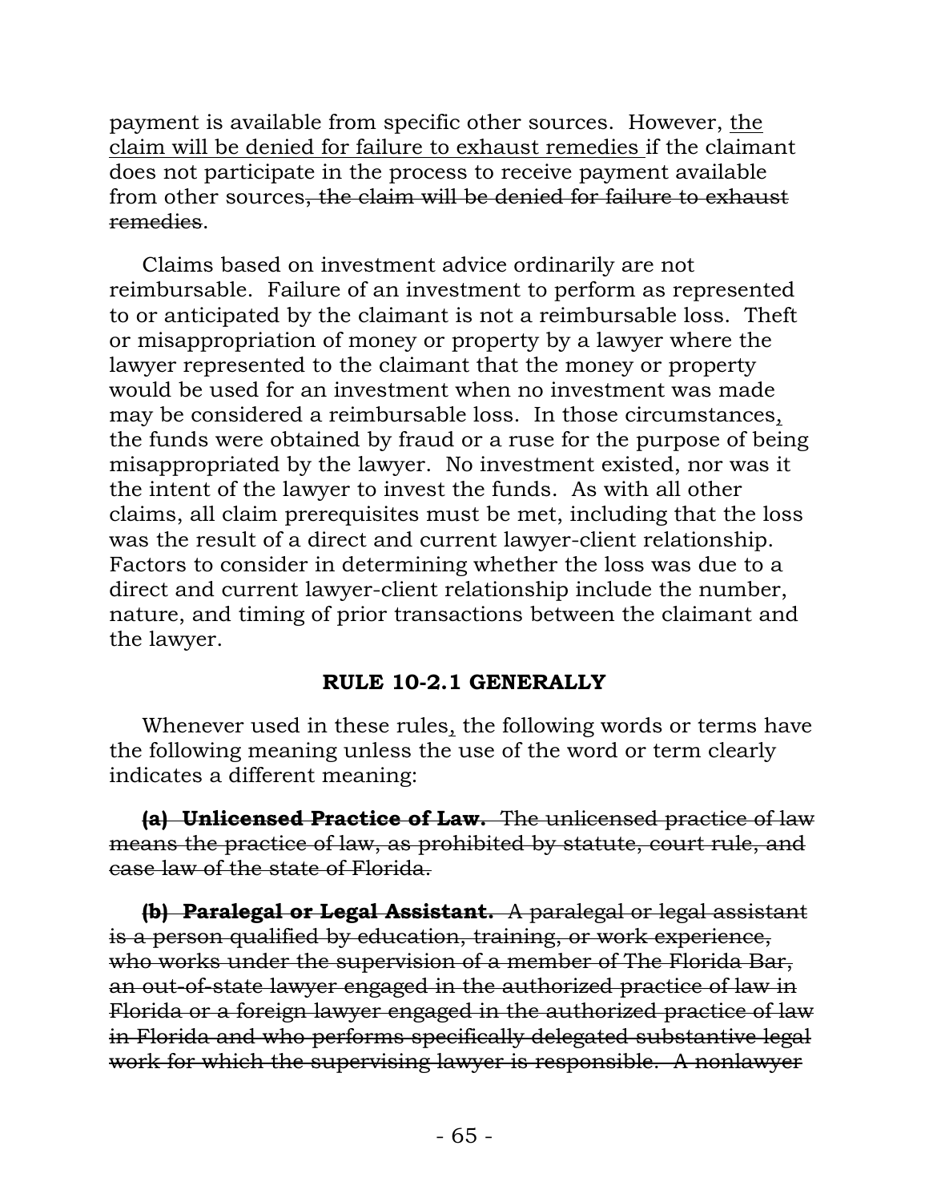payment is available from specific other sources. However, <u>the claim will be denied for failure to exhaust remedies</u> if the claimant does not participate in the process to receive payment available from other sources~~, the claim will be denied for failure to exhaust remedies~~.

Claims based on investment advice ordinarily are not reimbursable. Failure of an investment to perform as represented to or anticipated by the claimant is not a reimbursable loss. Theft or misappropriation of money or property by a lawyer where the lawyer represented to the claimant that the money or property would be used for an investment when no investment was made may be considered a reimbursable loss. In those circumstances<u>,</u> the funds were obtained by fraud or a ruse for the purpose of being misappropriated by the lawyer. No investment existed, nor was it the intent of the lawyer to invest the funds. As with all other claims, all claim prerequisites must be met, including that the loss was the result of a direct and current lawyer-client relationship. Factors to consider in determining whether the loss was due to a direct and current lawyer-client relationship include the number, nature, and timing of prior transactions between the claimant and the lawyer.

**RULE 10-2.1 GENERALLY**

Whenever used in these rules<u>,</u> the following words or terms have the following meaning unless the use of the word or term clearly indicates a different meaning:

~~**(a) Unlicensed Practice of Law.** The unlicensed practice of law means the practice of law, as prohibited by statute, court rule, and case law of the state of Florida.~~

~~**(b) Paralegal or Legal Assistant.** A paralegal or legal assistant is a person qualified by education, training, or work experience, who works under the supervision of a member of The Florida Bar, an out-of-state lawyer engaged in the authorized practice of law in Florida or a foreign lawyer engaged in the authorized practice of law in Florida and who performs specifically delegated substantive legal work for which the supervising lawyer is responsible. A nonlawyer~~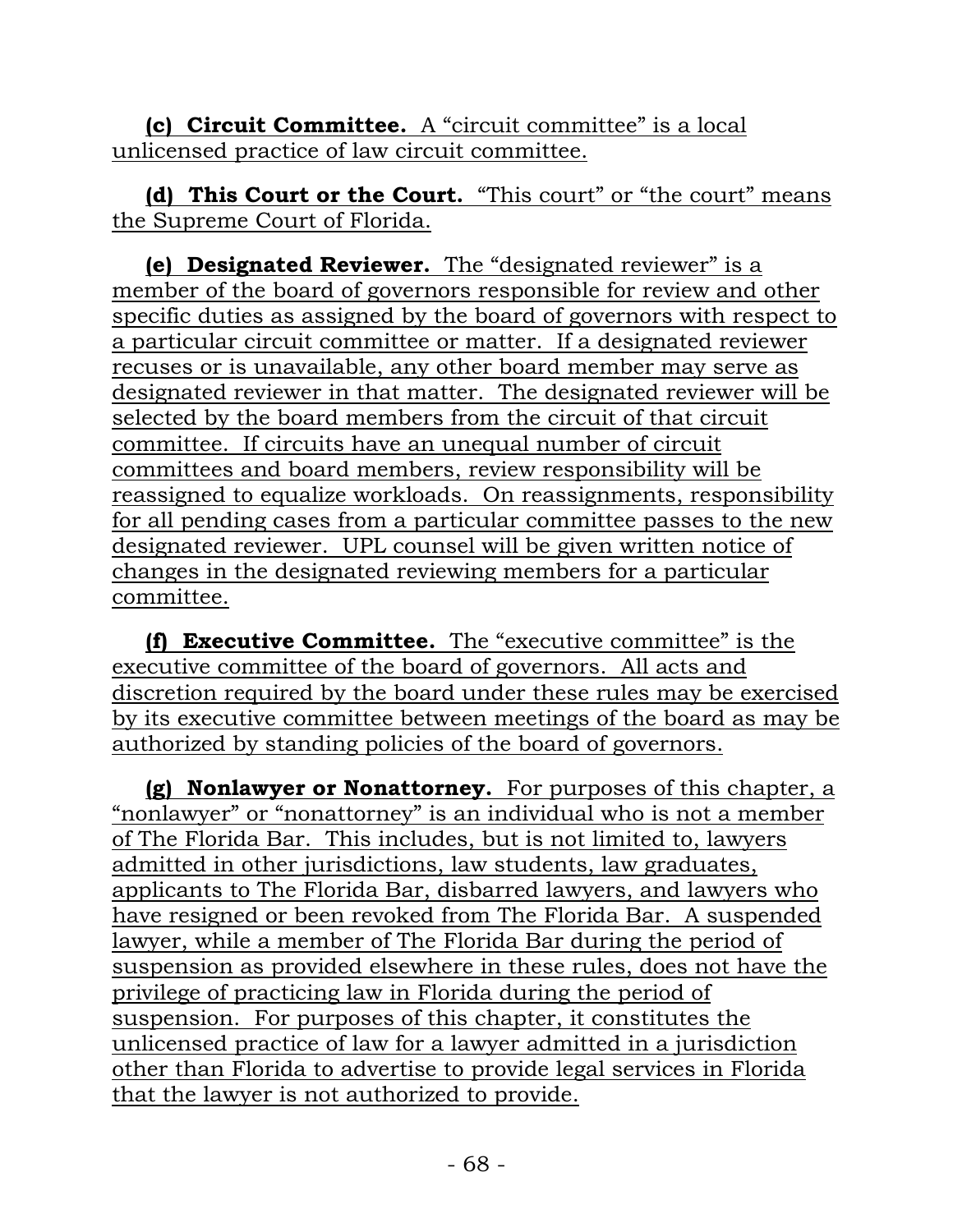**(c) Circuit Committee.** A "circuit committee" is a local unlicensed practice of law circuit committee.

**(d) This Court or the Court.** "This court" or "the court" means the Supreme Court of Florida.

**(e) Designated Reviewer.** The "designated reviewer" is a member of the board of governors responsible for review and other specific duties as assigned by the board of governors with respect to a particular circuit committee or matter. If a designated reviewer recuses or is unavailable, any other board member may serve as designated reviewer in that matter. The designated reviewer will be selected by the board members from the circuit of that circuit committee. If circuits have an unequal number of circuit committees and board members, review responsibility will be reassigned to equalize workloads. On reassignments, responsibility for all pending cases from a particular committee passes to the new designated reviewer. UPL counsel will be given written notice of changes in the designated reviewing members for a particular committee.

**(f) Executive Committee.** The "executive committee" is the executive committee of the board of governors. All acts and discretion required by the board under these rules may be exercised by its executive committee between meetings of the board as may be authorized by standing policies of the board of governors.

**(g) Nonlawyer or Nonattorney.** For purposes of this chapter, a "nonlawyer" or "nonattorney" is an individual who is not a member of The Florida Bar. This includes, but is not limited to, lawyers admitted in other jurisdictions, law students, law graduates, applicants to The Florida Bar, disbarred lawyers, and lawyers who have resigned or been revoked from The Florida Bar. A suspended lawyer, while a member of The Florida Bar during the period of suspension as provided elsewhere in these rules, does not have the privilege of practicing law in Florida during the period of suspension. For purposes of this chapter, it constitutes the unlicensed practice of law for a lawyer admitted in a jurisdiction other than Florida to advertise to provide legal services in Florida that the lawyer is not authorized to provide.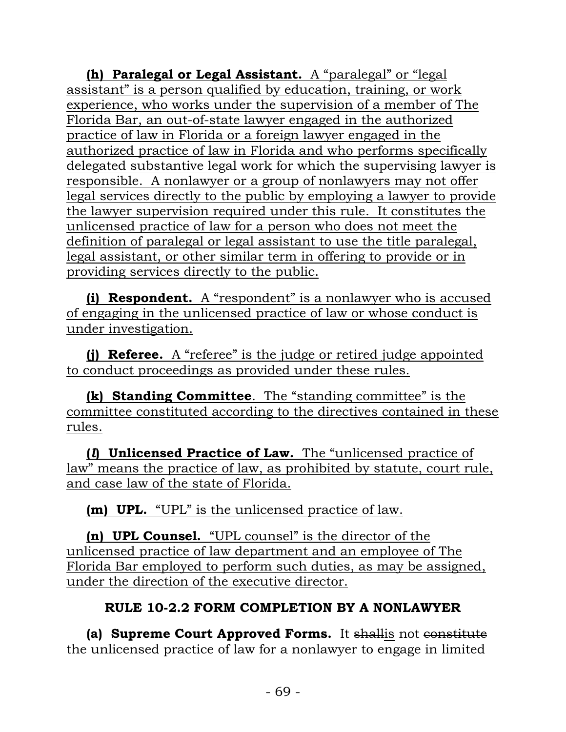**(h) Paralegal or Legal Assistant.** A "paralegal" or "legal assistant" is a person qualified by education, training, or work experience, who works under the supervision of a member of The Florida Bar, an out-of-state lawyer engaged in the authorized practice of law in Florida or a foreign lawyer engaged in the authorized practice of law in Florida and who performs specifically delegated substantive legal work for which the supervising lawyer is responsible. A nonlawyer or a group of nonlawyers may not offer legal services directly to the public by employing a lawyer to provide the lawyer supervision required under this rule. It constitutes the unlicensed practice of law for a person who does not meet the definition of paralegal or legal assistant to use the title paralegal, legal assistant, or other similar term in offering to provide or in providing services directly to the public.

**(i) Respondent.** A "respondent" is a nonlawyer who is accused of engaging in the unlicensed practice of law or whose conduct is under investigation.

**(j) Referee.** A "referee" is the judge or retired judge appointed to conduct proceedings as provided under these rules.

**(k) Standing Committee**. The "standing committee" is the committee constituted according to the directives contained in these rules.

**(*l*) Unlicensed Practice of Law.** The "unlicensed practice of law" means the practice of law, as prohibited by statute, court rule, and case law of the state of Florida.

**(m) UPL.** "UPL" is the unlicensed practice of law.

**(n) UPL Counsel.** "UPL counsel" is the director of the unlicensed practice of law department and an employee of The Florida Bar employed to perform such duties, as may be assigned, under the direction of the executive director.

## RULE 10-2.2 FORM COMPLETION BY A NONLAWYER

**(a) Supreme Court Approved Forms.** It ~~shall~~is not ~~constitute~~ the unlicensed practice of law for a nonlawyer to engage in limited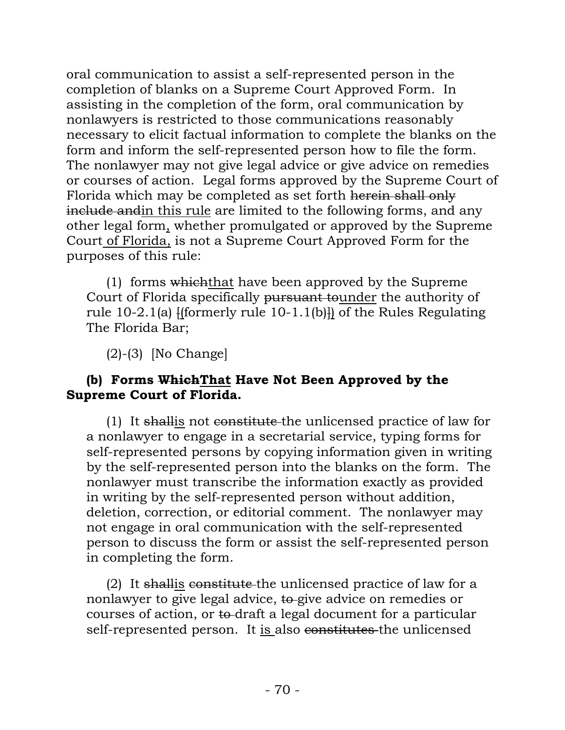oral communication to assist a self-represented person in the completion of blanks on a Supreme Court Approved Form. In assisting in the completion of the form, oral communication by nonlawyers is restricted to those communications reasonably necessary to elicit factual information to complete the blanks on the form and inform the self-represented person how to file the form. The nonlawyer may not give legal advice or give advice on remedies or courses of action. Legal forms approved by the Supreme Court of Florida which may be completed as set forth ~~herein shall only include and~~<u>in this rule</u> are limited to the following forms, and any other legal form<u>,</u> whether promulgated or approved by the Supreme Court<u> of Florida,</u> is not a Supreme Court Approved Form for the purposes of this rule:

(1) forms ~~which~~<u>that</u> have been approved by the Supreme Court of Florida specifically ~~pursuant to~~<u>under</u> the authority of rule 10-2.1(a) ~~[~~<u>(</u>formerly rule 10-1.1(b)~~]~~<u>)</u> of the Rules Regulating The Florida Bar;

(2)-(3) [No Change]

**(b) Forms ~~Which~~<u>That</u> Have Not Been Approved by the Supreme Court of Florida.**

(1) It ~~shall~~<u>is</u> not ~~constitute~~ the unlicensed practice of law for a nonlawyer to engage in a secretarial service, typing forms for self-represented persons by copying information given in writing by the self-represented person into the blanks on the form. The nonlawyer must transcribe the information exactly as provided in writing by the self-represented person without addition, deletion, correction, or editorial comment. The nonlawyer may not engage in oral communication with the self-represented person to discuss the form or assist the self-represented person in completing the form.

(2) It ~~shall~~<u>is</u> ~~constitute~~ the unlicensed practice of law for a nonlawyer to give legal advice, ~~to~~ give advice on remedies or courses of action, or ~~to~~ draft a legal document for a particular self-represented person. It <u>is </u>also ~~constitutes~~ the unlicensed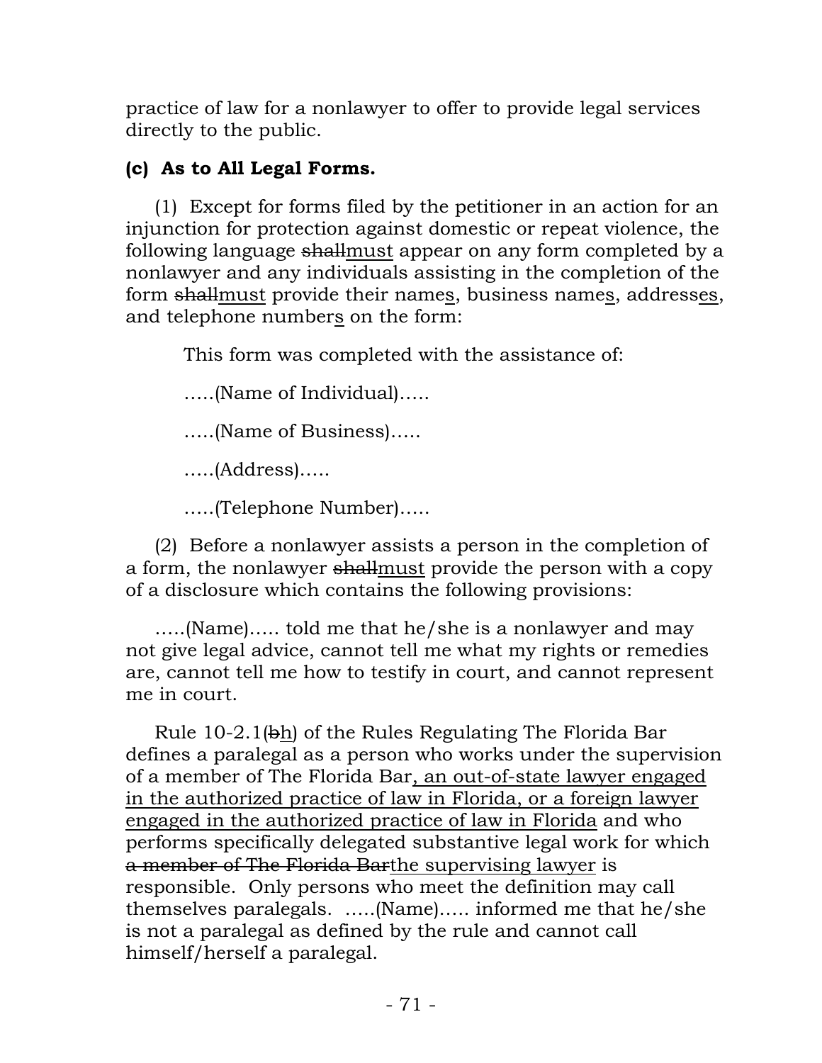practice of law for a nonlawyer to offer to provide legal services directly to the public.

**(c) As to All Legal Forms.**

(1) Except for forms filed by the petitioner in an action for an injunction for protection against domestic or repeat violence, the following language ~~shall~~<u>must</u> appear on any form completed by a nonlawyer and any individuals assisting in the completion of the form ~~shall~~<u>must</u> provide their name<u>s</u>, business name<u>s</u>, address<u>es</u>, and telephone number<u>s</u> on the form:

This form was completed with the assistance of:

…..(Name of Individual)…..

…..(Name of Business)…..

…..(Address)…..

…..(Telephone Number)…..

(2) Before a nonlawyer assists a person in the completion of a form, the nonlawyer ~~shall~~<u>must</u> provide the person with a copy of a disclosure which contains the following provisions:

…..(Name)….. told me that he/she is a nonlawyer and may not give legal advice, cannot tell me what my rights or remedies are, cannot tell me how to testify in court, and cannot represent me in court.

Rule 10-2.1(~~b~~<u>h</u>) of the Rules Regulating The Florida Bar defines a paralegal as a person who works under the supervision of a member of The Florida Bar<u>, an out-of-state lawyer engaged in the authorized practice of law in Florida, or a foreign lawyer engaged in the authorized practice of law in Florida</u> and who performs specifically delegated substantive legal work for which ~~a member of The Florida Bar~~<u>the supervising lawyer</u> is responsible. Only persons who meet the definition may call themselves paralegals. …..(Name)….. informed me that he/she is not a paralegal as defined by the rule and cannot call himself/herself a paralegal.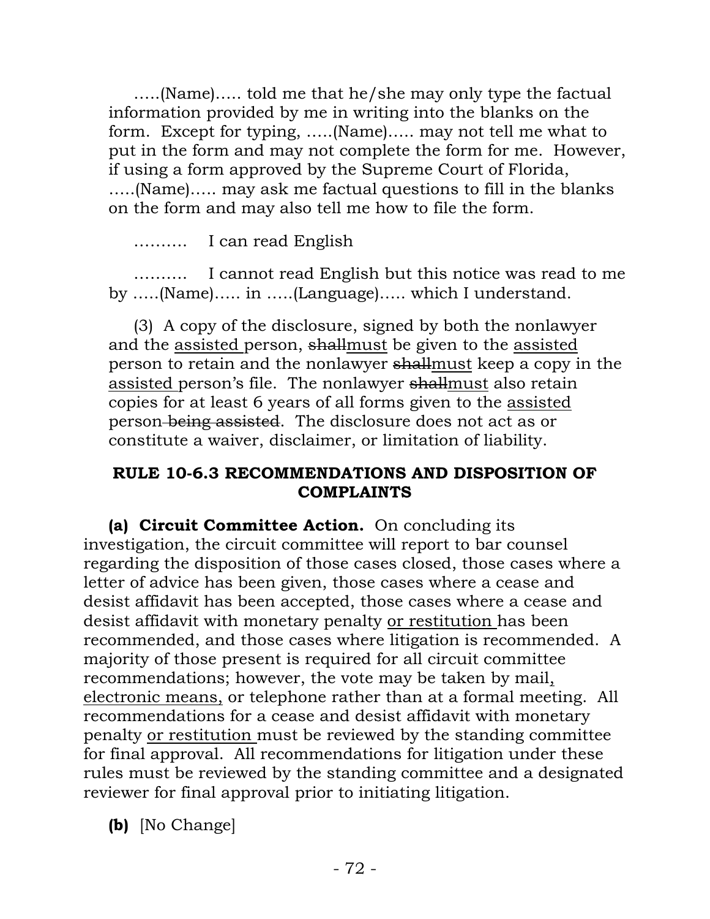…..(Name)….. told me that he/she may only type the factual information provided by me in writing into the blanks on the form. Except for typing, …..(Name)….. may not tell me what to put in the form and may not complete the form for me. However, if using a form approved by the Supreme Court of Florida, …..(Name)….. may ask me factual questions to fill in the blanks on the form and may also tell me how to file the form.

………. I can read English

………. I cannot read English but this notice was read to me by …..(Name)….. in …..(Language)….. which I understand.

(3) A copy of the disclosure, signed by both the nonlawyer and the <u>assisted</u> person, ~~shall~~<u>must</u> be given to the <u>assisted</u> person to retain and the nonlawyer ~~shall~~<u>must</u> keep a copy in the <u>assisted</u> person's file. The nonlawyer ~~shall~~<u>must</u> also retain copies for at least 6 years of all forms given to the <u>assisted</u> person ~~being assisted~~. The disclosure does not act as or constitute a waiver, disclaimer, or limitation of liability.

## RULE 10-6.3 RECOMMENDATIONS AND DISPOSITION OF COMPLAINTS

**(a) Circuit Committee Action.** On concluding its investigation, the circuit committee will report to bar counsel regarding the disposition of those cases closed, those cases where a letter of advice has been given, those cases where a cease and desist affidavit has been accepted, those cases where a cease and desist affidavit with monetary penalty <u>or restitution</u> has been recommended, and those cases where litigation is recommended. A majority of those present is required for all circuit committee recommendations; however, the vote may be taken by mail<u>, electronic means,</u> or telephone rather than at a formal meeting. All recommendations for a cease and desist affidavit with monetary penalty <u>or restitution</u> must be reviewed by the standing committee for final approval. All recommendations for litigation under these rules must be reviewed by the standing committee and a designated reviewer for final approval prior to initiating litigation.

**(b)** [No Change]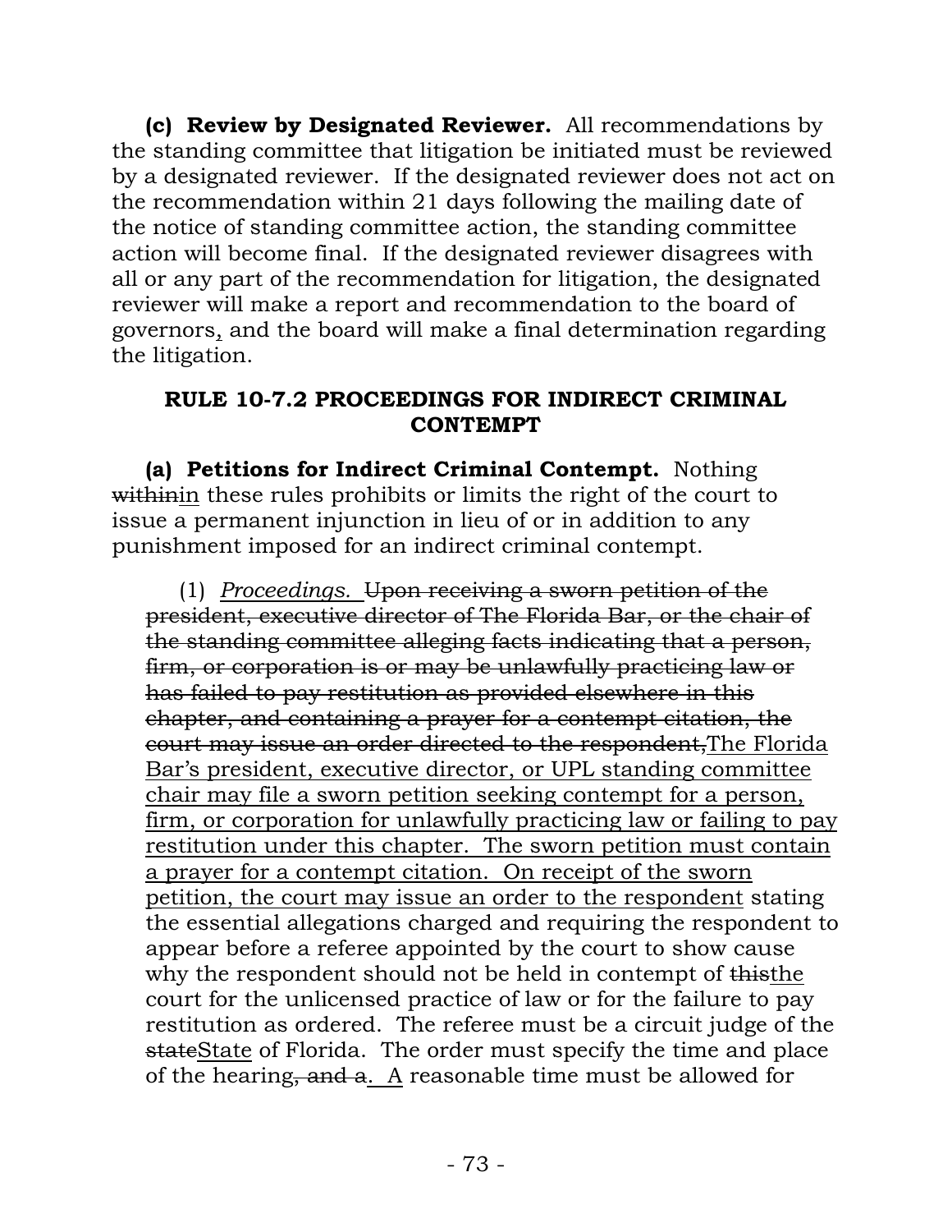**(c) Review by Designated Reviewer.** All recommendations by the standing committee that litigation be initiated must be reviewed by a designated reviewer. If the designated reviewer does not act on the recommendation within 21 days following the mailing date of the notice of standing committee action, the standing committee action will become final. If the designated reviewer disagrees with all or any part of the recommendation for litigation, the designated reviewer will make a report and recommendation to the board of governors, and the board will make a final determination regarding the litigation.

**RULE 10-7.2 PROCEEDINGS FOR INDIRECT CRIMINAL CONTEMPT**

**(a) Petitions for Indirect Criminal Contempt.** Nothing ~~within~~<u>in</u> these rules prohibits or limits the right of the court to issue a permanent injunction in lieu of or in addition to any punishment imposed for an indirect criminal contempt.

(1) *Proceedings.* ~~Upon receiving a sworn petition of the president, executive director of The Florida Bar, or the chair of the standing committee alleging facts indicating that a person, firm, or corporation is or may be unlawfully practicing law or has failed to pay restitution as provided elsewhere in this chapter, and containing a prayer for a contempt citation, the court may issue an order directed to the respondent,~~<u>The Florida Bar's president, executive director, or UPL standing committee chair may file a sworn petition seeking contempt for a person, firm, or corporation for unlawfully practicing law or failing to pay restitution under this chapter. The sworn petition must contain a prayer for a contempt citation. On receipt of the sworn petition, the court may issue an order to the respondent</u> stating the essential allegations charged and requiring the respondent to appear before a referee appointed by the court to show cause why the respondent should not be held in contempt of ~~this~~<u>the</u> court for the unlicensed practice of law or for the failure to pay restitution as ordered. The referee must be a circuit judge of the ~~state~~<u>State</u> of Florida. The order must specify the time and place of the hearing~~, and a~~<u>. A</u> reasonable time must be allowed for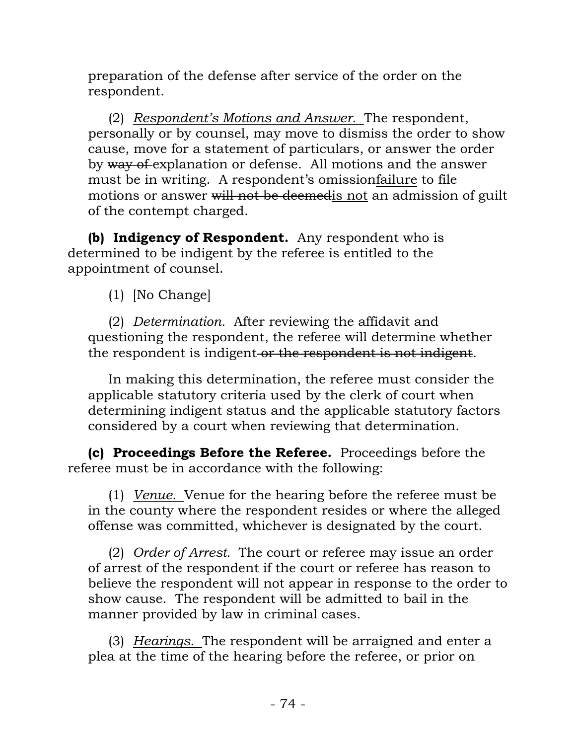preparation of the defense after service of the order on the respondent.

(2) *Respondent's Motions and Answer.* The respondent, personally or by counsel, may move to dismiss the order to show cause, move for a statement of particulars, or answer the order by ~~way of~~ explanation or defense. All motions and the answer must be in writing. A respondent's ~~omission~~failure to file motions or answer ~~will not be deemed~~is not an admission of guilt of the contempt charged.

**(b) Indigency of Respondent.** Any respondent who is determined to be indigent by the referee is entitled to the appointment of counsel.

(1) [No Change]

(2) *Determination.* After reviewing the affidavit and questioning the respondent, the referee will determine whether the respondent is indigent ~~or the respondent is not indigent~~.

In making this determination, the referee must consider the applicable statutory criteria used by the clerk of court when determining indigent status and the applicable statutory factors considered by a court when reviewing that determination.

**(c) Proceedings Before the Referee.** Proceedings before the referee must be in accordance with the following:

(1) *Venue.* Venue for the hearing before the referee must be in the county where the respondent resides or where the alleged offense was committed, whichever is designated by the court.

(2) *Order of Arrest.* The court or referee may issue an order of arrest of the respondent if the court or referee has reason to believe the respondent will not appear in response to the order to show cause. The respondent will be admitted to bail in the manner provided by law in criminal cases.

(3) *Hearings.* The respondent will be arraigned and enter a plea at the time of the hearing before the referee, or prior on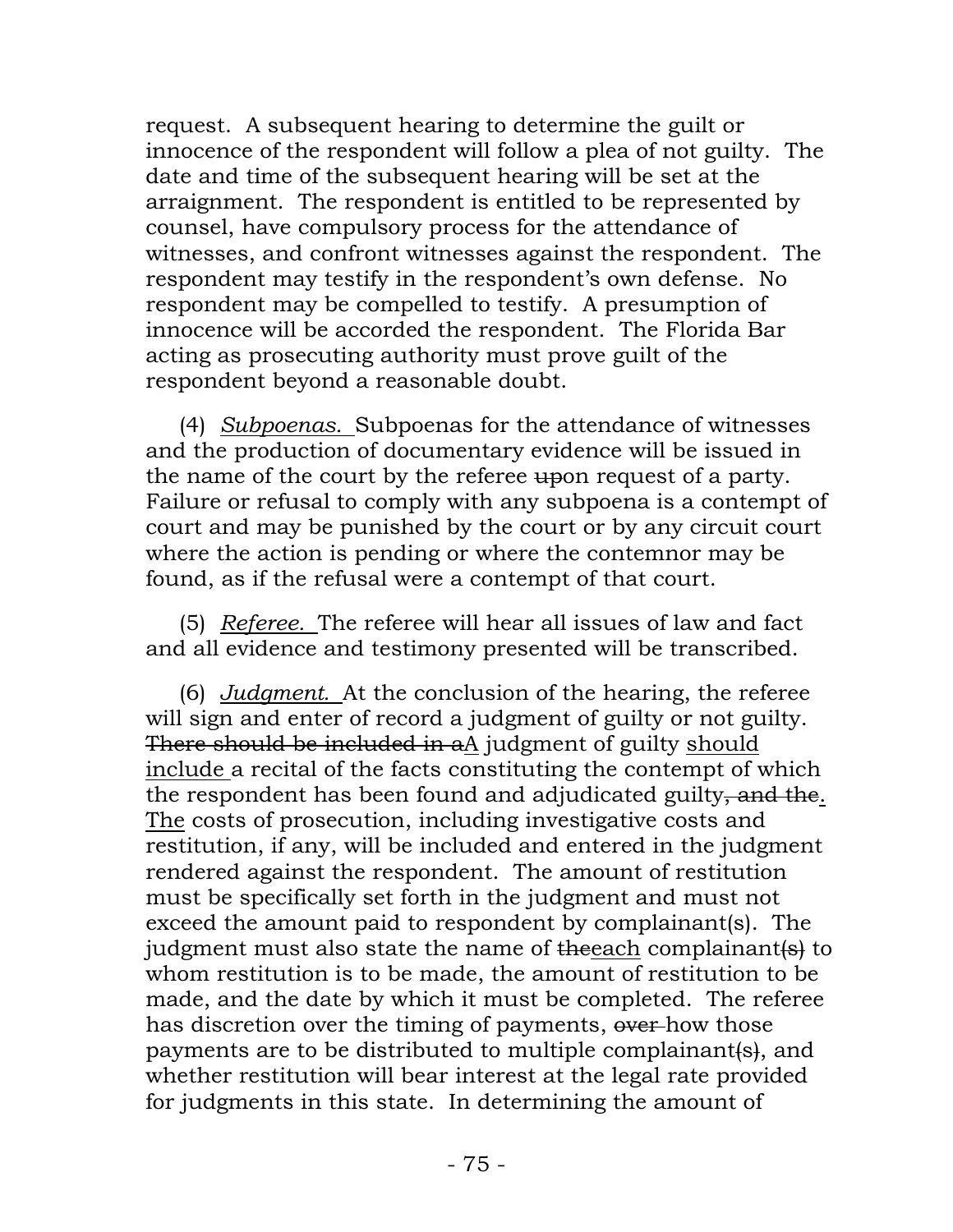request. A subsequent hearing to determine the guilt or innocence of the respondent will follow a plea of not guilty. The date and time of the subsequent hearing will be set at the arraignment. The respondent is entitled to be represented by counsel, have compulsory process for the attendance of witnesses, and confront witnesses against the respondent. The respondent may testify in the respondent's own defense. No respondent may be compelled to testify. A presumption of innocence will be accorded the respondent. The Florida Bar acting as prosecuting authority must prove guilt of the respondent beyond a reasonable doubt.

(4) *Subpoenas.* Subpoenas for the attendance of witnesses and the production of documentary evidence will be issued in the name of the court by the referee ~~up~~on request of a party. Failure or refusal to comply with any subpoena is a contempt of court and may be punished by the court or by any circuit court where the action is pending or where the contemnor may be found, as if the refusal were a contempt of that court.

(5) *Referee.* The referee will hear all issues of law and fact and all evidence and testimony presented will be transcribed.

(6) *Judgment.* At the conclusion of the hearing, the referee will sign and enter of record a judgment of guilty or not guilty. ~~There should be included in a~~<u>A</u> judgment of guilty <u>should include</u> a recital of the facts constituting the contempt of which the respondent has been found and adjudicated guilty~~, and the~~<u>. The</u> costs of prosecution, including investigative costs and restitution, if any, will be included and entered in the judgment rendered against the respondent. The amount of restitution must be specifically set forth in the judgment and must not exceed the amount paid to respondent by complainant(s). The judgment must also state the name of ~~the~~<u>each</u> complainant~~(s)~~ to whom restitution is to be made, the amount of restitution to be made, and the date by which it must be completed. The referee has discretion over the timing of payments, ~~over~~ how those payments are to be distributed to multiple complainant~~(s)~~, and whether restitution will bear interest at the legal rate provided for judgments in this state. In determining the amount of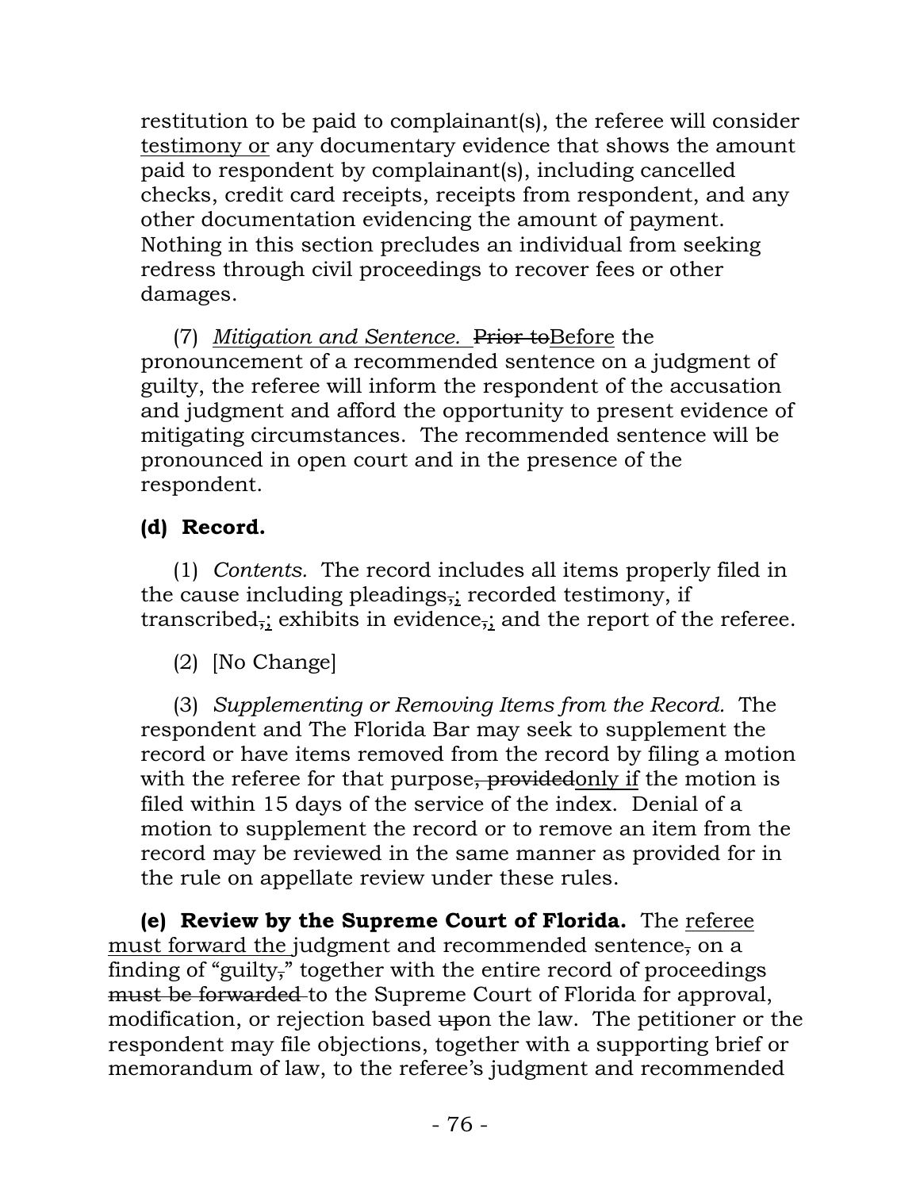restitution to be paid to complainant(s), the referee will consider <u>testimony or</u> any documentary evidence that shows the amount paid to respondent by complainant(s), including cancelled checks, credit card receipts, receipts from respondent, and any other documentation evidencing the amount of payment. Nothing in this section precludes an individual from seeking redress through civil proceedings to recover fees or other damages.

(7) *Mitigation and Sentence.* ~~Prior to~~<u>Before</u> the pronouncement of a recommended sentence on a judgment of guilty, the referee will inform the respondent of the accusation and judgment and afford the opportunity to present evidence of mitigating circumstances. The recommended sentence will be pronounced in open court and in the presence of the respondent.

**(d) Record.**

(1) *Contents.* The record includes all items properly filed in the cause including pleadings~~,~~<u>;</u> recorded testimony, if transcribed~~,~~<u>;</u> exhibits in evidence~~,~~<u>;</u> and the report of the referee.

(2) [No Change]

(3) *Supplementing or Removing Items from the Record.* The respondent and The Florida Bar may seek to supplement the record or have items removed from the record by filing a motion with the referee for that purpose~~, provided~~<u>only if</u> the motion is filed within 15 days of the service of the index. Denial of a motion to supplement the record or to remove an item from the record may be reviewed in the same manner as provided for in the rule on appellate review under these rules.

**(e) Review by the Supreme Court of Florida.** The <u>referee must forward the</u> judgment and recommended sentence~~,~~ on a finding of "guilty~~,~~" together with the entire record of proceedings ~~must be forwarded~~ to the Supreme Court of Florida for approval, modification, or rejection based ~~up~~on the law. The petitioner or the respondent may file objections, together with a supporting brief or memorandum of law, to the referee's judgment and recommended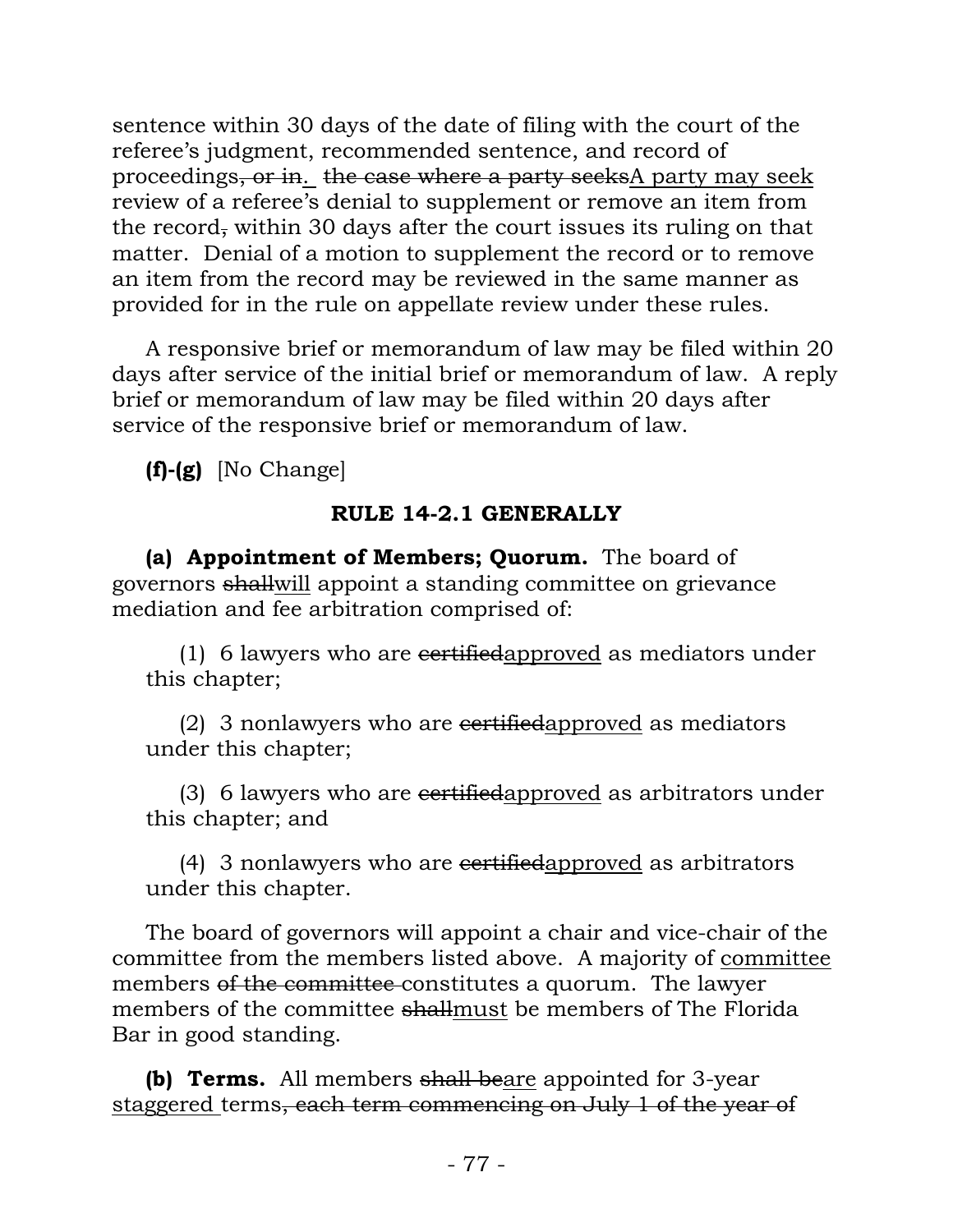sentence within 30 days of the date of filing with the court of the referee's judgment, recommended sentence, and record of proceedings~~, or in~~. ~~the case where a party seeks~~<u>A party may seek</u> review of a referee's denial to supplement or remove an item from the record~~,~~ within 30 days after the court issues its ruling on that matter. Denial of a motion to supplement the record or to remove an item from the record may be reviewed in the same manner as provided for in the rule on appellate review under these rules.

A responsive brief or memorandum of law may be filed within 20 days after service of the initial brief or memorandum of law. A reply brief or memorandum of law may be filed within 20 days after service of the responsive brief or memorandum of law.

**(f)-(g)** [No Change]

## RULE 14-2.1 GENERALLY

**(a) Appointment of Members; Quorum.** The board of governors ~~shall~~<u>will</u> appoint a standing committee on grievance mediation and fee arbitration comprised of:

(1) 6 lawyers who are ~~certified~~<u>approved</u> as mediators under this chapter;

(2) 3 nonlawyers who are ~~certified~~<u>approved</u> as mediators under this chapter;

(3) 6 lawyers who are ~~certified~~<u>approved</u> as arbitrators under this chapter; and

(4) 3 nonlawyers who are ~~certified~~<u>approved</u> as arbitrators under this chapter.

The board of governors will appoint a chair and vice-chair of the committee from the members listed above. A majority of <u>committee</u> members ~~of the committee~~ constitutes a quorum. The lawyer members of the committee ~~shall~~<u>must</u> be members of The Florida Bar in good standing.

**(b) Terms.** All members ~~shall be~~<u>are</u> appointed for 3-year <u>staggered</u> terms~~, each term commencing on July 1 of the year of~~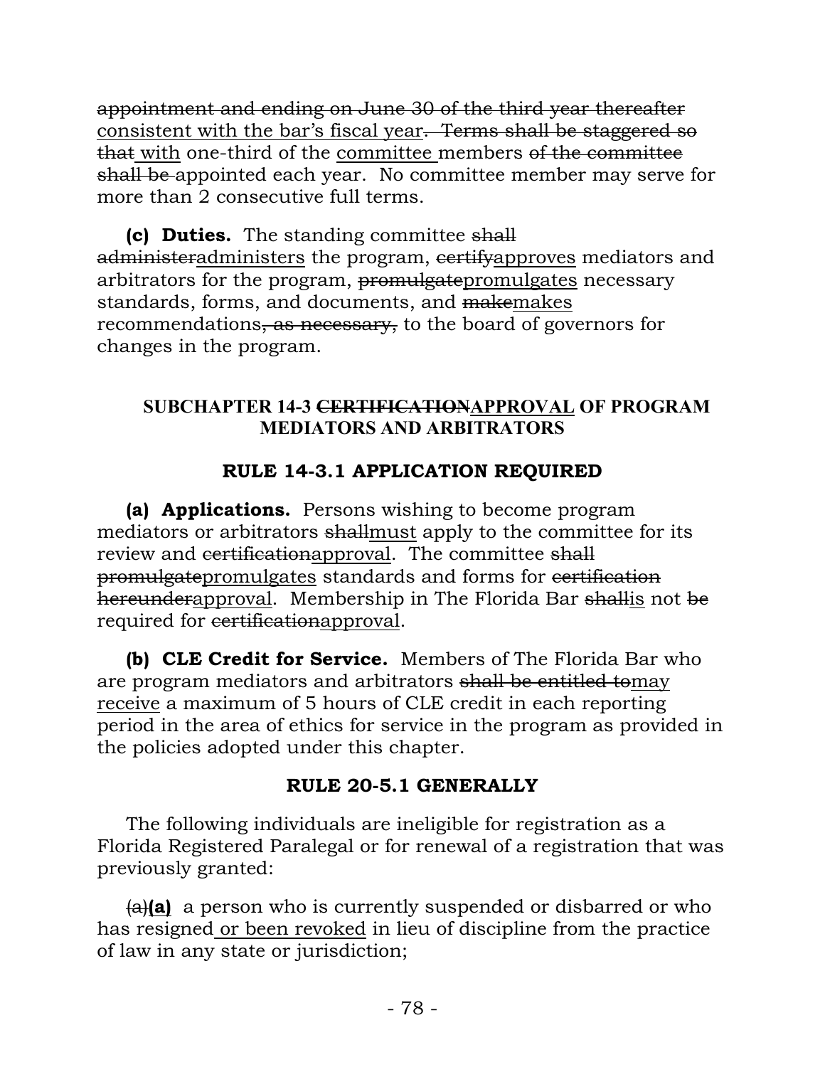~~appointment and ending on June 30 of the third year thereafter~~ <u>consistent with the bar's fiscal year</u>~~. Terms shall be staggered so that~~ <u>with</u> one-third of the <u>committee</u> members ~~of the committee shall be~~ appointed each year. No committee member may serve for more than 2 consecutive full terms.

**(c) Duties.** The standing committee ~~shall administer~~<u>administers</u> the program, ~~certify~~<u>approves</u> mediators and arbitrators for the program, ~~promulgate~~<u>promulgates</u> necessary standards, forms, and documents, and ~~make~~<u>makes</u> recommendations~~, as necessary,~~ to the board of governors for changes in the program.

### SUBCHAPTER 14-3 ~~CERTIFICATION~~<u>APPROVAL</u> OF PROGRAM MEDIATORS AND ARBITRATORS

### RULE 14-3.1 APPLICATION REQUIRED

**(a) Applications.** Persons wishing to become program mediators or arbitrators ~~shall~~<u>must</u> apply to the committee for its review and ~~certification~~<u>approval</u>. The committee ~~shall promulgate~~<u>promulgates</u> standards and forms for ~~certification hereunder~~<u>approval</u>. Membership in The Florida Bar ~~shall~~<u>is</u> not ~~be~~ required for ~~certification~~<u>approval</u>.

**(b) CLE Credit for Service.** Members of The Florida Bar who are program mediators and arbitrators ~~shall be entitled to~~<u>may receive</u> a maximum of 5 hours of CLE credit in each reporting period in the area of ethics for service in the program as provided in the policies adopted under this chapter.

### RULE 20-5.1 GENERALLY

The following individuals are ineligible for registration as a Florida Registered Paralegal or for renewal of a registration that was previously granted:

~~(a)~~**(a)** a person who is currently suspended or disbarred or who has resigned<u> or been revoked</u> in lieu of discipline from the practice of law in any state or jurisdiction;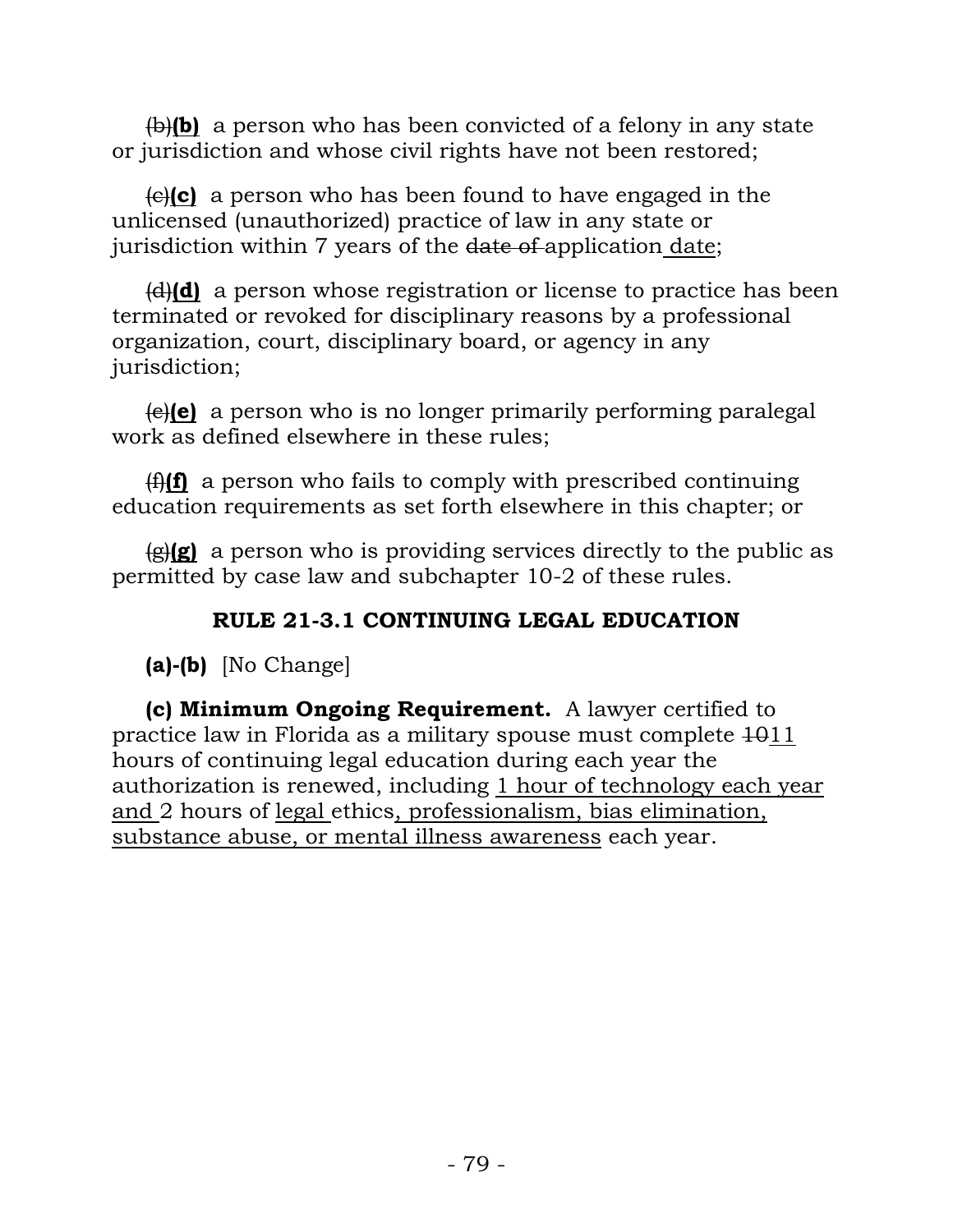~~(b)~~**(b)** a person who has been convicted of a felony in any state or jurisdiction and whose civil rights have not been restored;

~~(c)~~**(c)** a person who has been found to have engaged in the unlicensed (unauthorized) practice of law in any state or jurisdiction within 7 years of the ~~date of~~ application <u>date</u>;

~~(d)~~**(d)** a person whose registration or license to practice has been terminated or revoked for disciplinary reasons by a professional organization, court, disciplinary board, or agency in any jurisdiction;

~~(e)~~**(e)** a person who is no longer primarily performing paralegal work as defined elsewhere in these rules;

~~(f)~~**(f)** a person who fails to comply with prescribed continuing education requirements as set forth elsewhere in this chapter; or

~~(g)~~**(g)** a person who is providing services directly to the public as permitted by case law and subchapter 10-2 of these rules.

## RULE 21-3.1 CONTINUING LEGAL EDUCATION

**(a)-(b)** [No Change]

**(c) Minimum Ongoing Requirement.** A lawyer certified to practice law in Florida as a military spouse must complete ~~10~~<u>11</u> hours of continuing legal education during each year the authorization is renewed, including <u>1 hour of technology each year and</u> 2 hours of <u>legal</u> ethics<u>, professionalism, bias elimination, substance abuse, or mental illness awareness</u> each year.